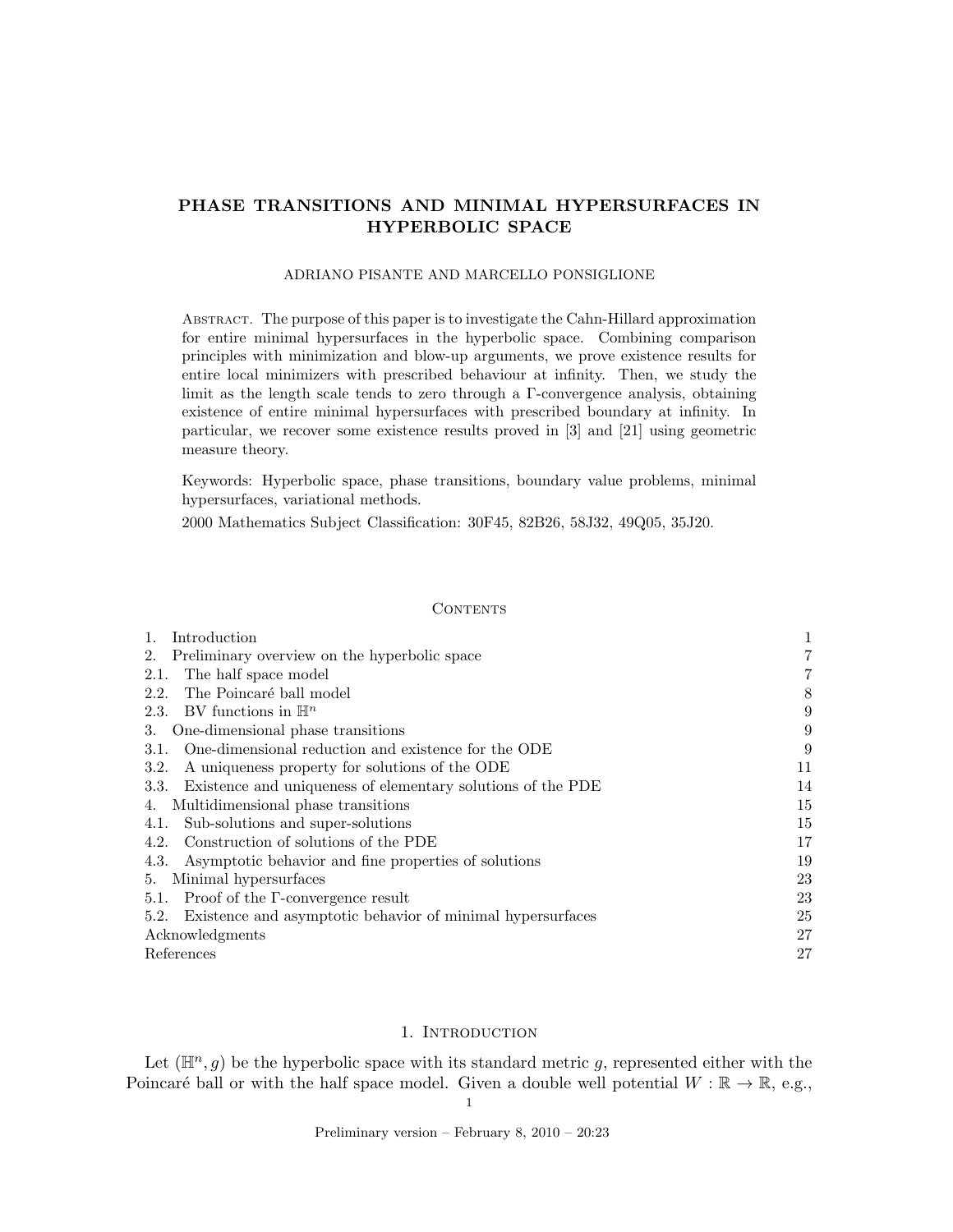# PHASE TRANSITIONS AND MINIMAL HYPERSURFACES IN HYPERBOLIC SPACE

ADRIANO PISANTE AND MARCELLO PONSIGLIONE

Abstract. The purpose of this paper is to investigate the Cahn-Hillard approximation for entire minimal hypersurfaces in the hyperbolic space. Combining comparison principles with minimization and blow-up arguments, we prove existence results for entire local minimizers with prescribed behaviour at infinity. Then, we study the limit as the length scale tends to zero through a Γ-convergence analysis, obtaining existence of entire minimal hypersurfaces with prescribed boundary at infinity. In particular, we recover some existence results proved in [3] and [21] using geometric measure theory.

Keywords: Hyperbolic space, phase transitions, boundary value problems, minimal hypersurfaces, variational methods.

2000 Mathematics Subject Classification: 30F45, 82B26, 58J32, 49Q05, 35J20.

## Contents

| | |
|---|---|
| 1. Introduction | 1 |
| 2. Preliminary overview on the hyperbolic space | 7 |
| 2.1. The half space model | 7 |
| 2.2. The Poincaré ball model | 8 |
| 2.3. BV functions in $\mathbb{H}^n$ | 9 |
| 3. One-dimensional phase transitions | 9 |
| 3.1. One-dimensional reduction and existence for the ODE | 9 |
| 3.2. A uniqueness property for solutions of the ODE | 11 |
| 3.3. Existence and uniqueness of elementary solutions of the PDE | 14 |
| 4. Multidimensional phase transitions | 15 |
| 4.1. Sub-solutions and super-solutions | 15 |
| 4.2. Construction of solutions of the PDE | 17 |
| 4.3. Asymptotic behavior and fine properties of solutions | 19 |
| 5. Minimal hypersurfaces | 23 |
| 5.1. Proof of the Γ-convergence result | 23 |
| 5.2. Existence and asymptotic behavior of minimal hypersurfaces | 25 |
| Acknowledgments | 27 |
| References | 27 |

## 1. Introduction

Let $(\mathbb{H}^n, g)$ be the hyperbolic space with its standard metric $g$, represented either with the Poincaré ball or with the half space model. Given a double well potential $W : \mathbb{R} \to \mathbb{R}$, e.g.,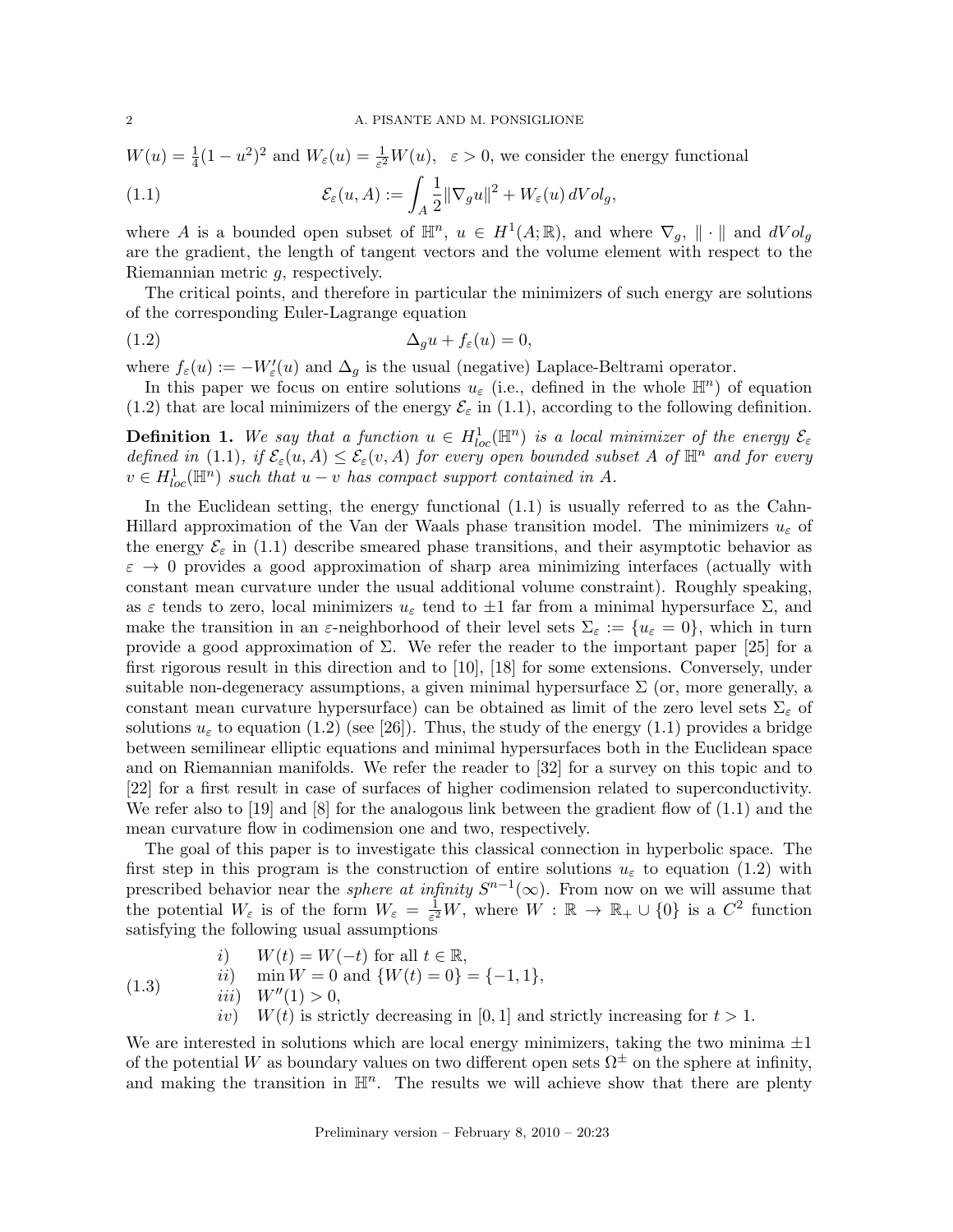$W(u) = \frac{1}{4}(1-u^2)^2$ and $W_\varepsilon(u) = \frac{1}{\varepsilon^2}W(u)$, $\varepsilon > 0$, we consider the energy functional

$$\mathcal{E}_\varepsilon(u, A) := \int_A \frac{1}{2}\|\nabla_g u\|^2 + W_\varepsilon(u)\, dVol_g, \tag{1.1}$$

where $A$ is a bounded open subset of $\mathbb{H}^n$, $u \in H^1(A;\mathbb{R})$, and where $\nabla_g$, $\|\cdot\|$ and $dVol_g$ are the gradient, the length of tangent vectors and the volume element with respect to the Riemannian metric $g$, respectively.

The critical points, and therefore in particular the minimizers of such energy are solutions of the corresponding Euler-Lagrange equation

$$\Delta_g u + f_\varepsilon(u) = 0, \tag{1.2}$$

where $f_\varepsilon(u) := -W'_\varepsilon(u)$ and $\Delta_g$ is the usual (negative) Laplace-Beltrami operator.

In this paper we focus on entire solutions $u_\varepsilon$ (i.e., defined in the whole $\mathbb{H}^n$) of equation (1.2) that are local minimizers of the energy $\mathcal{E}_\varepsilon$ in (1.1), according to the following definition.

**Definition 1.** *We say that a function $u \in H^1_{loc}(\mathbb{H}^n)$ is a local minimizer of the energy $\mathcal{E}_\varepsilon$ defined in* (1.1)*, if $\mathcal{E}_\varepsilon(u, A) \leq \mathcal{E}_\varepsilon(v, A)$ for every open bounded subset $A$ of $\mathbb{H}^n$ and for every $v \in H^1_{loc}(\mathbb{H}^n)$ such that $u - v$ has compact support contained in $A$.*

In the Euclidean setting, the energy functional (1.1) is usually referred to as the Cahn-Hillard approximation of the Van der Waals phase transition model. The minimizers $u_\varepsilon$ of the energy $\mathcal{E}_\varepsilon$ in (1.1) describe smeared phase transitions, and their asymptotic behavior as $\varepsilon \to 0$ provides a good approximation of sharp area minimizing interfaces (actually with constant mean curvature under the usual additional volume constraint). Roughly speaking, as $\varepsilon$ tends to zero, local minimizers $u_\varepsilon$ tend to $\pm 1$ far from a minimal hypersurface $\Sigma$, and make the transition in an $\varepsilon$-neighborhood of their level sets $\Sigma_\varepsilon := \{u_\varepsilon = 0\}$, which in turn provide a good approximation of $\Sigma$. We refer the reader to the important paper [25] for a first rigorous result in this direction and to [10], [18] for some extensions. Conversely, under suitable non-degeneracy assumptions, a given minimal hypersurface $\Sigma$ (or, more generally, a constant mean curvature hypersurface) can be obtained as limit of the zero level sets $\Sigma_\varepsilon$ of solutions $u_\varepsilon$ to equation (1.2) (see [26]). Thus, the study of the energy (1.1) provides a bridge between semilinear elliptic equations and minimal hypersurfaces both in the Euclidean space and on Riemannian manifolds. We refer the reader to [32] for a survey on this topic and to [22] for a first result in case of surfaces of higher codimension related to superconductivity. We refer also to [19] and [8] for the analogous link between the gradient flow of (1.1) and the mean curvature flow in codimension one and two, respectively.

The goal of this paper is to investigate this classical connection in hyperbolic space. The first step in this program is the construction of entire solutions $u_\varepsilon$ to equation (1.2) with prescribed behavior near the *sphere at infinity* $S^{n-1}(\infty)$. From now on we will assume that the potential $W_\varepsilon$ is of the form $W_\varepsilon = \frac{1}{\varepsilon^2}W$, where $W : \mathbb{R} \to \mathbb{R}_+ \cup \{0\}$ is a $C^2$ function satisfying the following usual assumptions

$$\begin{array}{ll} i) & W(t) = W(-t) \text{ for all } t \in \mathbb{R}, \\ ii) & \min W = 0 \text{ and } \{W(t) = 0\} = \{-1, 1\}, \\ iii) & W''(1) > 0, \\ iv) & W(t) \text{ is strictly decreasing in } [0,1] \text{ and strictly increasing for } t > 1. \end{array} \tag{1.3}$$

We are interested in solutions which are local energy minimizers, taking the two minima $\pm 1$ of the potential $W$ as boundary values on two different open sets $\Omega^\pm$ on the sphere at infinity, and making the transition in $\mathbb{H}^n$. The results we will achieve show that there are plenty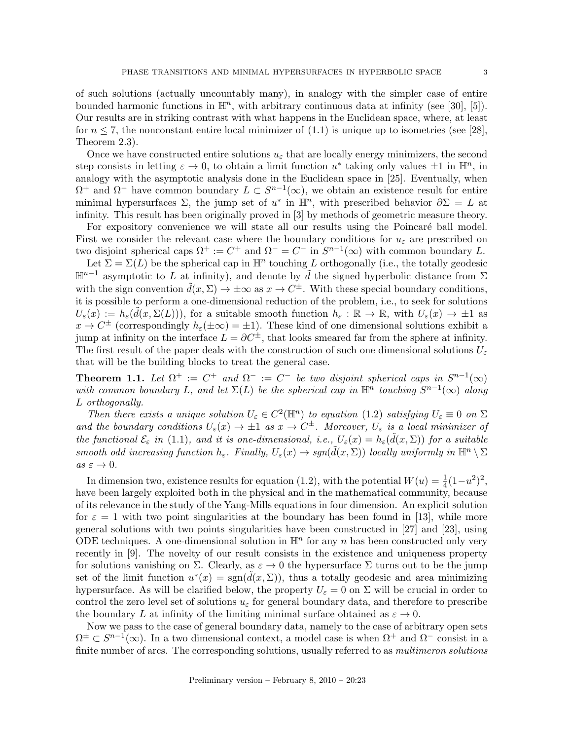of such solutions (actually uncountably many), in analogy with the simpler case of entire bounded harmonic functions in $\mathbb{H}^n$, with arbitrary continuous data at infinity (see [30], [5]). Our results are in striking contrast with what happens in the Euclidean space, where, at least for $n \leq 7$, the nonconstant entire local minimizer of (1.1) is unique up to isometries (see [28], Theorem 2.3).

Once we have constructed entire solutions $u_\varepsilon$ that are locally energy minimizers, the second step consists in letting $\varepsilon \to 0$, to obtain a limit function $u^*$ taking only values $\pm 1$ in $\mathbb{H}^n$, in analogy with the asymptotic analysis done in the Euclidean space in [25]. Eventually, when $\Omega^+$ and $\Omega^-$ have common boundary $L \subset S^{n-1}(\infty)$, we obtain an existence result for entire minimal hypersurfaces $\Sigma$, the jump set of $u^*$ in $\mathbb{H}^n$, with prescribed behavior $\partial \Sigma = L$ at infinity. This result has been originally proved in [3] by methods of geometric measure theory.

For expository convenience we will state all our results using the Poincaré ball model. First we consider the relevant case where the boundary conditions for $u_\varepsilon$ are prescribed on two disjoint spherical caps $\Omega^+ := C^+$ and $\Omega^- = C^-$ in $S^{n-1}(\infty)$ with common boundary $L$.

Let $\Sigma = \Sigma(L)$ be the spherical cap in $\mathbb{H}^n$ touching $L$ orthogonally (i.e., the totally geodesic $\mathbb{H}^{n-1}$ asymptotic to $L$ at infinity), and denote by $\tilde{d}$ the signed hyperbolic distance from $\Sigma$ with the sign convention $\tilde{d}(x, \Sigma) \to \pm\infty$ as $x \to C^\pm$. With these special boundary conditions, it is possible to perform a one-dimensional reduction of the problem, i.e., to seek for solutions $U_\varepsilon(x) := h_\varepsilon(\tilde{d}(x, \Sigma(L)))$, for a suitable smooth function $h_\varepsilon : \mathbb{R} \to \mathbb{R}$, with $U_\varepsilon(x) \to \pm 1$ as $x \to C^\pm$ (correspondingly $h_\varepsilon(\pm\infty) = \pm 1$). These kind of one dimensional solutions exhibit a jump at infinity on the interface $L = \partial C^\pm$, that looks smeared far from the sphere at infinity. The first result of the paper deals with the construction of such one dimensional solutions $U_\varepsilon$ that will be the building blocks to treat the general case.

**Theorem 1.1.** *Let $\Omega^+ := C^+$ and $\Omega^- := C^-$ be two disjoint spherical caps in $S^{n-1}(\infty)$ with common boundary $L$, and let $\Sigma(L)$ be the spherical cap in $\mathbb{H}^n$ touching $S^{n-1}(\infty)$ along $L$ orthogonally.*

*Then there exists a unique solution $U_\varepsilon \in C^2(\mathbb{H}^n)$ to equation (1.2) satisfying $U_\varepsilon \equiv 0$ on $\Sigma$ and the boundary conditions $U_\varepsilon(x) \to \pm 1$ as $x \to C^\pm$. Moreover, $U_\varepsilon$ is a local minimizer of the functional $\mathcal{E}_\varepsilon$ in (1.1), and it is one-dimensional, i.e., $U_\varepsilon(x) = h_\varepsilon(\tilde{d}(x, \Sigma))$ for a suitable smooth odd increasing function $h_\varepsilon$. Finally, $U_\varepsilon(x) \to sgn(\tilde{d}(x, \Sigma))$ locally uniformly in $\mathbb{H}^n \setminus \Sigma$ as $\varepsilon \to 0$.*

In dimension two, existence results for equation (1.2), with the potential $W(u) = \frac{1}{4}(1-u^2)^2$, have been largely exploited both in the physical and in the mathematical community, because of its relevance in the study of the Yang-Mills equations in four dimension. An explicit solution for $\varepsilon = 1$ with two point singularities at the boundary has been found in [13], while more general solutions with two points singularities have been constructed in [27] and [23], using ODE techniques. A one-dimensional solution in $\mathbb{H}^n$ for any $n$ has been constructed only very recently in [9]. The novelty of our result consists in the existence and uniqueness property for solutions vanishing on $\Sigma$. Clearly, as $\varepsilon \to 0$ the hypersurface $\Sigma$ turns out to be the jump set of the limit function $u^*(x) = \text{sgn}(\tilde{d}(x, \Sigma))$, thus a totally geodesic and area minimizing hypersurface. As will be clarified below, the property $U_\varepsilon = 0$ on $\Sigma$ will be crucial in order to control the zero level set of solutions $u_\varepsilon$ for general boundary data, and therefore to prescribe the boundary $L$ at infinity of the limiting minimal surface obtained as $\varepsilon \to 0$.

Now we pass to the case of general boundary data, namely to the case of arbitrary open sets $\Omega^\pm \subset S^{n-1}(\infty)$. In a two dimensional context, a model case is when $\Omega^+$ and $\Omega^-$ consist in a finite number of arcs. The corresponding solutions, usually referred to as *multimeron solutions*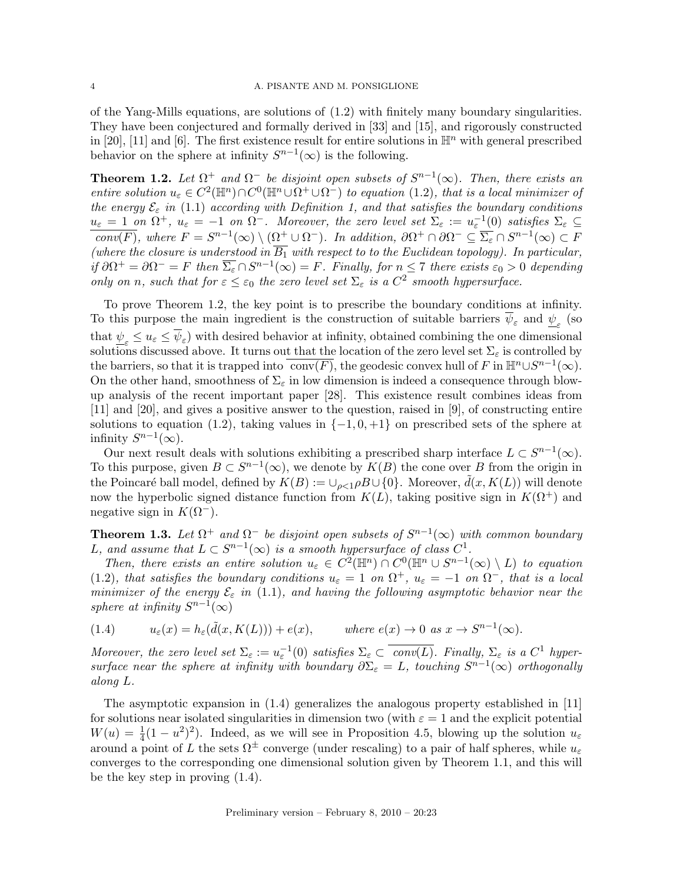of the Yang-Mills equations, are solutions of (1.2) with finitely many boundary singularities. They have been conjectured and formally derived in [33] and [15], and rigorously constructed in [20], [11] and [6]. The first existence result for entire solutions in $\mathbb{H}^n$ with general prescribed behavior on the sphere at infinity $S^{n-1}(\infty)$ is the following.

**Theorem 1.2.** *Let $\Omega^+$ and $\Omega^-$ be disjoint open subsets of $S^{n-1}(\infty)$. Then, there exists an entire solution $u_\varepsilon \in C^2(\mathbb{H}^n)\cap C^0(\mathbb{H}^n \cup \Omega^+ \cup \Omega^-)$ to equation (1.2), that is a local minimizer of the energy $\mathcal{E}_\varepsilon$ in (1.1) according with Definition 1, and that satisfies the boundary conditions $u_\varepsilon = 1$ on $\Omega^+$, $u_\varepsilon = -1$ on $\Omega^-$. Moreover, the zero level set $\Sigma_\varepsilon := u_\varepsilon^{-1}(0)$ satisfies $\Sigma_\varepsilon \subseteq \overline{conv(F)}$, where $F = S^{n-1}(\infty) \setminus (\Omega^+ \cup \Omega^-)$. In addition, $\partial\Omega^+ \cap \partial\Omega^- \subseteq \overline{\Sigma_\varepsilon} \cap S^{n-1}(\infty) \subset F$ (where the closure is understood in $\overline{B_1}$ with respect to to the Euclidean topology). In particular, if $\partial\Omega^+ = \partial\Omega^- = F$ then $\overline{\Sigma_\varepsilon} \cap S^{n-1}(\infty) = F$. Finally, for $n \leq 7$ there exists $\varepsilon_0 > 0$ depending only on $n$, such that for $\varepsilon \leq \varepsilon_0$ the zero level set $\Sigma_\varepsilon$ is a $C^2$ smooth hypersurface.*

To prove Theorem 1.2, the key point is to prescribe the boundary conditions at infinity. To this purpose the main ingredient is the construction of suitable barriers $\overline{\psi}_\varepsilon$ and $\underline{\psi}_\varepsilon$ (so that $\underline{\psi}_\varepsilon \leq u_\varepsilon \leq \overline{\psi}_\varepsilon$) with desired behavior at infinity, obtained combining the one dimensional solutions discussed above. It turns out that the location of the zero level set $\Sigma_\varepsilon$ is controlled by the barriers, so that it is trapped into $\overline{\text{conv}(F)}$, the geodesic convex hull of $F$ in $\mathbb{H}^n \cup S^{n-1}(\infty)$. On the other hand, smoothness of $\Sigma_\varepsilon$ in low dimension is indeed a consequence through blow-up analysis of the recent important paper [28]. This existence result combines ideas from [11] and [20], and gives a positive answer to the question, raised in [9], of constructing entire solutions to equation (1.2), taking values in $\{-1, 0, +1\}$ on prescribed sets of the sphere at infinity $S^{n-1}(\infty)$.

Our next result deals with solutions exhibiting a prescribed sharp interface $L \subset S^{n-1}(\infty)$. To this purpose, given $B \subset S^{n-1}(\infty)$, we denote by $K(B)$ the cone over $B$ from the origin in the Poincaré ball model, defined by $K(B) := \cup_{\rho<1} \rho B \cup \{0\}$. Moreover, $\tilde{d}(x, K(L))$ will denote now the hyperbolic signed distance function from $K(L)$, taking positive sign in $K(\Omega^+)$ and negative sign in $K(\Omega^-)$.

**Theorem 1.3.** *Let $\Omega^+$ and $\Omega^-$ be disjoint open subsets of $S^{n-1}(\infty)$ with common boundary $L$, and assume that $L \subset S^{n-1}(\infty)$ is a smooth hypersurface of class $C^1$.*

*Then, there exists an entire solution $u_\varepsilon \in C^2(\mathbb{H}^n) \cap C^0(\mathbb{H}^n \cup S^{n-1}(\infty) \setminus L)$ to equation (1.2), that satisfies the boundary conditions $u_\varepsilon = 1$ on $\Omega^+$, $u_\varepsilon = -1$ on $\Omega^-$, that is a local minimizer of the energy $\mathcal{E}_\varepsilon$ in (1.1), and having the following asymptotic behavior near the sphere at infinity $S^{n-1}(\infty)$*

$$u_\varepsilon(x) = h_\varepsilon(\tilde{d}(x, K(L))) + e(x), \qquad \text{where } e(x) \to 0 \text{ as } x \to S^{n-1}(\infty). \tag{1.4}$$

*Moreover, the zero level set $\Sigma_\varepsilon := u_\varepsilon^{-1}(0)$ satisfies $\Sigma_\varepsilon \subset \overline{conv(L)}$. Finally, $\Sigma_\varepsilon$ is a $C^1$ hypersurface near the sphere at infinity with boundary $\partial\Sigma_\varepsilon = L$, touching $S^{n-1}(\infty)$ orthogonally along $L$.*

The asymptotic expansion in (1.4) generalizes the analogous property established in [11] for solutions near isolated singularities in dimension two (with $\varepsilon = 1$ and the explicit potential $W(u) = \frac{1}{4}(1-u^2)^2$). Indeed, as we will see in Proposition 4.5, blowing up the solution $u_\varepsilon$ around a point of $L$ the sets $\Omega^\pm$ converge (under rescaling) to a pair of half spheres, while $u_\varepsilon$ converges to the corresponding one dimensional solution given by Theorem 1.1, and this will be the key step in proving (1.4).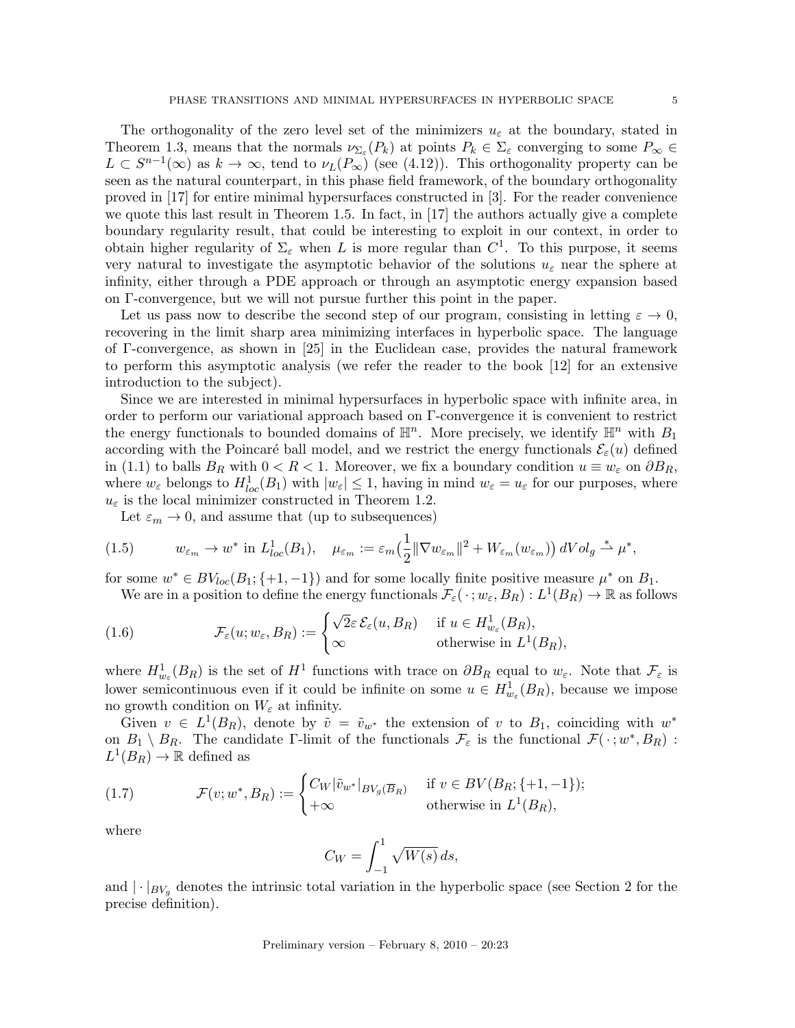The orthogonality of the zero level set of the minimizers $u_\varepsilon$ at the boundary, stated in Theorem 1.3, means that the normals $\nu_{\Sigma_\varepsilon}(P_k)$ at points $P_k \in \Sigma_\varepsilon$ converging to some $P_\infty \in L \subset S^{n-1}(\infty)$ as $k \to \infty$, tend to $\nu_L(P_\infty)$ (see (4.12)). This orthogonality property can be seen as the natural counterpart, in this phase field framework, of the boundary orthogonality proved in [17] for entire minimal hypersurfaces constructed in [3]. For the reader convenience we quote this last result in Theorem 1.5. In fact, in [17] the authors actually give a complete boundary regularity result, that could be interesting to exploit in our context, in order to obtain higher regularity of $\Sigma_\varepsilon$ when $L$ is more regular than $C^1$. To this purpose, it seems very natural to investigate the asymptotic behavior of the solutions $u_\varepsilon$ near the sphere at infinity, either through a PDE approach or through an asymptotic energy expansion based on $\Gamma$-convergence, but we will not pursue further this point in the paper.

Let us pass now to describe the second step of our program, consisting in letting $\varepsilon \to 0$, recovering in the limit sharp area minimizing interfaces in hyperbolic space. The language of $\Gamma$-convergence, as shown in [25] in the Euclidean case, provides the natural framework to perform this asymptotic analysis (we refer the reader to the book [12] for an extensive introduction to the subject).

Since we are interested in minimal hypersurfaces in hyperbolic space with infinite area, in order to perform our variational approach based on $\Gamma$-convergence it is convenient to restrict the energy functionals to bounded domains of $\mathbb{H}^n$. More precisely, we identify $\mathbb{H}^n$ with $B_1$ according with the Poincaré ball model, and we restrict the energy functionals $\mathcal{E}_\varepsilon(u)$ defined in (1.1) to balls $B_R$ with $0 < R < 1$. Moreover, we fix a boundary condition $u \equiv w_\varepsilon$ on $\partial B_R$, where $w_\varepsilon$ belongs to $H^1_{loc}(B_1)$ with $|w_\varepsilon| \le 1$, having in mind $w_\varepsilon = u_\varepsilon$ for our purposes, where $u_\varepsilon$ is the local minimizer constructed in Theorem 1.2.

Let $\varepsilon_m \to 0$, and assume that (up to subsequences)

$$
w_{\varepsilon_m} \to w^* \text{ in } L^1_{loc}(B_1), \quad \mu_{\varepsilon_m} := \varepsilon_m\big(\frac{1}{2}\|\nabla w_{\varepsilon_m}\|^2 + W_{\varepsilon_m}(w_{\varepsilon_m})\big)\, dVol_g \overset{*}{\rightharpoonup} \mu^*, \tag{1.5}
$$

for some $w^* \in BV_{loc}(B_1; \{+1, -1\})$ and for some locally finite positive measure $\mu^*$ on $B_1$.

We are in a position to define the energy functionals $\mathcal{F}_\varepsilon(\,\cdot\,; w_\varepsilon, B_R) : L^1(B_R) \to \mathbb{R}$ as follows

$$
\mathcal{F}_\varepsilon(u; w_\varepsilon, B_R) := \begin{cases} \sqrt{2}\varepsilon\, \mathcal{E}_\varepsilon(u, B_R) & \text{if } u \in H^1_{w_\varepsilon}(B_R), \\ \infty & \text{otherwise in } L^1(B_R), \end{cases} \tag{1.6}
$$

where $H^1_{w_\varepsilon}(B_R)$ is the set of $H^1$ functions with trace on $\partial B_R$ equal to $w_\varepsilon$. Note that $\mathcal{F}_\varepsilon$ is lower semicontinuous even if it could be infinite on some $u \in H^1_{w_\varepsilon}(B_R)$, because we impose no growth condition on $W_\varepsilon$ at infinity.

Given $v \in L^1(B_R)$, denote by $\tilde{v} = \tilde{v}_{w^*}$ the extension of $v$ to $B_1$, coinciding with $w^*$ on $B_1 \setminus B_R$. The candidate $\Gamma$-limit of the functionals $\mathcal{F}_\varepsilon$ is the functional $\mathcal{F}(\,\cdot\,; w^*, B_R) : L^1(B_R) \to \mathbb{R}$ defined as

$$
\mathcal{F}(v; w^*, B_R) := \begin{cases} C_W |\tilde{v}_{w^*}|_{BV_g(\overline{B}_R)} & \text{if } v \in BV(B_R; \{+1, -1\}); \\ +\infty & \text{otherwise in } L^1(B_R), \end{cases} \tag{1.7}
$$

where

$$
C_W = \int_{-1}^{1} \sqrt{W(s)}\, ds,
$$

and $|\cdot|_{BV_g}$ denotes the intrinsic total variation in the hyperbolic space (see Section 2 for the precise definition).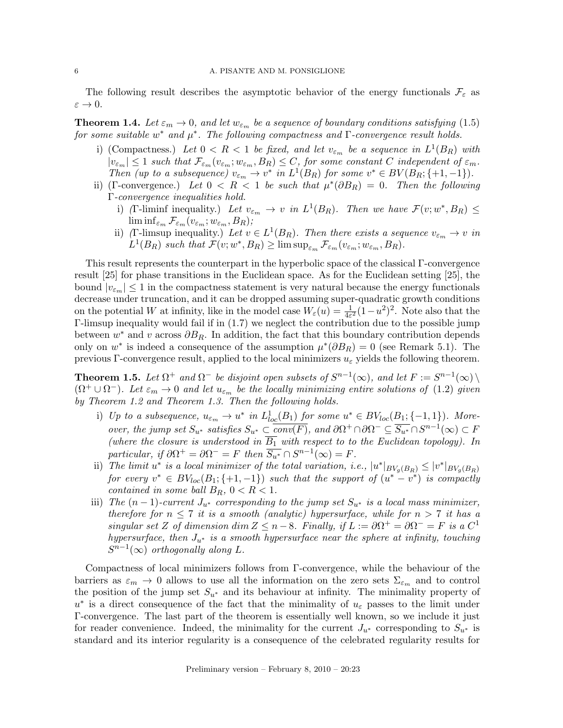The following result describes the asymptotic behavior of the energy functionals $\mathcal{F}_\varepsilon$ as $\varepsilon \to 0$.

**Theorem 1.4.** *Let $\varepsilon_m \to 0$, and let $w_{\varepsilon_m}$ be a sequence of boundary conditions satisfying* (1.5) *for some suitable $w^*$ and $\mu^*$. The following compactness and $\Gamma$-convergence result holds.*

- i) (Compactness.) *Let $0 < R < 1$ be fixed, and let $v_{\varepsilon_m}$ be a sequence in $L^1(B_R)$ with $|v_{\varepsilon_m}| \le 1$ such that $\mathcal{F}_{\varepsilon_m}(v_{\varepsilon_m}; w_{\varepsilon_m}, B_R) \le C$, for some constant $C$ independent of $\varepsilon_m$. Then (up to a subsequence) $v_{\varepsilon_m} \to v^*$ in $L^1(B_R)$ for some $v^* \in BV(B_R; \{+1, -1\})$.*
- ii) ($\Gamma$-convergence.) *Let $0 < R < 1$ be such that $\mu^*(\partial B_R) = 0$. Then the following $\Gamma$-convergence inequalities hold.*
  - i) *($\Gamma$-liminf inequality.) Let $v_{\varepsilon_m} \to v$ in $L^1(B_R)$. Then we have $\mathcal{F}(v; w^*, B_R) \le \liminf_{\varepsilon_m} \mathcal{F}_{\varepsilon_m}(v_{\varepsilon_m}; w_{\varepsilon_m}, B_R)$;*
  - ii) *($\Gamma$-limsup inequality.) Let $v \in L^1(B_R)$. Then there exists a sequence $v_{\varepsilon_m} \to v$ in $L^1(B_R)$ such that $\mathcal{F}(v; w^*, B_R) \ge \limsup_{\varepsilon_m} \mathcal{F}_{\varepsilon_m}(v_{\varepsilon_m}; w_{\varepsilon_m}, B_R)$.*

This result represents the counterpart in the hyperbolic space of the classical $\Gamma$-convergence result [25] for phase transitions in the Euclidean space. As for the Euclidean setting [25], the bound $|v_{\varepsilon_m}| \le 1$ in the compactness statement is very natural because the energy functionals decrease under truncation, and it can be dropped assuming super-quadratic growth conditions on the potential $W$ at infinity, like in the model case $W_\varepsilon(u) = \frac{1}{4\varepsilon^2}(1-u^2)^2$. Note also that the $\Gamma$-limsup inequality would fail if in (1.7) we neglect the contribution due to the possible jump between $w^*$ and $v$ across $\partial B_R$. In addition, the fact that this boundary contribution depends only on $w^*$ is indeed a consequence of the assumption $\mu^*(\partial B_R) = 0$ (see Remark 5.1). The previous $\Gamma$-convergence result, applied to the local minimizers $u_\varepsilon$ yields the following theorem.

**Theorem 1.5.** *Let $\Omega^+$ and $\Omega^-$ be disjoint open subsets of $S^{n-1}(\infty)$, and let $F := S^{n-1}(\infty) \setminus (\Omega^+ \cup \Omega^-)$. Let $\varepsilon_m \to 0$ and let $u_{\varepsilon_m}$ be the locally minimizing entire solutions of* (1.2) *given by Theorem 1.2 and Theorem 1.3. Then the following holds.*

- i) *Up to a subsequence, $u_{\varepsilon_m} \to u^*$ in $L^1_{loc}(B_1)$ for some $u^* \in BV_{loc}(B_1; \{-1, 1\})$. Moreover, the jump set $S_{u^*}$ satisfies $S_{u^*} \subset \overline{conv(F)}$, and $\partial\Omega^+ \cap \partial\Omega^- \subseteq \overline{S_{u^*}} \cap S^{n-1}(\infty) \subset F$ (where the closure is understood in $\overline{B_1}$ with respect to to the Euclidean topology). In particular, if $\partial\Omega^+ = \partial\Omega^- = F$ then $\overline{S_{u^*}} \cap S^{n-1}(\infty) = F$.*
- ii) *The limit $u^*$ is a local minimizer of the total variation, i.e., $|u^*|_{BV_g(B_R)} \le |v^*|_{BV_g(B_R)}$ for every $v^* \in BV_{loc}(B_1; \{+1, -1\})$ such that the support of $(u^* - v^*)$ is compactly contained in some ball $B_R$, $0 < R < 1$.*
- iii) *The $(n-1)$-current $J_{u^*}$ corresponding to the jump set $S_{u^*}$ is a local mass minimizer, therefore for $n \le 7$ it is a smooth (analytic) hypersurface, while for $n > 7$ it has a singular set $Z$ of dimension $\dim Z \le n - 8$. Finally, if $L := \partial\Omega^+ = \partial\Omega^- = F$ is a $C^1$ hypersurface, then $J_{u^*}$ is a smooth hypersurface near the sphere at infinity, touching $S^{n-1}(\infty)$ orthogonally along $L$.*

Compactness of local minimizers follows from $\Gamma$-convergence, while the behaviour of the barriers as $\varepsilon_m \to 0$ allows to use all the information on the zero sets $\Sigma_{\varepsilon_m}$ and to control the position of the jump set $S_{u^*}$ and its behaviour at infinity. The minimality property of $u^*$ is a direct consequence of the fact that the minimality of $u_\varepsilon$ passes to the limit under $\Gamma$-convergence. The last part of the theorem is essentially well known, so we include it just for reader convenience. Indeed, the minimality for the current $J_{u^*}$ corresponding to $S_{u^*}$ is standard and its interior regularity is a consequence of the celebrated regularity results for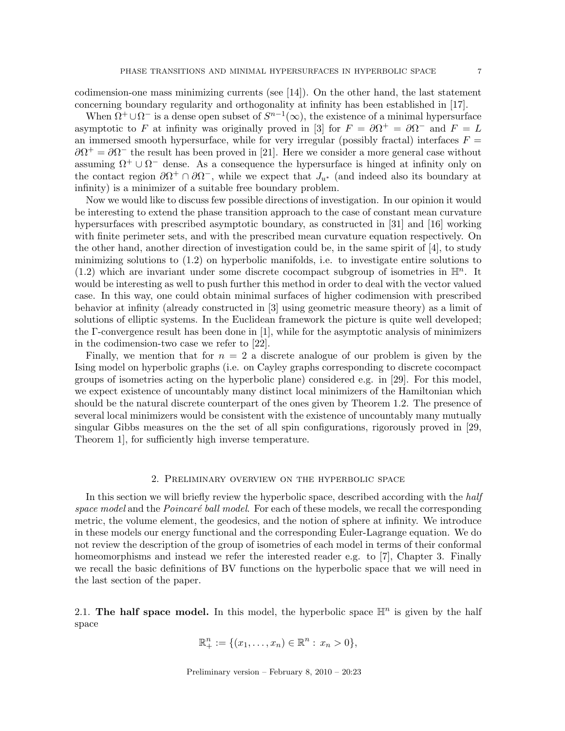codimension-one mass minimizing currents (see [14]). On the other hand, the last statement concerning boundary regularity and orthogonality at infinity has been established in [17].

When $\Omega^+ \cup \Omega^-$ is a dense open subset of $S^{n-1}(\infty)$, the existence of a minimal hypersurface asymptotic to $F$ at infinity was originally proved in [3] for $F = \partial\Omega^+ = \partial\Omega^-$ and $F = L$ an immersed smooth hypersurface, while for very irregular (possibly fractal) interfaces $F = \partial\Omega^+ = \partial\Omega^-$ the result has been proved in [21]. Here we consider a more general case without assuming $\Omega^+ \cup \Omega^-$ dense. As a consequence the hypersurface is hinged at infinity only on the contact region $\partial\Omega^+ \cap \partial\Omega^-$, while we expect that $J_{u^*}$ (and indeed also its boundary at infinity) is a minimizer of a suitable free boundary problem.

Now we would like to discuss few possible directions of investigation. In our opinion it would be interesting to extend the phase transition approach to the case of constant mean curvature hypersurfaces with prescribed asymptotic boundary, as constructed in [31] and [16] working with finite perimeter sets, and with the prescribed mean curvature equation respectively. On the other hand, another direction of investigation could be, in the same spirit of [4], to study minimizing solutions to (1.2) on hyperbolic manifolds, i.e. to investigate entire solutions to (1.2) which are invariant under some discrete cocompact subgroup of isometries in $\mathbb{H}^n$. It would be interesting as well to push further this method in order to deal with the vector valued case. In this way, one could obtain minimal surfaces of higher codimension with prescribed behavior at infinity (already constructed in [3] using geometric measure theory) as a limit of solutions of elliptic systems. In the Euclidean framework the picture is quite well developed; the $\Gamma$-convergence result has been done in [1], while for the asymptotic analysis of minimizers in the codimension-two case we refer to [22].

Finally, we mention that for $n = 2$ a discrete analogue of our problem is given by the Ising model on hyperbolic graphs (i.e. on Cayley graphs corresponding to discrete cocompact groups of isometries acting on the hyperbolic plane) considered e.g. in [29]. For this model, we expect existence of uncountably many distinct local minimizers of the Hamiltonian which should be the natural discrete counterpart of the ones given by Theorem 1.2. The presence of several local minimizers would be consistent with the existence of uncountably many mutually singular Gibbs measures on the the set of all spin configurations, rigorously proved in [29, Theorem 1], for sufficiently high inverse temperature.

## 2. Preliminary overview on the hyperbolic space

In this section we will briefly review the hyperbolic space, described according with the *half space model* and the *Poincaré ball model*. For each of these models, we recall the corresponding metric, the volume element, the geodesics, and the notion of sphere at infinity. We introduce in these models our energy functional and the corresponding Euler-Lagrange equation. We do not review the description of the group of isometries of each model in terms of their conformal homeomorphisms and instead we refer the interested reader e.g. to [7], Chapter 3. Finally we recall the basic definitions of BV functions on the hyperbolic space that we will need in the last section of the paper.

### 2.1. **The half space model.**

In this model, the hyperbolic space $\mathbb{H}^n$ is given by the half space

$$\mathbb{R}^n_+ := \{(x_1, \dots, x_n) \in \mathbb{R}^n : x_n > 0\},$$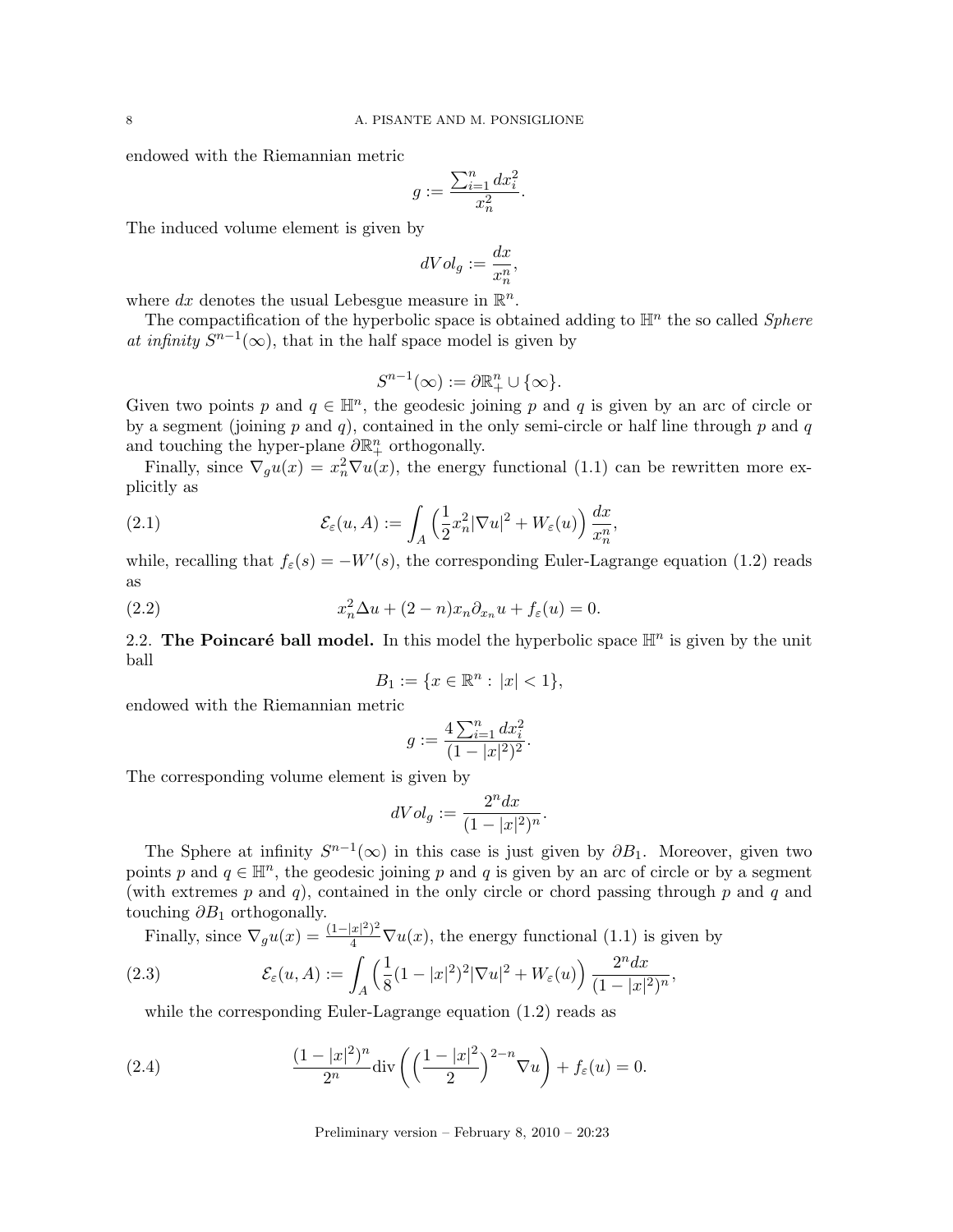endowed with the Riemannian metric

$$g := \frac{\sum_{i=1}^n dx_i^2}{x_n^2}.$$

The induced volume element is given by

$$dVol_g := \frac{dx}{x_n^n},$$

where $dx$ denotes the usual Lebesgue measure in $\mathbb{R}^n$.

The compactification of the hyperbolic space is obtained adding to $\mathbb{H}^n$ the so called *Sphere at infinity* $S^{n-1}(\infty)$, that in the half space model is given by

$$S^{n-1}(\infty) := \partial\mathbb{R}^n_+ \cup \{\infty\}.$$

Given two points $p$ and $q \in \mathbb{H}^n$, the geodesic joining $p$ and $q$ is given by an arc of circle or by a segment (joining $p$ and $q$), contained in the only semi-circle or half line through $p$ and $q$ and touching the hyper-plane $\partial\mathbb{R}^n_+$ orthogonally.

Finally, since $\nabla_g u(x) = x_n^2 \nabla u(x)$, the energy functional (1.1) can be rewritten more explicitly as

$$\mathcal{E}_\varepsilon(u, A) := \int_A \Big(\frac{1}{2}x_n^2|\nabla u|^2 + W_\varepsilon(u)\Big)\frac{dx}{x_n^n}, \tag{2.1}$$

while, recalling that $f_\varepsilon(s) = -W'(s)$, the corresponding Euler-Lagrange equation (1.2) reads as

$$x_n^2 \Delta u + (2-n)x_n \partial_{x_n} u + f_\varepsilon(u) = 0. \tag{2.2}$$

2.2. **The Poincaré ball model.** In this model the hyperbolic space $\mathbb{H}^n$ is given by the unit ball

$$B_1 := \{x \in \mathbb{R}^n : |x| < 1\},$$

endowed with the Riemannian metric

$$g := \frac{4\sum_{i=1}^n dx_i^2}{(1-|x|^2)^2}.$$

The corresponding volume element is given by

$$dVol_g := \frac{2^n dx}{(1-|x|^2)^n}.$$

The Sphere at infinity $S^{n-1}(\infty)$ in this case is just given by $\partial B_1$. Moreover, given two points $p$ and $q \in \mathbb{H}^n$, the geodesic joining $p$ and $q$ is given by an arc of circle or by a segment (with extremes $p$ and $q$), contained in the only circle or chord passing through $p$ and $q$ and touching $\partial B_1$ orthogonally.

Finally, since $\nabla_g u(x) = \frac{(1-|x|^2)^2}{4}\nabla u(x)$, the energy functional (1.1) is given by

$$\mathcal{E}_\varepsilon(u, A) := \int_A \Big(\frac{1}{8}(1-|x|^2)^2|\nabla u|^2 + W_\varepsilon(u)\Big)\frac{2^n dx}{(1-|x|^2)^n}, \tag{2.3}$$

while the corresponding Euler-Lagrange equation (1.2) reads as

$$\frac{(1-|x|^2)^n}{2^n}\mathrm{div}\bigg(\Big(\frac{1-|x|^2}{2}\Big)^{2-n}\nabla u\bigg) + f_\varepsilon(u) = 0. \tag{2.4}$$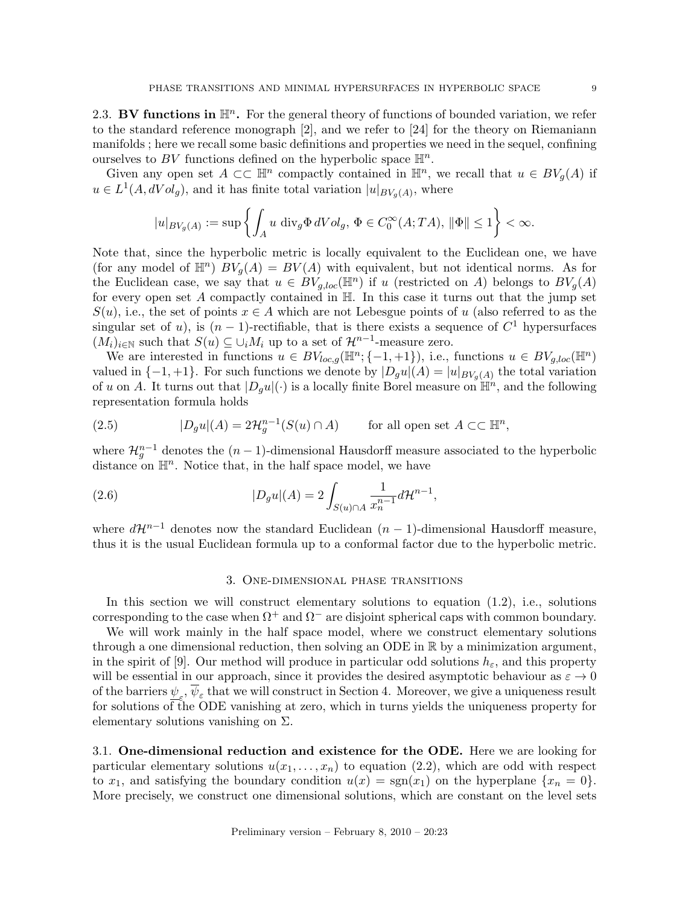2.3. **BV functions in $\mathbb{H}^n$.** For the general theory of functions of bounded variation, we refer to the standard reference monograph [2], and we refer to [24] for the theory on Riemaniann manifolds ; here we recall some basic definitions and properties we need in the sequel, confining ourselves to $BV$ functions defined on the hyperbolic space $\mathbb{H}^n$.

Given any open set $A \subset\subset \mathbb{H}^n$ compactly contained in $\mathbb{H}^n$, we recall that $u \in BV_g(A)$ if $u \in L^1(A, dVol_g)$, and it has finite total variation $|u|_{BV_g(A)}$, where

$$|u|_{BV_g(A)} := \sup \left\{ \int_A u \, \mathrm{div}_g \Phi \, dVol_g, \; \Phi \in C_0^\infty(A; TA), \; \|\Phi\| \leq 1 \right\} < \infty.$$

Note that, since the hyperbolic metric is locally equivalent to the Euclidean one, we have (for any model of $\mathbb{H}^n$) $BV_g(A) = BV(A)$ with equivalent, but not identical norms. As for the Euclidean case, we say that $u \in BV_{g,loc}(\mathbb{H}^n)$ if $u$ (restricted on $A$) belongs to $BV_g(A)$ for every open set $A$ compactly contained in $\mathbb{H}$. In this case it turns out that the jump set $S(u)$, i.e., the set of points $x \in A$ which are not Lebesgue points of $u$ (also referred to as the singular set of $u$), is $(n-1)$-rectifiable, that is there exists a sequence of $C^1$ hypersurfaces $(M_i)_{i \in \mathbb{N}}$ such that $S(u) \subseteq \cup_i M_i$ up to a set of $\mathcal{H}^{n-1}$-measure zero.

We are interested in functions $u \in BV_{loc,g}(\mathbb{H}^n; \{-1, +1\})$, i.e., functions $u \in BV_{g,loc}(\mathbb{H}^n)$ valued in $\{-1, +1\}$. For such functions we denote by $|D_g u|(A) = |u|_{BV_g(A)}$ the total variation of $u$ on $A$. It turns out that $|D_g u|(\cdot)$ is a locally finite Borel measure on $\mathbb{H}^n$, and the following representation formula holds

$$|D_g u|(A) = 2\mathcal{H}_g^{n-1}(S(u) \cap A) \qquad \text{for all open set } A \subset\subset \mathbb{H}^n, \tag{2.5}$$

where $\mathcal{H}_g^{n-1}$ denotes the $(n-1)$-dimensional Hausdorff measure associated to the hyperbolic distance on $\mathbb{H}^n$. Notice that, in the half space model, we have

$$|D_g u|(A) = 2 \int_{S(u) \cap A} \frac{1}{x_n^{n-1}} d\mathcal{H}^{n-1}, \tag{2.6}$$

where $d\mathcal{H}^{n-1}$ denotes now the standard Euclidean $(n-1)$-dimensional Hausdorff measure, thus it is the usual Euclidean formula up to a conformal factor due to the hyperbolic metric.

## 3. One-dimensional phase transitions

In this section we will construct elementary solutions to equation (1.2), i.e., solutions corresponding to the case when $\Omega^+$ and $\Omega^-$ are disjoint spherical caps with common boundary.

We will work mainly in the half space model, where we construct elementary solutions through a one dimensional reduction, then solving an ODE in $\mathbb{R}$ by a minimization argument, in the spirit of [9]. Our method will produce in particular odd solutions $h_\varepsilon$, and this property will be essential in our approach, since it provides the desired asymptotic behaviour as $\varepsilon \to 0$ of the barriers $\underline{\psi}_\varepsilon$, $\overline{\psi}_\varepsilon$ that we will construct in Section 4. Moreover, we give a uniqueness result for solutions of the ODE vanishing at zero, which in turns yields the uniqueness property for elementary solutions vanishing on $\Sigma$.

3.1. **One-dimensional reduction and existence for the ODE.** Here we are looking for particular elementary solutions $u(x_1, \ldots, x_n)$ to equation (2.2), which are odd with respect to $x_1$, and satisfying the boundary condition $u(x) = \mathrm{sgn}(x_1)$ on the hyperplane $\{x_n = 0\}$. More precisely, we construct one dimensional solutions, which are constant on the level sets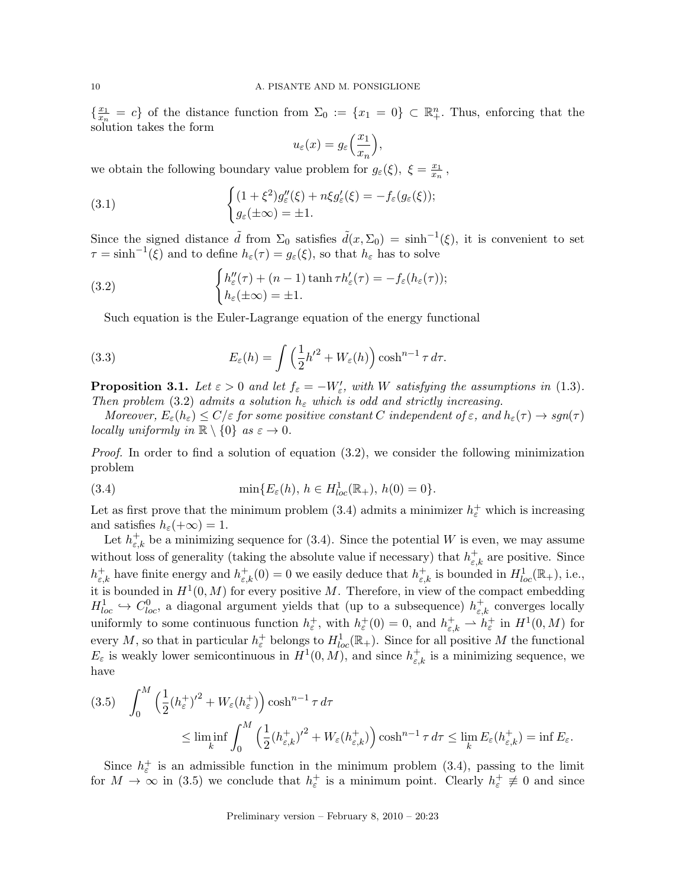$\{\frac{x_1}{x_n} = c\}$ of the distance function from $\Sigma_0 := \{x_1 = 0\} \subset \mathbb{R}^n_+$. Thus, enforcing that the solution takes the form

$$u_\varepsilon(x) = g_\varepsilon\Big(\frac{x_1}{x_n}\Big),$$

we obtain the following boundary value problem for $g_\varepsilon(\xi)$, $\xi = \frac{x_1}{x_n}$,

$$\begin{cases} (1+\xi^2) g_\varepsilon''(\xi) + n\xi g_\varepsilon'(\xi) = -f_\varepsilon(g_\varepsilon(\xi)); \\ g_\varepsilon(\pm\infty) = \pm 1. \end{cases} \tag{3.1}$$

Since the signed distance $\tilde d$ from $\Sigma_0$ satisfies $\tilde d(x, \Sigma_0) = \sinh^{-1}(\xi)$, it is convenient to set $\tau = \sinh^{-1}(\xi)$ and to define $h_\varepsilon(\tau) = g_\varepsilon(\xi)$, so that $h_\varepsilon$ has to solve

$$\begin{cases} h_\varepsilon''(\tau) + (n-1)\tanh\tau\, h_\varepsilon'(\tau) = -f_\varepsilon(h_\varepsilon(\tau)); \\ h_\varepsilon(\pm\infty) = \pm 1. \end{cases} \tag{3.2}$$

Such equation is the Euler-Lagrange equation of the energy functional

$$E_\varepsilon(h) = \int \Big(\frac{1}{2} h'^2 + W_\varepsilon(h)\Big)\cosh^{n-1}\tau\, d\tau. \tag{3.3}$$

**Proposition 3.1.** *Let $\varepsilon > 0$ and let $f_\varepsilon = -W_\varepsilon'$, with $W$ satisfying the assumptions in (1.3). Then problem (3.2) admits a solution $h_\varepsilon$ which is odd and strictly increasing.*

*Moreover, $E_\varepsilon(h_\varepsilon) \le C/\varepsilon$ for some positive constant $C$ independent of $\varepsilon$, and $h_\varepsilon(\tau) \to sgn(\tau)$ locally uniformly in $\mathbb{R}\setminus\{0\}$ as $\varepsilon \to 0$.*

*Proof.* In order to find a solution of equation (3.2), we consider the following minimization problem

$$\min\{E_\varepsilon(h),\ h \in H^1_{loc}(\mathbb{R}_+),\ h(0) = 0\}. \tag{3.4}$$

Let as first prove that the minimum problem (3.4) admits a minimizer $h_\varepsilon^+$ which is increasing and satisfies $h_\varepsilon(+\infty) = 1$.

Let $h^+_{\varepsilon,k}$ be a minimizing sequence for (3.4). Since the potential $W$ is even, we may assume without loss of generality (taking the absolute value if necessary) that $h^+_{\varepsilon,k}$ are positive. Since $h^+_{\varepsilon,k}$ have finite energy and $h^+_{\varepsilon,k}(0) = 0$ we easily deduce that $h^+_{\varepsilon,k}$ is bounded in $H^1_{loc}(\mathbb{R}_+)$, i.e., it is bounded in $H^1(0, M)$ for every positive $M$. Therefore, in view of the compact embedding $H^1_{loc} \hookrightarrow C^0_{loc}$, a diagonal argument yields that (up to a subsequence) $h^+_{\varepsilon,k}$ converges locally uniformly to some continuous function $h^+_\varepsilon$, with $h^+_\varepsilon(0) = 0$, and $h^+_{\varepsilon,k} \rightharpoonup h^+_\varepsilon$ in $H^1(0, M)$ for every $M$, so that in particular $h^+_\varepsilon$ belongs to $H^1_{loc}(\mathbb{R}_+)$. Since for all positive $M$ the functional $E_\varepsilon$ is weakly lower semicontinuous in $H^1(0, M)$, and since $h^+_{\varepsilon,k}$ is a minimizing sequence, we have

$$\begin{aligned} &\int_0^M \Big(\frac{1}{2}(h^+_\varepsilon)'^2 + W_\varepsilon(h^+_\varepsilon)\Big)\cosh^{n-1}\tau\, d\tau \\ &\qquad \le \liminf_k \int_0^M \Big(\frac{1}{2}(h^+_{\varepsilon,k})'^2 + W_\varepsilon(h^+_{\varepsilon,k})\Big)\cosh^{n-1}\tau\, d\tau \le \lim_k E_\varepsilon(h^+_{\varepsilon,k}) = \inf E_\varepsilon. \end{aligned} \tag{3.5}$$

Since $h^+_\varepsilon$ is an admissible function in the minimum problem (3.4), passing to the limit for $M \to \infty$ in (3.5) we conclude that $h^+_\varepsilon$ is a minimum point. Clearly $h^+_\varepsilon \not\equiv 0$ and since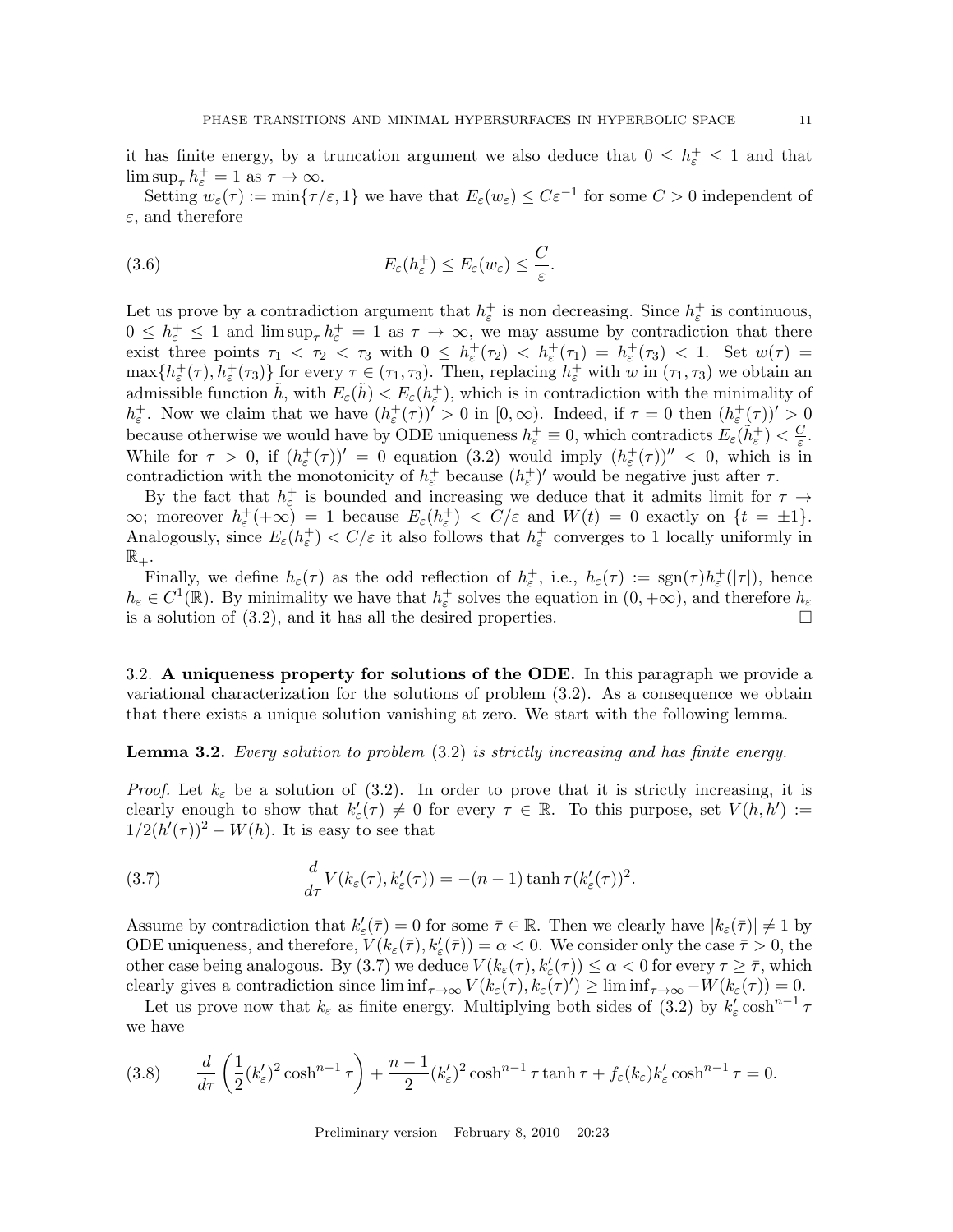it has finite energy, by a truncation argument we also deduce that $0 \le h_\varepsilon^+ \le 1$ and that $\limsup_\tau h_\varepsilon^+ = 1$ as $\tau \to \infty$.

Setting $w_\varepsilon(\tau) := \min\{\tau/\varepsilon, 1\}$ we have that $E_\varepsilon(w_\varepsilon) \le C\varepsilon^{-1}$ for some $C > 0$ independent of $\varepsilon$, and therefore

$$E_\varepsilon(h_\varepsilon^+) \le E_\varepsilon(w_\varepsilon) \le \frac{C}{\varepsilon}. \tag{3.6}$$

Let us prove by a contradiction argument that $h_\varepsilon^+$ is non decreasing. Since $h_\varepsilon^+$ is continuous, $0 \le h_\varepsilon^+ \le 1$ and $\limsup_\tau h_\varepsilon^+ = 1$ as $\tau \to \infty$, we may assume by contradiction that there exist three points $\tau_1 < \tau_2 < \tau_3$ with $0 \le h_\varepsilon^+(\tau_2) < h_\varepsilon^+(\tau_1) = h_\varepsilon^+(\tau_3) < 1$. Set $w(\tau) = \max\{h_\varepsilon^+(\tau), h_\varepsilon^+(\tau_3)\}$ for every $\tau \in (\tau_1, \tau_3)$. Then, replacing $h_\varepsilon^+$ with $w$ in $(\tau_1, \tau_3)$ we obtain an admissible function $\tilde{h}$, with $E_\varepsilon(\tilde{h}) < E_\varepsilon(h_\varepsilon^+)$, which is in contradiction with the minimality of $h_\varepsilon^+$. Now we claim that we have $(h_\varepsilon^+(\tau))' > 0$ in $[0, \infty)$. Indeed, if $\tau = 0$ then $(h_\varepsilon^+(\tau))' > 0$ because otherwise we would have by ODE uniqueness $h_\varepsilon^+ \equiv 0$, which contradicts $E_\varepsilon(h_\varepsilon^+) < \frac{C}{\varepsilon}$. While for $\tau > 0$, if $(h_\varepsilon^+(\tau))' = 0$ equation (3.2) would imply $(h_\varepsilon^+(\tau))'' < 0$, which is in contradiction with the monotonicity of $h_\varepsilon^+$ because $(h_\varepsilon^+)'$ would be negative just after $\tau$.

By the fact that $h_\varepsilon^+$ is bounded and increasing we deduce that it admits limit for $\tau \to \infty$; moreover $h_\varepsilon^+(+\infty) = 1$ because $E_\varepsilon(h_\varepsilon^+) < C/\varepsilon$ and $W(t) = 0$ exactly on $\{t = \pm 1\}$. Analogously, since $E_\varepsilon(h_\varepsilon^+) < C/\varepsilon$ it also follows that $h_\varepsilon^+$ converges to 1 locally uniformly in $\mathbb{R}_+$.

Finally, we define $h_\varepsilon(\tau)$ as the odd reflection of $h_\varepsilon^+$, i.e., $h_\varepsilon(\tau) := \operatorname{sgn}(\tau) h_\varepsilon^+(|\tau|)$, hence $h_\varepsilon \in C^1(\mathbb{R})$. By minimality we have that $h_\varepsilon^+$ solves the equation in $(0, +\infty)$, and therefore $h_\varepsilon$ is a solution of (3.2), and it has all the desired properties. $\square$

### 3.2. **A uniqueness property for solutions of the ODE.**

In this paragraph we provide a variational characterization for the solutions of problem (3.2). As a consequence we obtain that there exists a unique solution vanishing at zero. We start with the following lemma.

**Lemma 3.2.** *Every solution to problem* (3.2) *is strictly increasing and has finite energy.*

*Proof.* Let $k_\varepsilon$ be a solution of (3.2). In order to prove that it is strictly increasing, it is clearly enough to show that $k_\varepsilon'(\tau) \neq 0$ for every $\tau \in \mathbb{R}$. To this purpose, set $V(h, h') := 1/2(h'(\tau))^2 - W(h)$. It is easy to see that

$$\frac{d}{d\tau} V(k_\varepsilon(\tau), k_\varepsilon'(\tau)) = -(n-1)\tanh\tau (k_\varepsilon'(\tau))^2. \tag{3.7}$$

Assume by contradiction that $k_\varepsilon'(\bar{\tau}) = 0$ for some $\bar{\tau} \in \mathbb{R}$. Then we clearly have $|k_\varepsilon(\bar{\tau})| \neq 1$ by ODE uniqueness, and therefore, $V(k_\varepsilon(\bar{\tau}), k_\varepsilon'(\bar{\tau})) = \alpha < 0$. We consider only the case $\bar{\tau} > 0$, the other case being analogous. By (3.7) we deduce $V(k_\varepsilon(\tau), k_\varepsilon'(\tau)) \le \alpha < 0$ for every $\tau \ge \bar{\tau}$, which clearly gives a contradiction since $\liminf_{\tau\to\infty} V(k_\varepsilon(\tau), k_\varepsilon(\tau)') \ge \liminf_{\tau\to\infty} -W(k_\varepsilon(\tau)) = 0$.

Let us prove now that $k_\varepsilon$ as finite energy. Multiplying both sides of (3.2) by $k_\varepsilon' \cosh^{n-1}\tau$ we have

$$\frac{d}{d\tau}\left(\frac{1}{2}(k_\varepsilon')^2 \cosh^{n-1}\tau\right) + \frac{n-1}{2}(k_\varepsilon')^2 \cosh^{n-1}\tau \tanh\tau + f_\varepsilon(k_\varepsilon) k_\varepsilon' \cosh^{n-1}\tau = 0. \tag{3.8}$$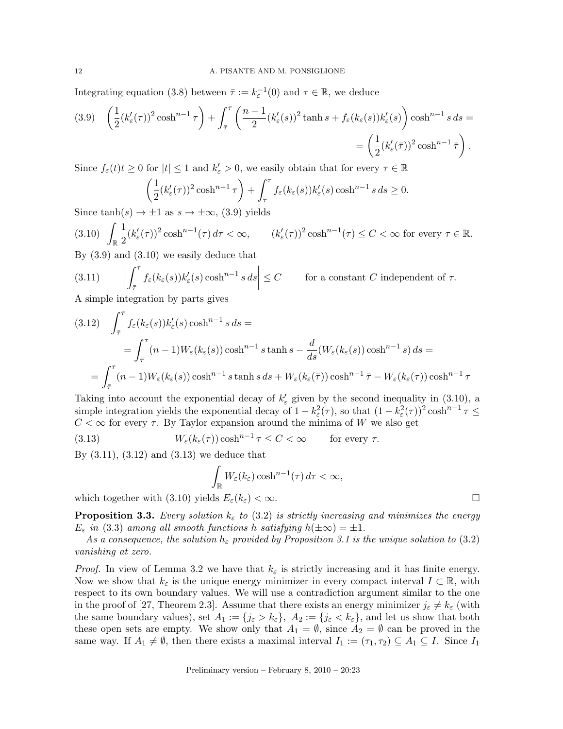Integrating equation (3.8) between $\bar{\tau} := k_\varepsilon^{-1}(0)$ and $\tau \in \mathbb{R}$, we deduce

$$
\left(\frac{1}{2}(k_\varepsilon'(\tau))^2 \cosh^{n-1}\tau\right) + \int_{\bar{\tau}}^{\tau} \left(\frac{n-1}{2}(k_\varepsilon'(s))^2 \tanh s + f_\varepsilon(k_\varepsilon(s))k_\varepsilon'(s)\right)\cosh^{n-1} s\, ds = \\ = \left(\frac{1}{2}(k_\varepsilon'(\bar{\tau}))^2 \cosh^{n-1}\bar{\tau}\right). \tag{3.9}
$$

Since $f_\varepsilon(t)t \geq 0$ for $|t| \leq 1$ and $k_\varepsilon' > 0$, we easily obtain that for every $\tau \in \mathbb{R}$

$$
\left(\frac{1}{2}(k_\varepsilon'(\tau))^2 \cosh^{n-1}\tau\right) + \int_{\bar{\tau}}^{\tau} f_\varepsilon(k_\varepsilon(s))k_\varepsilon'(s)\cosh^{n-1} s\, ds \geq 0.
$$

Since $\tanh(s) \to \pm 1$ as $s \to \pm\infty$, (3.9) yields

$$
\int_{\mathbb{R}} \frac{1}{2}(k_\varepsilon'(\tau))^2 \cosh^{n-1}(\tau)\, d\tau < \infty, \qquad (k_\varepsilon'(\tau))^2 \cosh^{n-1}(\tau) \leq C < \infty \text{ for every } \tau \in \mathbb{R}. \tag{3.10}
$$

By (3.9) and (3.10) we easily deduce that

$$
\left|\int_{\bar{\tau}}^{\tau} f_\varepsilon(k_\varepsilon(s))k_\varepsilon'(s)\cosh^{n-1} s\, ds\right| \leq C \qquad \text{for a constant } C \text{ independent of } \tau. \tag{3.11}
$$

A simple integration by parts gives

$$
\int_{\bar{\tau}}^{\tau} f_\varepsilon(k_\varepsilon(s))k_\varepsilon'(s)\cosh^{n-1} s\, ds = \\
= \int_{\bar{\tau}}^{\tau} (n-1)W_\varepsilon(k_\varepsilon(s))\cosh^{n-1} s \tanh s - \frac{d}{ds}(W_\varepsilon(k_\varepsilon(s))\cosh^{n-1} s)\, ds = \\
= \int_{\bar{\tau}}^{\tau} (n-1)W_\varepsilon(k_\varepsilon(s))\cosh^{n-1} s \tanh s\, ds + W_\varepsilon(k_\varepsilon(\bar{\tau}))\cosh^{n-1}\bar{\tau} - W_\varepsilon(k_\varepsilon(\tau))\cosh^{n-1}\tau \tag{3.12}
$$

Taking into account the exponential decay of $k_\varepsilon'$ given by the second inequality in (3.10), a simple integration yields the exponential decay of $1 - k_\varepsilon^2(\tau)$, so that $(1 - k_\varepsilon^2(\tau))^2 \cosh^{n-1}\tau \leq C < \infty$ for every $\tau$. By Taylor expansion around the minima of $W$ we also get

$$
W_\varepsilon(k_\varepsilon(\tau))\cosh^{n-1}\tau \leq C < \infty \qquad \text{for every } \tau. \tag{3.13}
$$

By (3.11), (3.12) and (3.13) we deduce that

$$
\int_{\mathbb{R}} W_\varepsilon(k_\varepsilon)\cosh^{n-1}(\tau)\, d\tau < \infty,
$$

which together with (3.10) yields $E_\varepsilon(k_\varepsilon) < \infty$. $\square$

**Proposition 3.3.** *Every solution $k_\varepsilon$ to* (3.2) *is strictly increasing and minimizes the energy $E_\varepsilon$ in* (3.3) *among all smooth functions $h$ satisfying $h(\pm\infty) = \pm 1$.*

*As a consequence, the solution $h_\varepsilon$ provided by Proposition 3.1 is the unique solution to* (3.2) *vanishing at zero.*

*Proof.* In view of Lemma 3.2 we have that $k_\varepsilon$ is strictly increasing and it has finite energy. Now we show that $k_\varepsilon$ is the unique energy minimizer in every compact interval $I \subset \mathbb{R}$, with respect to its own boundary values. We will use a contradiction argument similar to the one in the proof of [27, Theorem 2.3]. Assume that there exists an energy minimizer $j_\varepsilon \neq k_\varepsilon$ (with the same boundary values), set $A_1 := \{j_\varepsilon > k_\varepsilon\}$, $A_2 := \{j_\varepsilon < k_\varepsilon\}$, and let us show that both these open sets are empty. We show only that $A_1 = \emptyset$, since $A_2 = \emptyset$ can be proved in the same way. If $A_1 \neq \emptyset$, then there exists a maximal interval $I_1 := (\tau_1, \tau_2) \subseteq A_1 \subseteq I$. Since $I_1$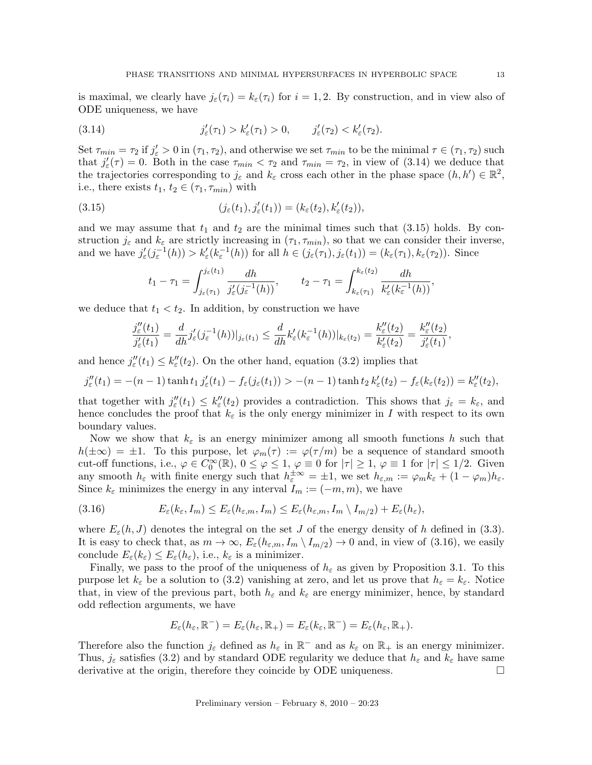is maximal, we clearly have $j_\varepsilon(\tau_i) = k_\varepsilon(\tau_i)$ for $i = 1, 2$. By construction, and in view also of ODE uniqueness, we have

$$j'_\varepsilon(\tau_1) > k'_\varepsilon(\tau_1) > 0, \qquad j'_\varepsilon(\tau_2) < k'_\varepsilon(\tau_2). \tag{3.14}$$

Set $\tau_{min} = \tau_2$ if $j'_\varepsilon > 0$ in $(\tau_1, \tau_2)$, and otherwise we set $\tau_{min}$ to be the minimal $\tau \in (\tau_1, \tau_2)$ such that $j'_\varepsilon(\tau) = 0$. Both in the case $\tau_{min} < \tau_2$ and $\tau_{min} = \tau_2$, in view of (3.14) we deduce that the trajectories corresponding to $j_\varepsilon$ and $k_\varepsilon$ cross each other in the phase space $(h, h') \in \mathbb{R}^2$, i.e., there exists $t_1, t_2 \in (\tau_1, \tau_{min})$ with

$$(j_\varepsilon(t_1), j'_\varepsilon(t_1)) = (k_\varepsilon(t_2), k'_\varepsilon(t_2)), \tag{3.15}$$

and we may assume that $t_1$ and $t_2$ are the minimal times such that (3.15) holds. By construction $j_\varepsilon$ and $k_\varepsilon$ are strictly increasing in $(\tau_1, \tau_{min})$, so that we can consider their inverse, and we have $j'_\varepsilon(j_\varepsilon^{-1}(h)) > k'_\varepsilon(k_\varepsilon^{-1}(h))$ for all $h \in (j_\varepsilon(\tau_1), j_\varepsilon(t_1)) = (k_\varepsilon(\tau_1), k_\varepsilon(\tau_2))$. Since

$$t_1 - \tau_1 = \int_{j_\varepsilon(\tau_1)}^{j_\varepsilon(t_1)} \frac{dh}{j'_\varepsilon(j_\varepsilon^{-1}(h))}, \qquad t_2 - \tau_1 = \int_{k_\varepsilon(\tau_1)}^{k_\varepsilon(t_2)} \frac{dh}{k'_\varepsilon(k_\varepsilon^{-1}(h))},$$

we deduce that $t_1 < t_2$. In addition, by construction we have

$$\frac{j''_\varepsilon(t_1)}{j'_\varepsilon(t_1)} = \frac{d}{dh} j'_\varepsilon(j_\varepsilon^{-1}(h))|_{j_\varepsilon(t_1)} \leq \frac{d}{dh} k'_\varepsilon(k_\varepsilon^{-1}(h))|_{k_\varepsilon(t_2)} = \frac{k''_\varepsilon(t_2)}{k'_\varepsilon(t_2)} = \frac{k''_\varepsilon(t_2)}{j'_\varepsilon(t_1)},$$

and hence $j''_\varepsilon(t_1) \leq k''_\varepsilon(t_2)$. On the other hand, equation (3.2) implies that

$$j''_\varepsilon(t_1) = -(n-1)\tanh t_1\, j'_\varepsilon(t_1) - f_\varepsilon(j_\varepsilon(t_1)) > -(n-1)\tanh t_2\, k'_\varepsilon(t_2) - f_\varepsilon(k_\varepsilon(t_2)) = k''_\varepsilon(t_2),$$

that together with $j''_\varepsilon(t_1) \leq k''_\varepsilon(t_2)$ provides a contradiction. This shows that $j_\varepsilon = k_\varepsilon$, and hence concludes the proof that $k_\varepsilon$ is the only energy minimizer in $I$ with respect to its own boundary values.

Now we show that $k_\varepsilon$ is an energy minimizer among all smooth functions $h$ such that $h(\pm\infty) = \pm 1$. To this purpose, let $\varphi_m(\tau) := \varphi(\tau/m)$ be a sequence of standard smooth cut-off functions, i.e., $\varphi \in C_0^\infty(\mathbb{R})$, $0 \leq \varphi \leq 1$, $\varphi \equiv 0$ for $|\tau| \geq 1$, $\varphi \equiv 1$ for $|\tau| \leq 1/2$. Given any smooth $h_\varepsilon$ with finite energy such that $h_\varepsilon^{\pm\infty} = \pm 1$, we set $h_{\varepsilon,m} := \varphi_m k_\varepsilon + (1 - \varphi_m) h_\varepsilon$. Since $k_\varepsilon$ minimizes the energy in any interval $I_m := (-m, m)$, we have

$$E_\varepsilon(k_\varepsilon, I_m) \leq E_\varepsilon(h_{\varepsilon,m}, I_m) \leq E_\varepsilon(h_{\varepsilon,m}, I_m \setminus I_{m/2}) + E_\varepsilon(h_\varepsilon), \tag{3.16}$$

where $E_\varepsilon(h, J)$ denotes the integral on the set $J$ of the energy density of $h$ defined in (3.3). It is easy to check that, as $m \to \infty$, $E_\varepsilon(h_{\varepsilon,m}, I_m \setminus I_{m/2}) \to 0$ and, in view of (3.16), we easily conclude $E_\varepsilon(k_\varepsilon) \leq E_\varepsilon(h_\varepsilon)$, i.e., $k_\varepsilon$ is a minimizer.

Finally, we pass to the proof of the uniqueness of $h_\varepsilon$ as given by Proposition 3.1. To this purpose let $k_\varepsilon$ be a solution to (3.2) vanishing at zero, and let us prove that $h_\varepsilon = k_\varepsilon$. Notice that, in view of the previous part, both $h_\varepsilon$ and $k_\varepsilon$ are energy minimizer, hence, by standard odd reflection arguments, we have

$$E_\varepsilon(h_\varepsilon, \mathbb{R}^-) = E_\varepsilon(h_\varepsilon, \mathbb{R}_+) = E_\varepsilon(k_\varepsilon, \mathbb{R}^-) = E_\varepsilon(h_\varepsilon, \mathbb{R}_+).$$

Therefore also the function $j_\varepsilon$ defined as $h_\varepsilon$ in $\mathbb{R}^-$ and as $k_\varepsilon$ on $\mathbb{R}_+$ is an energy minimizer. Thus, $j_\varepsilon$ satisfies (3.2) and by standard ODE regularity we deduce that $h_\varepsilon$ and $k_\varepsilon$ have same derivative at the origin, therefore they coincide by ODE uniqueness. □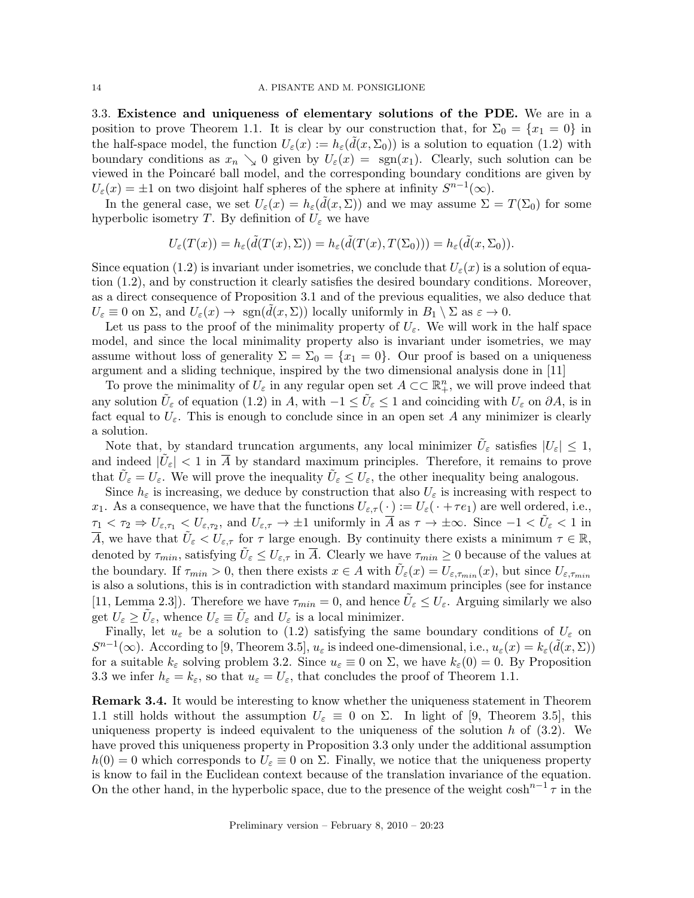3.3. **Existence and uniqueness of elementary solutions of the PDE.** We are in a position to prove Theorem 1.1. It is clear by our construction that, for $\Sigma_0 = \{x_1 = 0\}$ in the half-space model, the function $U_\varepsilon(x) := h_\varepsilon(\tilde{d}(x, \Sigma_0))$ is a solution to equation (1.2) with boundary conditions as $x_n \searrow 0$ given by $U_\varepsilon(x) = \operatorname{sgn}(x_1)$. Clearly, such solution can be viewed in the Poincaré ball model, and the corresponding boundary conditions are given by $U_\varepsilon(x) = \pm 1$ on two disjoint half spheres of the sphere at infinity $S^{n-1}(\infty)$.

In the general case, we set $U_\varepsilon(x) = h_\varepsilon(\tilde{d}(x, \Sigma))$ and we may assume $\Sigma = T(\Sigma_0)$ for some hyperbolic isometry $T$. By definition of $U_\varepsilon$ we have

$$U_\varepsilon(T(x)) = h_\varepsilon(\tilde{d}(T(x), \Sigma)) = h_\varepsilon(\tilde{d}(T(x), T(\Sigma_0))) = h_\varepsilon(\tilde{d}(x, \Sigma_0)).$$

Since equation (1.2) is invariant under isometries, we conclude that $U_\varepsilon(x)$ is a solution of equation (1.2), and by construction it clearly satisfies the desired boundary conditions. Moreover, as a direct consequence of Proposition 3.1 and of the previous equalities, we also deduce that $U_\varepsilon \equiv 0$ on $\Sigma$, and $U_\varepsilon(x) \to \operatorname{sgn}(\tilde{d}(x, \Sigma))$ locally uniformly in $B_1 \setminus \Sigma$ as $\varepsilon \to 0$.

Let us pass to the proof of the minimality property of $U_\varepsilon$. We will work in the half space model, and since the local minimality property also is invariant under isometries, we may assume without loss of generality $\Sigma = \Sigma_0 = \{x_1 = 0\}$. Our proof is based on a uniqueness argument and a sliding technique, inspired by the two dimensional analysis done in [11]

To prove the minimality of $U_\varepsilon$ in any regular open set $A \subset\subset \mathbb{R}^n_+$, we will prove indeed that any solution $\tilde{U}_\varepsilon$ of equation (1.2) in $A$, with $-1 \le \tilde{U}_\varepsilon \le 1$ and coinciding with $U_\varepsilon$ on $\partial A$, is in fact equal to $U_\varepsilon$. This is enough to conclude since in an open set $A$ any minimizer is clearly a solution.

Note that, by standard truncation arguments, any local minimizer $\tilde{U}_\varepsilon$ satisfies $|U_\varepsilon| \le 1$, and indeed $|\tilde{U}_\varepsilon| < 1$ in $\overline{A}$ by standard maximum principles. Therefore, it remains to prove that $\tilde{U}_\varepsilon = U_\varepsilon$. We will prove the inequality $\tilde{U}_\varepsilon \le U_\varepsilon$, the other inequality being analogous.

Since $h_\varepsilon$ is increasing, we deduce by construction that also $U_\varepsilon$ is increasing with respect to $x_1$. As a consequence, we have that the functions $U_{\varepsilon,\tau}(\,\cdot\,) := U_\varepsilon(\,\cdot + \tau e_1)$ are well ordered, i.e., $\tau_1 < \tau_2 \Rightarrow U_{\varepsilon,\tau_1} < U_{\varepsilon,\tau_2}$, and $U_{\varepsilon,\tau} \to \pm 1$ uniformly in $\overline{A}$ as $\tau \to \pm\infty$. Since $-1 < \tilde{U}_\varepsilon < 1$ in $\overline{A}$, we have that $\tilde{U}_\varepsilon < U_{\varepsilon,\tau}$ for $\tau$ large enough. By continuity there exists a minimum $\tau \in \mathbb{R}$, denoted by $\tau_{min}$, satisfying $\tilde{U}_\varepsilon \le U_{\varepsilon,\tau}$ in $\overline{A}$. Clearly we have $\tau_{min} \ge 0$ because of the values at the boundary. If $\tau_{min} > 0$, then there exists $x \in A$ with $\tilde{U}_\varepsilon(x) = U_{\varepsilon,\tau_{min}}(x)$, but since $U_{\varepsilon,\tau_{min}}$ is also a solutions, this is in contradiction with standard maximum principles (see for instance [11, Lemma 2.3]). Therefore we have $\tau_{min} = 0$, and hence $\tilde{U}_\varepsilon \le U_\varepsilon$. Arguing similarly we also get $U_\varepsilon \ge \tilde{U}_\varepsilon$, whence $U_\varepsilon \equiv \tilde{U}_\varepsilon$ and $U_\varepsilon$ is a local minimizer.

Finally, let $u_\varepsilon$ be a solution to (1.2) satisfying the same boundary conditions of $U_\varepsilon$ on $S^{n-1}(\infty)$. According to [9, Theorem 3.5], $u_\varepsilon$ is indeed one-dimensional, i.e., $u_\varepsilon(x) = k_\varepsilon(\tilde{d}(x, \Sigma))$ for a suitable $k_\varepsilon$ solving problem 3.2. Since $u_\varepsilon \equiv 0$ on $\Sigma$, we have $k_\varepsilon(0) = 0$. By Proposition 3.3 we infer $h_\varepsilon = k_\varepsilon$, so that $u_\varepsilon = U_\varepsilon$, that concludes the proof of Theorem 1.1.

**Remark 3.4.** It would be interesting to know whether the uniqueness statement in Theorem 1.1 still holds without the assumption $U_\varepsilon \equiv 0$ on $\Sigma$. In light of [9, Theorem 3.5], this uniqueness property is indeed equivalent to the uniqueness of the solution $h$ of (3.2). We have proved this uniqueness property in Proposition 3.3 only under the additional assumption $h(0) = 0$ which corresponds to $U_\varepsilon \equiv 0$ on $\Sigma$. Finally, we notice that the uniqueness property is know to fail in the Euclidean context because of the translation invariance of the equation. On the other hand, in the hyperbolic space, due to the presence of the weight $\cosh^{n-1}\tau$ in the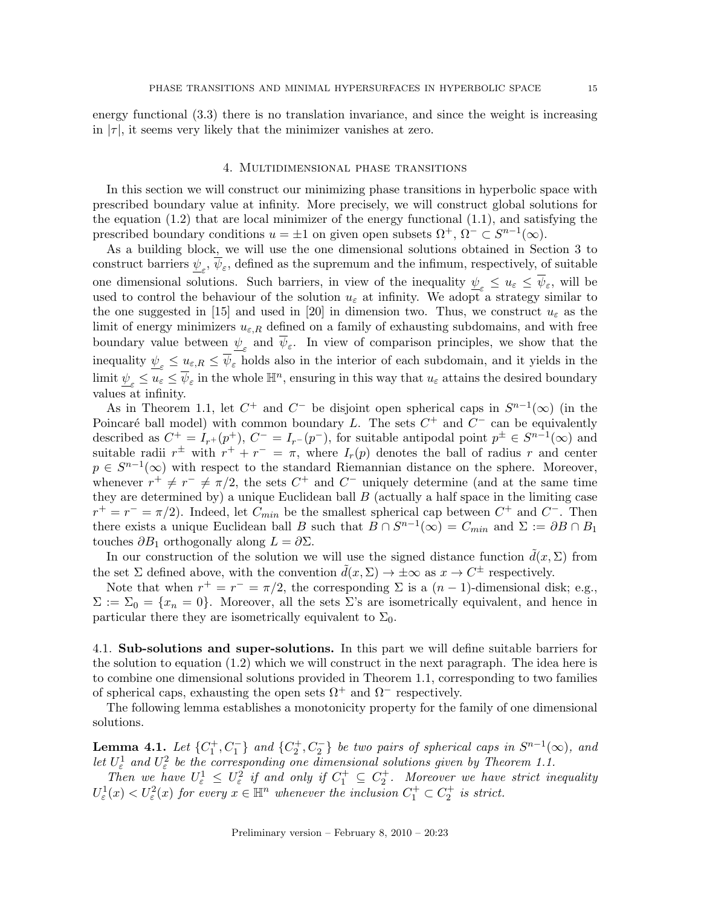energy functional (3.3) there is no translation invariance, and since the weight is increasing in $|\tau|$, it seems very likely that the minimizer vanishes at zero.

## 4. Multidimensional phase transitions

In this section we will construct our minimizing phase transitions in hyperbolic space with prescribed boundary value at infinity. More precisely, we will construct global solutions for the equation (1.2) that are local minimizer of the energy functional (1.1), and satisfying the prescribed boundary conditions $u = \pm 1$ on given open subsets $\Omega^+$, $\Omega^- \subset S^{n-1}(\infty)$.

As a building block, we will use the one dimensional solutions obtained in Section 3 to construct barriers $\underline{\psi}_\varepsilon$, $\overline{\psi}_\varepsilon$, defined as the supremum and the infimum, respectively, of suitable one dimensional solutions. Such barriers, in view of the inequality $\underline{\psi}_\varepsilon \leq u_\varepsilon \leq \overline{\psi}_\varepsilon$, will be used to control the behaviour of the solution $u_\varepsilon$ at infinity. We adopt a strategy similar to the one suggested in [15] and used in [20] in dimension two. Thus, we construct $u_\varepsilon$ as the limit of energy minimizers $u_{\varepsilon,R}$ defined on a family of exhausting subdomains, and with free boundary value between $\underline{\psi}_\varepsilon$ and $\overline{\psi}_\varepsilon$. In view of comparison principles, we show that the inequality $\underline{\psi}_\varepsilon \leq u_{\varepsilon,R} \leq \overline{\psi}_\varepsilon$ holds also in the interior of each subdomain, and it yields in the limit $\underline{\psi}_\varepsilon \leq u_\varepsilon \leq \overline{\psi}_\varepsilon$ in the whole $\mathbb{H}^n$, ensuring in this way that $u_\varepsilon$ attains the desired boundary values at infinity.

As in Theorem 1.1, let $C^+$ and $C^-$ be disjoint open spherical caps in $S^{n-1}(\infty)$ (in the Poincaré ball model) with common boundary $L$. The sets $C^+$ and $C^-$ can be equivalently described as $C^+ = I_{r^+}(p^+)$, $C^- = I_{r^-}(p^-)$, for suitable antipodal point $p^\pm \in S^{n-1}(\infty)$ and suitable radii $r^\pm$ with $r^+ + r^- = \pi$, where $I_r(p)$ denotes the ball of radius $r$ and center $p \in S^{n-1}(\infty)$ with respect to the standard Riemannian distance on the sphere. Moreover, whenever $r^+ \neq r^- \neq \pi/2$, the sets $C^+$ and $C^-$ uniquely determine (and at the same time they are determined by) a unique Euclidean ball $B$ (actually a half space in the limiting case $r^+ = r^- = \pi/2$). Indeed, let $C_{min}$ be the smallest spherical cap between $C^+$ and $C^-$. Then there exists a unique Euclidean ball $B$ such that $B \cap S^{n-1}(\infty) = C_{min}$ and $\Sigma := \partial B \cap B_1$ touches $\partial B_1$ orthogonally along $L = \partial\Sigma$.

In our construction of the solution we will use the signed distance function $\tilde{d}(x, \Sigma)$ from the set $\Sigma$ defined above, with the convention $\tilde{d}(x, \Sigma) \to \pm\infty$ as $x \to C^\pm$ respectively.

Note that when $r^+ = r^- = \pi/2$, the corresponding $\Sigma$ is a $(n-1)$-dimensional disk; e.g., $\Sigma := \Sigma_0 = \{x_n = 0\}$. Moreover, all the sets $\Sigma$'s are isometrically equivalent, and hence in particular there they are isometrically equivalent to $\Sigma_0$.

### 4.1. Sub-solutions and super-solutions.

In this part we will define suitable barriers for the solution to equation (1.2) which we will construct in the next paragraph. The idea here is to combine one dimensional solutions provided in Theorem 1.1, corresponding to two families of spherical caps, exhausting the open sets $\Omega^+$ and $\Omega^-$ respectively.

The following lemma establishes a monotonicity property for the family of one dimensional solutions.

**Lemma 4.1.** *Let $\{C_1^+, C_1^-\}$ and $\{C_2^+, C_2^-\}$ be two pairs of spherical caps in $S^{n-1}(\infty)$, and let $U_\varepsilon^1$ and $U_\varepsilon^2$ be the corresponding one dimensional solutions given by Theorem 1.1.*

*Then we have $U_\varepsilon^1 \leq U_\varepsilon^2$ if and only if $C_1^+ \subseteq C_2^+$. Moreover we have strict inequality $U_\varepsilon^1(x) < U_\varepsilon^2(x)$ for every $x \in \mathbb{H}^n$ whenever the inclusion $C_1^+ \subset C_2^+$ is strict.*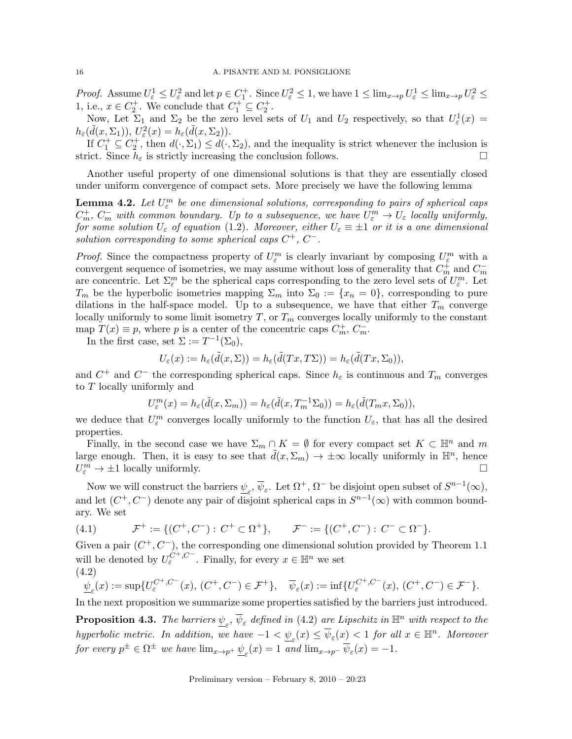*Proof.* Assume $U_\varepsilon^1 \le U_\varepsilon^2$ and let $p \in C_1^+$. Since $U_\varepsilon^2 \le 1$, we have $1 \le \lim_{x\to p} U_\varepsilon^1 \le \lim_{x \to p} U_\varepsilon^2 \le 1$, i.e., $x \in C_2^+$. We conclude that $C_1^+ \subseteq C_2^+$.

Now, Let $\Sigma_1$ and $\Sigma_2$ be the zero level sets of $U_1$ and $U_2$ respectively, so that $U_\varepsilon^1(x) = h_\varepsilon(\tilde d(x,\Sigma_1))$, $U_\varepsilon^2(x) = h_\varepsilon(\tilde d(x,\Sigma_2))$.

If $C_1^+ \subseteq C_2^+$, then $d(\cdot,\Sigma_1) \le d(\cdot, \Sigma_2)$, and the inequality is strict whenever the inclusion is strict. Since $h_\varepsilon$ is strictly increasing the conclusion follows. $\square$

Another useful property of one dimensional solutions is that they are essentially closed under uniform convergence of compact sets. More precisely we have the following lemma

**Lemma 4.2.** *Let $U_\varepsilon^m$ be one dimensional solutions, corresponding to pairs of spherical caps $C_m^+$, $C_m^-$ with common boundary. Up to a subsequence, we have $U_\varepsilon^m \to U_\varepsilon$ locally uniformly, for some solution $U_\varepsilon$ of equation (1.2). Moreover, either $U_\varepsilon \equiv \pm 1$ or it is a one dimensional solution corresponding to some spherical caps $C^+$, $C^-$.*

*Proof.* Since the compactness property of $U_\varepsilon^m$ is clearly invariant by composing $U_\varepsilon^m$ with a convergent sequence of isometries, we may assume without loss of generality that $C_m^+$ and $C_m^-$ are concentric. Let $\Sigma_\varepsilon^m$ be the spherical caps corresponding to the zero level sets of $U_\varepsilon^m$. Let $T_m$ be the hyperbolic isometries mapping $\Sigma_m$ into $\Sigma_0 := \{x_n = 0\}$, corresponding to pure dilations in the half-space model. Up to a subsequence, we have that either $T_m$ converge locally uniformly to some limit isometry $T$, or $T_m$ converges locally uniformly to the constant map $T(x) \equiv p$, where $p$ is a center of the concentric caps $C_m^+$, $C_m^-$.

In the first case, set $\Sigma := T^{-1}(\Sigma_0)$,

$$U_\varepsilon(x) := h_\varepsilon(\tilde d(x,\Sigma)) = h_\varepsilon(\tilde d(Tx, T\Sigma)) = h_\varepsilon(\tilde d(Tx,\Sigma_0)),$$

and $C^+$ and $C^-$ the corresponding spherical caps. Since $h_\varepsilon$ is continuous and $T_m$ converges to $T$ locally uniformly and

$$U_\varepsilon^m(x) = h_\varepsilon(\tilde d(x,\Sigma_m)) = h_\varepsilon(\tilde d(x, T_m^{-1}\Sigma_0)) = h_\varepsilon(\tilde d(T_m x, \Sigma_0)),$$

we deduce that $U_\varepsilon^m$ converges locally uniformly to the function $U_\varepsilon$, that has all the desired properties.

Finally, in the second case we have $\Sigma_m \cap K = \emptyset$ for every compact set $K \subset \mathbb{H}^n$ and $m$ large enough. Then, it is easy to see that $\tilde d(x,\Sigma_m) \to \pm\infty$ locally uniformly in $\mathbb{H}^n$, hence $U_\varepsilon^m \to \pm 1$ locally uniformly. $\square$

Now we will construct the barriers $\underline{\psi}_\varepsilon$, $\overline{\psi}_\varepsilon$. Let $\Omega^+$, $\Omega^-$ be disjoint open subset of $S^{n-1}(\infty)$, and let $(C^+, C^-)$ denote any pair of disjoint spherical caps in $S^{n-1}(\infty)$ with common boundary. We set

$$\mathcal{F}^+ := \{(C^+,C^-) : \, C^+ \subset \Omega^+\}, \qquad \mathcal{F}^- := \{(C^+,C^-) : \, C^- \subset \Omega^-\}. \tag{4.1}$$

Given a pair $(C^+, C^-)$, the corresponding one dimensional solution provided by Theorem 1.1 will be denoted by $U_\varepsilon^{C^+,C^-}$. Finally, for every $x \in \mathbb{H}^n$ we set

$$\underline{\psi}_\varepsilon(x) := \sup\{U_\varepsilon^{C^+,C^-}(x), \, (C^+,C^-) \in \mathcal{F}^+\}, \quad \overline{\psi}_\varepsilon(x) := \inf\{U_\varepsilon^{C^+,C^-}(x), \, (C^+,C^-) \in \mathcal{F}^-\}. \tag{4.2}$$

In the next proposition we summarize some properties satisfied by the barriers just introduced.

**Proposition 4.3.** *The barriers $\underline{\psi}_\varepsilon$, $\overline{\psi}_\varepsilon$ defined in (4.2) are Lipschitz in $\mathbb{H}^n$ with respect to the hyperbolic metric. In addition, we have $-1 < \underline{\psi}_\varepsilon(x) \le \overline{\psi}_\varepsilon(x) < 1$ for all $x \in \mathbb{H}^n$. Moreover for every $p^\pm \in \Omega^\pm$ we have $\lim_{x\to p^+} \underline{\psi}_\varepsilon(x) = 1$ and $\lim_{x \to p^-} \overline{\psi}_\varepsilon(x) = -1$.*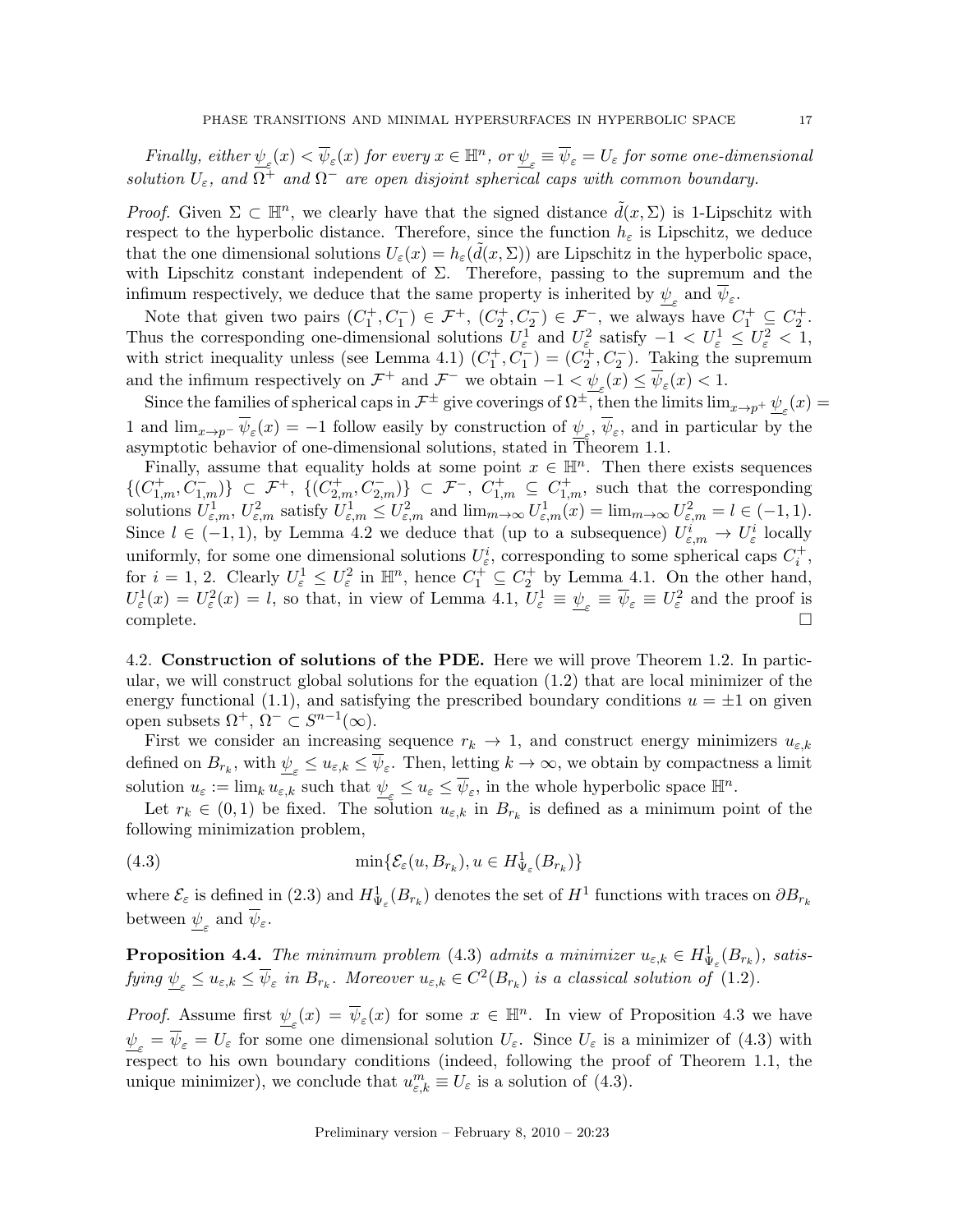*Finally, either $\underline{\psi}_\varepsilon(x) < \overline{\psi}_\varepsilon(x)$ for every $x \in \mathbb{H}^n$, or $\underline{\psi}_\varepsilon \equiv \overline{\psi}_\varepsilon = U_\varepsilon$ for some one-dimensional solution $U_\varepsilon$, and $\Omega^+$ and $\Omega^-$ are open disjoint spherical caps with common boundary.*

*Proof.* Given $\Sigma \subset \mathbb{H}^n$, we clearly have that the signed distance $\tilde{d}(x, \Sigma)$ is 1-Lipschitz with respect to the hyperbolic distance. Therefore, since the function $h_\varepsilon$ is Lipschitz, we deduce that the one dimensional solutions $U_\varepsilon(x) = h_\varepsilon(\tilde{d}(x, \Sigma))$ are Lipschitz in the hyperbolic space, with Lipschitz constant independent of $\Sigma$. Therefore, passing to the supremum and the infimum respectively, we deduce that the same property is inherited by $\underline{\psi}_\varepsilon$ and $\overline{\psi}_\varepsilon$.

Note that given two pairs $(C_1^+, C_1^-) \in \mathcal{F}^+$, $(C_2^+, C_2^-) \in \mathcal{F}^-$, we always have $C_1^+ \subseteq C_2^+$. Thus the corresponding one-dimensional solutions $U_\varepsilon^1$ and $U_\varepsilon^2$ satisfy $-1 < U_\varepsilon^1 \leq U_\varepsilon^2 < 1$, with strict inequality unless (see Lemma 4.1) $(C_1^+, C_1^-) = (C_2^+, C_2^-)$. Taking the supremum and the infimum respectively on $\mathcal{F}^+$ and $\mathcal{F}^-$ we obtain $-1 < \underline{\psi}_\varepsilon(x) \leq \overline{\psi}_\varepsilon(x) < 1$.

Since the families of spherical caps in $\mathcal{F}^\pm$ give coverings of $\Omega^\pm$, then the limits $\lim_{x \to p^+} \underline{\psi}_\varepsilon(x) = 1$ and $\lim_{x \to p^-} \overline{\psi}_\varepsilon(x) = -1$ follow easily by construction of $\underline{\psi}_\varepsilon$, $\overline{\psi}_\varepsilon$, and in particular by the asymptotic behavior of one-dimensional solutions, stated in Theorem 1.1.

Finally, assume that equality holds at some point $x \in \mathbb{H}^n$. Then there exists sequences $\{(C_{1,m}^+, C_{1,m}^-)\} \subset \mathcal{F}^+$, $\{(C_{2,m}^+, C_{2,m}^-)\} \subset \mathcal{F}^-$, $C_{1,m}^+ \subseteq C_{1,m}^+$, such that the corresponding solutions $U_{\varepsilon,m}^1$, $U_{\varepsilon,m}^2$ satisfy $U_{\varepsilon,m}^1 \leq U_{\varepsilon,m}^2$ and $\lim_{m\to\infty} U_{\varepsilon,m}^1(x) = \lim_{m\to\infty} U_{\varepsilon,m}^2 = l \in (-1, 1)$. Since $l \in (-1, 1)$, by Lemma 4.2 we deduce that (up to a subsequence) $U_{\varepsilon,m}^i \to U_\varepsilon^i$ locally uniformly, for some one dimensional solutions $U_\varepsilon^i$, corresponding to some spherical caps $C_i^+$, for $i = 1, 2$. Clearly $U_\varepsilon^1 \leq U_\varepsilon^2$ in $\mathbb{H}^n$, hence $C_1^+ \subseteq C_2^+$ by Lemma 4.1. On the other hand, $U_\varepsilon^1(x) = U_\varepsilon^2(x) = l$, so that, in view of Lemma 4.1, $U_\varepsilon^1 \equiv \underline{\psi}_\varepsilon \equiv \overline{\psi}_\varepsilon \equiv U_\varepsilon^2$ and the proof is complete. $\square$

4.2. **Construction of solutions of the PDE.** Here we will prove Theorem 1.2. In particular, we will construct global solutions for the equation (1.2) that are local minimizer of the energy functional (1.1), and satisfying the prescribed boundary conditions $u = \pm 1$ on given open subsets $\Omega^+$, $\Omega^- \subset S^{n-1}(\infty)$.

First we consider an increasing sequence $r_k \to 1$, and construct energy minimizers $u_{\varepsilon,k}$ defined on $B_{r_k}$, with $\underline{\psi}_\varepsilon \leq u_{\varepsilon,k} \leq \overline{\psi}_\varepsilon$. Then, letting $k \to \infty$, we obtain by compactness a limit solution $u_\varepsilon := \lim_k u_{\varepsilon,k}$ such that $\underline{\psi}_\varepsilon \leq u_\varepsilon \leq \overline{\psi}_\varepsilon$, in the whole hyperbolic space $\mathbb{H}^n$.

Let $r_k \in (0, 1)$ be fixed. The solution $u_{\varepsilon,k}$ in $B_{r_k}$ is defined as a minimum point of the following minimization problem,

$$\min\{\mathcal{E}_\varepsilon(u, B_{r_k}), u \in H^1_{\Psi_\varepsilon}(B_{r_k})\} \tag{4.3}$$

where $\mathcal{E}_\varepsilon$ is defined in (2.3) and $H^1_{\Psi_\varepsilon}(B_{r_k})$ denotes the set of $H^1$ functions with traces on $\partial B_{r_k}$ between $\underline{\psi}_\varepsilon$ and $\overline{\psi}_\varepsilon$.

**Proposition 4.4.** *The minimum problem* (4.3) *admits a minimizer $u_{\varepsilon,k} \in H^1_{\Psi_\varepsilon}(B_{r_k})$, satisfying $\underline{\psi}_\varepsilon \leq u_{\varepsilon,k} \leq \overline{\psi}_\varepsilon$ in $B_{r_k}$. Moreover $u_{\varepsilon,k} \in C^2(B_{r_k})$ is a classical solution of* (1.2)*.*

*Proof.* Assume first $\underline{\psi}_\varepsilon(x) = \overline{\psi}_\varepsilon(x)$ for some $x \in \mathbb{H}^n$. In view of Proposition 4.3 we have $\underline{\psi}_\varepsilon = \overline{\psi}_\varepsilon = U_\varepsilon$ for some one dimensional solution $U_\varepsilon$. Since $U_\varepsilon$ is a minimizer of (4.3) with respect to his own boundary conditions (indeed, following the proof of Theorem 1.1, the unique minimizer), we conclude that $u_{\varepsilon,k}^m \equiv U_\varepsilon$ is a solution of (4.3).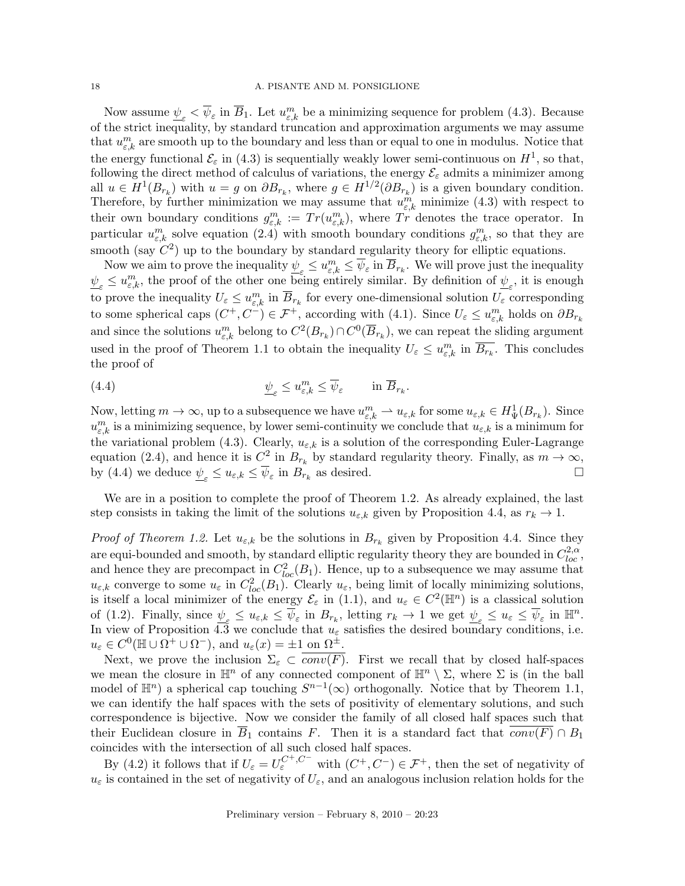Now assume $\underline{\psi}_\varepsilon < \overline{\psi}_\varepsilon$ in $\overline{B}_1$. Let $u^m_{\varepsilon,k}$ be a minimizing sequence for problem (4.3). Because of the strict inequality, by standard truncation and approximation arguments we may assume that $u^m_{\varepsilon,k}$ are smooth up to the boundary and less than or equal to one in modulus. Notice that the energy functional $\mathcal{E}_\varepsilon$ in (4.3) is sequentially weakly lower semi-continuous on $H^1$, so that, following the direct method of calculus of variations, the energy $\mathcal{E}_\varepsilon$ admits a minimizer among all $u \in H^1(B_{r_k})$ with $u = g$ on $\partial B_{r_k}$, where $g \in H^{1/2}(\partial B_{r_k})$ is a given boundary condition. Therefore, by further minimization we may assume that $u^m_{\varepsilon,k}$ minimize (4.3) with respect to their own boundary conditions $g^m_{\varepsilon,k} := Tr(u^m_{\varepsilon,k})$, where $Tr$ denotes the trace operator. In particular $u^m_{\varepsilon,k}$ solve equation (2.4) with smooth boundary conditions $g^m_{\varepsilon,k}$, so that they are smooth (say $C^2$) up to the boundary by standard regularity theory for elliptic equations.

Now we aim to prove the inequality $\underline{\psi}_\varepsilon \le u^m_{\varepsilon,k} \le \overline{\psi}_\varepsilon$ in $\overline{B}_{r_k}$. We will prove just the inequality $\underline{\psi}_\varepsilon \le u^m_{\varepsilon,k}$, the proof of the other one being entirely similar. By definition of $\underline{\psi}_\varepsilon$, it is enough to prove the inequality $U_\varepsilon \le u^m_{\varepsilon,k}$ in $\overline{B}_{r_k}$ for every one-dimensional solution $U_\varepsilon$ corresponding to some spherical caps $(C^+, C^-) \in \mathcal{F}^+$, according with (4.1). Since $U_\varepsilon \le u^m_{\varepsilon,k}$ holds on $\partial B_{r_k}$ and since the solutions $u^m_{\varepsilon,k}$ belong to $C^2(B_{r_k}) \cap C^0(\overline{B}_{r_k})$, we can repeat the sliding argument used in the proof of Theorem 1.1 to obtain the inequality $U_\varepsilon \le u^m_{\varepsilon,k}$ in $\overline{B_{r_k}}$. This concludes the proof of

$$\underline{\psi}_\varepsilon \le u^m_{\varepsilon,k} \le \overline{\psi}_\varepsilon \qquad \text{in } \overline{B}_{r_k}. \tag{4.4}$$

Now, letting $m \to \infty$, up to a subsequence we have $u^m_{\varepsilon,k} \rightharpoonup u_{\varepsilon,k}$ for some $u_{\varepsilon,k} \in H^1_\Psi(B_{r_k})$. Since $u^m_{\varepsilon,k}$ is a minimizing sequence, by lower semi-continuity we conclude that $u_{\varepsilon,k}$ is a minimum for the variational problem (4.3). Clearly, $u_{\varepsilon,k}$ is a solution of the corresponding Euler-Lagrange equation (2.4), and hence it is $C^2$ in $B_{r_k}$ by standard regularity theory. Finally, as $m \to \infty$, by (4.4) we deduce $\underline{\psi}_\varepsilon \le u_{\varepsilon,k} \le \overline{\psi}_\varepsilon$ in $B_{r_k}$ as desired. $\square$

We are in a position to complete the proof of Theorem 1.2. As already explained, the last step consists in taking the limit of the solutions $u_{\varepsilon,k}$ given by Proposition 4.4, as $r_k \to 1$.

*Proof of Theorem 1.2.* Let $u_{\varepsilon,k}$ be the solutions in $B_{r_k}$ given by Proposition 4.4. Since they are equi-bounded and smooth, by standard elliptic regularity theory they are bounded in $C^{2,\alpha}_{loc}$, and hence they are precompact in $C^2_{loc}(B_1)$. Hence, up to a subsequence we may assume that $u_{\varepsilon,k}$ converge to some $u_\varepsilon$ in $C^2_{loc}(B_1)$. Clearly $u_\varepsilon$, being limit of locally minimizing solutions, is itself a local minimizer of the energy $\mathcal{E}_\varepsilon$ in (1.1), and $u_\varepsilon \in C^2(\mathbb{H}^n)$ is a classical solution of (1.2). Finally, since $\underline{\psi}_\varepsilon \le u_{\varepsilon,k} \le \overline{\psi}_\varepsilon$ in $B_{r_k}$, letting $r_k \to 1$ we get $\underline{\psi}_\varepsilon \le u_\varepsilon \le \overline{\psi}_\varepsilon$ in $\mathbb{H}^n$. In view of Proposition 4.3 we conclude that $u_\varepsilon$ satisfies the desired boundary conditions, i.e. $u_\varepsilon \in C^0(\mathbb{H} \cup \Omega^+ \cup \Omega^-)$, and $u_\varepsilon(x) = \pm 1$ on $\Omega^\pm$.

Next, we prove the inclusion $\Sigma_\varepsilon \subset \overline{conv(F)}$. First we recall that by closed half-spaces we mean the closure in $\mathbb{H}^n$ of any connected component of $\mathbb{H}^n \setminus \Sigma$, where $\Sigma$ is (in the ball model of $\mathbb{H}^n$) a spherical cap touching $S^{n-1}(\infty)$ orthogonally. Notice that by Theorem 1.1, we can identify the half spaces with the sets of positivity of elementary solutions, and such correspondence is bijective. Now we consider the family of all closed half spaces such that their Euclidean closure in $\overline{B}_1$ contains $F$. Then it is a standard fact that $\overline{conv(F)} \cap B_1$ coincides with the intersection of all such closed half spaces.

By (4.2) it follows that if $U_\varepsilon = U_\varepsilon^{C^+,C^-}$ with $(C^+, C^-) \in \mathcal{F}^+$, then the set of negativity of $u_\varepsilon$ is contained in the set of negativity of $U_\varepsilon$, and an analogous inclusion relation holds for the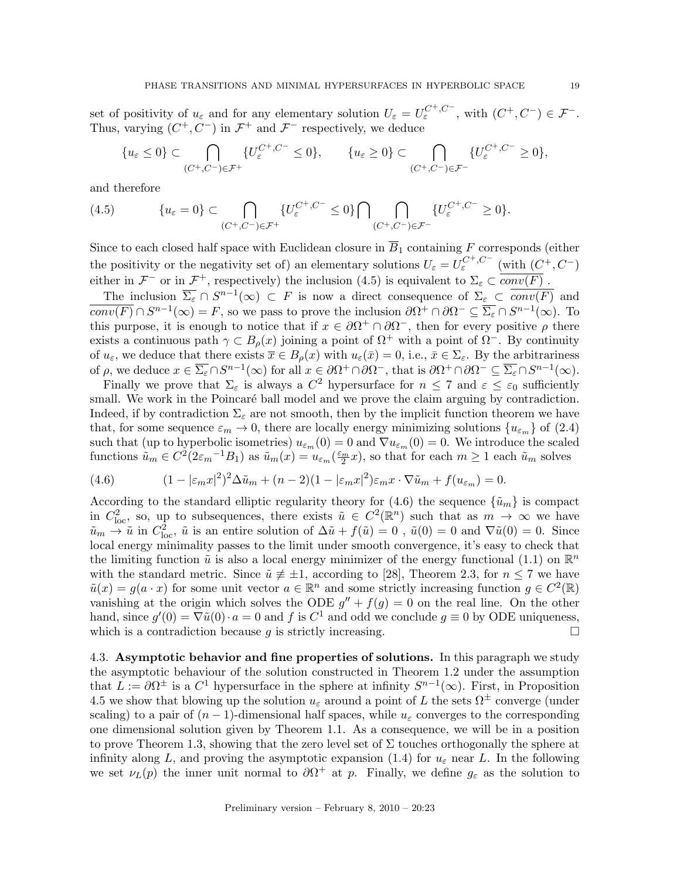set of positivity of $u_\varepsilon$ and for any elementary solution $U_\varepsilon = U_\varepsilon^{C^+,C^-}$, with $(C^+,C^-) \in \mathcal{F}^-$. Thus, varying $(C^+,C^-)$ in $\mathcal{F}^+$ and $\mathcal{F}^-$ respectively, we deduce

$$\{u_\varepsilon \le 0\} \subset \bigcap_{(C^+,C^-)\in\mathcal{F}^+} \{U_\varepsilon^{C^+,C^-} \le 0\}, \qquad \{u_\varepsilon \ge 0\} \subset \bigcap_{(C^+,C^-)\in\mathcal{F}^-} \{U_\varepsilon^{C^+,C^-} \ge 0\},$$

and therefore

$$\{u_\varepsilon = 0\} \subset \bigcap_{(C^+,C^-)\in\mathcal{F}^+} \{U_\varepsilon^{C^+,C^-} \le 0\} \bigcap \bigcap_{(C^+,C^-)\in\mathcal{F}^-} \{U_\varepsilon^{C^+,C^-} \ge 0\}. \tag{4.5}$$

Since to each closed half space with Euclidean closure in $\overline{B}_1$ containing $F$ corresponds (either the positivity or the negativity set of) an elementary solutions $U_\varepsilon = U_\varepsilon^{C^+,C^-}$ (with $(C^+,C^-)$ either in $\mathcal{F}^-$ or in $\mathcal{F}^+$, respectively) the inclusion (4.5) is equivalent to $\Sigma_\varepsilon \subset \overline{conv(F)}$ .

The inclusion $\overline{\Sigma_\varepsilon} \cap S^{n-1}(\infty) \subset F$ is now a direct consequence of $\Sigma_\varepsilon \subset \overline{conv(F)}$ and $\overline{conv(F)} \cap S^{n-1}(\infty) = F$, so we pass to prove the inclusion $\partial\Omega^+ \cap \partial\Omega^- \subseteq \overline{\Sigma_\varepsilon} \cap S^{n-1}(\infty)$. To this purpose, it is enough to notice that if $x \in \partial\Omega^+ \cap \partial\Omega^-$, then for every positive $\rho$ there exists a continuous path $\gamma \subset B_\rho(x)$ joining a point of $\Omega^+$ with a point of $\Omega^-$. By continuity of $u_\varepsilon$, we deduce that there exists $\overline{x} \in B_\rho(x)$ with $u_\varepsilon(\bar{x}) = 0$, i.e., $\bar{x} \in \Sigma_\varepsilon$. By the arbitrariness of $\rho$, we deduce $x \in \overline{\Sigma_\varepsilon} \cap S^{n-1}(\infty)$ for all $x \in \partial\Omega^+ \cap \partial\Omega^-$, that is $\partial\Omega^+ \cap \partial\Omega^- \subseteq \overline{\Sigma_\varepsilon} \cap S^{n-1}(\infty)$.

Finally we prove that $\Sigma_\varepsilon$ is always a $C^2$ hypersurface for $n \le 7$ and $\varepsilon \le \varepsilon_0$ sufficiently small. We work in the Poincaré ball model and we prove the claim arguing by contradiction. Indeed, if by contradiction $\Sigma_\varepsilon$ are not smooth, then by the implicit function theorem we have that, for some sequence $\varepsilon_m \to 0$, there are locally energy minimizing solutions $\{u_{\varepsilon_m}\}$ of (2.4) such that (up to hyperbolic isometries) $u_{\varepsilon_m}(0) = 0$ and $\nabla u_{\varepsilon_m}(0) = 0$. We introduce the scaled functions $\tilde{u}_m \in C^2(2{\varepsilon_m}^{-1}B_1)$ as $\tilde{u}_m(x) = u_{\varepsilon_m}(\frac{\varepsilon_m}{2}x)$, so that for each $m \ge 1$ each $\tilde{u}_m$ solves

$$(1-|\varepsilon_m x|^2)^2 \Delta\tilde{u}_m + (n-2)(1-|\varepsilon_m x|^2)\varepsilon_m x \cdot \nabla\tilde{u}_m + f(u_{\varepsilon_m}) = 0. \tag{4.6}$$

According to the standard elliptic regularity theory for (4.6) the sequence $\{\tilde{u}_m\}$ is compact in $C^2_{\rm loc}$, so, up to subsequences, there exists $\tilde{u} \in C^2(\mathbb{R}^n)$ such that as $m \to \infty$ we have $\tilde{u}_m \to \tilde{u}$ in $C^2_{\rm loc}$, $\tilde{u}$ is an entire solution of $\Delta\tilde{u} + f(\tilde{u}) = 0$ , $\tilde{u}(0) = 0$ and $\nabla\tilde{u}(0) = 0$. Since local energy minimality passes to the limit under smooth convergence, it's easy to check that the limiting function $\tilde{u}$ is also a local energy minimizer of the energy functional (1.1) on $\mathbb{R}^n$ with the standard metric. Since $\tilde{u} \not\equiv \pm 1$, according to [28], Theorem 2.3, for $n \le 7$ we have $\tilde{u}(x) = g(a \cdot x)$ for some unit vector $a \in \mathbb{R}^n$ and some strictly increasing function $g \in C^2(\mathbb{R})$ vanishing at the origin which solves the ODE $g'' + f(g) = 0$ on the real line. On the other hand, since $g'(0) = \nabla\tilde{u}(0) \cdot a = 0$ and $f$ is $C^1$ and odd we conclude $g \equiv 0$ by ODE uniqueness, which is a contradiction because $g$ is strictly increasing. $\square$

**4.3. Asymptotic behavior and fine properties of solutions.** In this paragraph we study the asymptotic behaviour of the solution constructed in Theorem 1.2 under the assumption that $L := \partial\Omega^\pm$ is a $C^1$ hypersurface in the sphere at infinity $S^{n-1}(\infty)$. First, in Proposition 4.5 we show that blowing up the solution $u_\varepsilon$ around a point of $L$ the sets $\Omega^\pm$ converge (under scaling) to a pair of $(n-1)$-dimensional half spaces, while $u_\varepsilon$ converges to the corresponding one dimensional solution given by Theorem 1.1. As a consequence, we will be in a position to prove Theorem 1.3, showing that the zero level set of $\Sigma$ touches orthogonally the sphere at infinity along $L$, and proving the asymptotic expansion (1.4) for $u_\varepsilon$ near $L$. In the following we set $\nu_L(p)$ the inner unit normal to $\partial\Omega^+$ at $p$. Finally, we define $g_\varepsilon$ as the solution to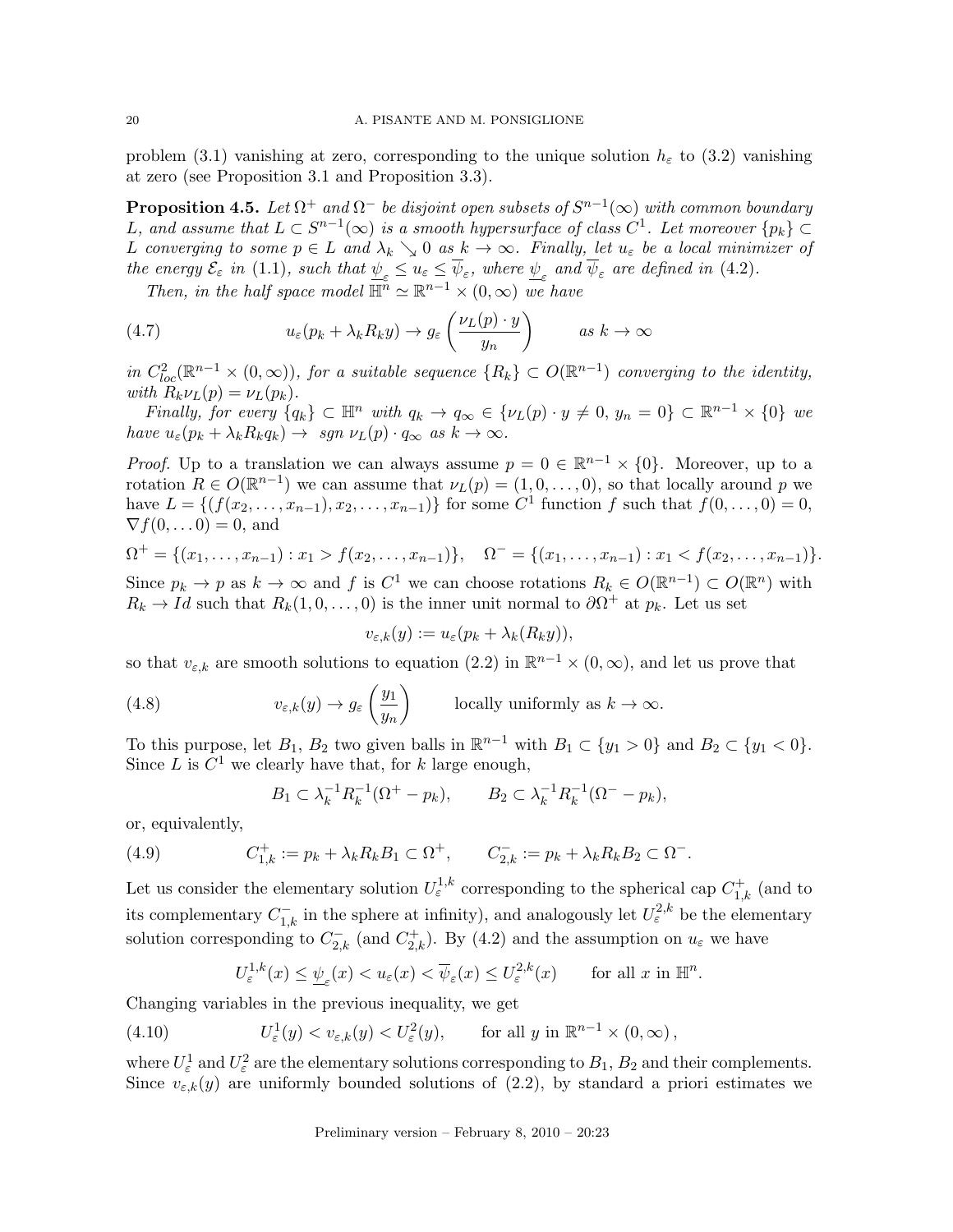problem (3.1) vanishing at zero, corresponding to the unique solution $h_\varepsilon$ to (3.2) vanishing at zero (see Proposition 3.1 and Proposition 3.3).

**Proposition 4.5.** *Let $\Omega^+$ and $\Omega^-$ be disjoint open subsets of $S^{n-1}(\infty)$ with common boundary $L$, and assume that $L \subset S^{n-1}(\infty)$ is a smooth hypersurface of class $C^1$. Let moreover $\{p_k\} \subset L$ converging to some $p \in L$ and $\lambda_k \searrow 0$ as $k \to \infty$. Finally, let $u_\varepsilon$ be a local minimizer of the energy $\mathcal{E}_\varepsilon$ in (1.1), such that $\underline{\psi}_\varepsilon \leq u_\varepsilon \leq \overline{\psi}_\varepsilon$, where $\underline{\psi}_\varepsilon$ and $\overline{\psi}_\varepsilon$ are defined in (4.2).*

*Then, in the half space model $\mathbb{H}^n \simeq \mathbb{R}^{n-1} \times (0, \infty)$ we have*

$$u_\varepsilon(p_k + \lambda_k R_k y) \to g_\varepsilon\left(\frac{\nu_L(p) \cdot y}{y_n}\right) \qquad \text{as } k \to \infty \tag{4.7}$$

*in $C^2_{loc}(\mathbb{R}^{n-1} \times (0, \infty))$, for a suitable sequence $\{R_k\} \subset O(\mathbb{R}^{n-1})$ converging to the identity, with $R_k \nu_L(p) = \nu_L(p_k)$.*

*Finally, for every $\{q_k\} \subset \mathbb{H}^n$ with $q_k \to q_\infty \in \{\nu_L(p) \cdot y \neq 0,\, y_n = 0\} \subset \mathbb{R}^{n-1} \times \{0\}$ we have $u_\varepsilon(p_k + \lambda_k R_k q_k) \to$ sgn $\nu_L(p) \cdot q_\infty$ as $k \to \infty$.*

*Proof.* Up to a translation we can always assume $p = 0 \in \mathbb{R}^{n-1} \times \{0\}$. Moreover, up to a rotation $R \in O(\mathbb{R}^{n-1})$ we can assume that $\nu_L(p) = (1, 0, \ldots, 0)$, so that locally around $p$ we have $L = \{(f(x_2, \ldots, x_{n-1}), x_2, \ldots, x_{n-1})\}$ for some $C^1$ function $f$ such that $f(0, \ldots, 0) = 0$, $\nabla f(0, \ldots 0) = 0$, and

$$\Omega^+ = \{(x_1, \ldots, x_{n-1}) : x_1 > f(x_2, \ldots, x_{n-1})\}, \quad \Omega^- = \{(x_1, \ldots, x_{n-1}) : x_1 < f(x_2, \ldots, x_{n-1})\}.$$

Since $p_k \to p$ as $k \to \infty$ and $f$ is $C^1$ we can choose rotations $R_k \in O(\mathbb{R}^{n-1}) \subset O(\mathbb{R}^n)$ with $R_k \to Id$ such that $R_k(1, 0, \ldots, 0)$ is the inner unit normal to $\partial\Omega^+$ at $p_k$. Let us set

$$v_{\varepsilon,k}(y) := u_\varepsilon(p_k + \lambda_k(R_k y)),$$

so that $v_{\varepsilon,k}$ are smooth solutions to equation (2.2) in $\mathbb{R}^{n-1} \times (0, \infty)$, and let us prove that

$$v_{\varepsilon,k}(y) \to g_\varepsilon\left(\frac{y_1}{y_n}\right) \qquad \text{locally uniformly as } k \to \infty. \tag{4.8}$$

To this purpose, let $B_1$, $B_2$ two given balls in $\mathbb{R}^{n-1}$ with $B_1 \subset \{y_1 > 0\}$ and $B_2 \subset \{y_1 < 0\}$. Since $L$ is $C^1$ we clearly have that, for $k$ large enough,

$$B_1 \subset \lambda_k^{-1} R_k^{-1}(\Omega^+ - p_k), \qquad B_2 \subset \lambda_k^{-1} R_k^{-1}(\Omega^- - p_k),$$

or, equivalently,

$$C^+_{1,k} := p_k + \lambda_k R_k B_1 \subset \Omega^+, \qquad C^-_{2,k} := p_k + \lambda_k R_k B_2 \subset \Omega^-. \tag{4.9}$$

Let us consider the elementary solution $U^{1,k}_\varepsilon$ corresponding to the spherical cap $C^+_{1,k}$ (and to its complementary $C^-_{1,k}$ in the sphere at infinity), and analogously let $U^{2,k}_\varepsilon$ be the elementary solution corresponding to $C^-_{2,k}$ (and $C^+_{2,k}$). By (4.2) and the assumption on $u_\varepsilon$ we have

$$U^{1,k}_\varepsilon(x) \leq \underline{\psi}_\varepsilon(x) < u_\varepsilon(x) < \overline{\psi}_\varepsilon(x) \leq U^{2,k}_\varepsilon(x) \qquad \text{for all } x \text{ in } \mathbb{H}^n.$$

Changing variables in the previous inequality, we get

$$U^1_\varepsilon(y) < v_{\varepsilon,k}(y) < U^2_\varepsilon(y), \qquad \text{for all } y \text{ in } \mathbb{R}^{n-1} \times (0, \infty), \tag{4.10}$$

where $U^1_\varepsilon$ and $U^2_\varepsilon$ are the elementary solutions corresponding to $B_1$, $B_2$ and their complements. Since $v_{\varepsilon,k}(y)$ are uniformly bounded solutions of (2.2), by standard a priori estimates we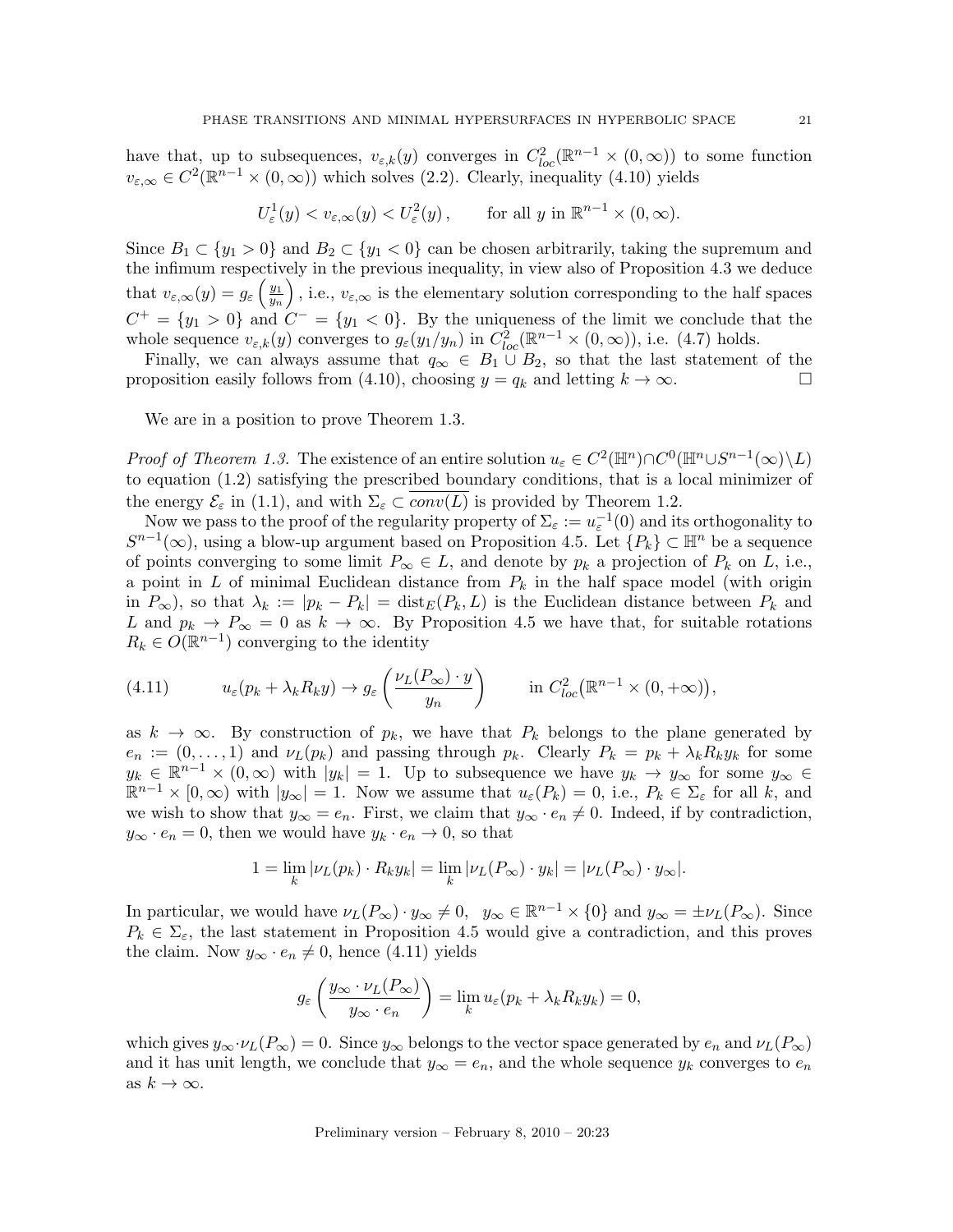have that, up to subsequences, $v_{\varepsilon,k}(y)$ converges in $C^2_{loc}(\mathbb{R}^{n-1} \times (0,\infty))$ to some function $v_{\varepsilon,\infty} \in C^2(\mathbb{R}^{n-1} \times (0,\infty))$ which solves (2.2). Clearly, inequality (4.10) yields

$$U^1_\varepsilon(y) < v_{\varepsilon,\infty}(y) < U^2_\varepsilon(y), \qquad \text{for all } y \text{ in } \mathbb{R}^{n-1} \times (0,\infty).$$

Since $B_1 \subset \{y_1 > 0\}$ and $B_2 \subset \{y_1 < 0\}$ can be chosen arbitrarily, taking the supremum and the infimum respectively in the previous inequality, in view also of Proposition 4.3 we deduce that $v_{\varepsilon,\infty}(y) = g_\varepsilon\left(\frac{y_1}{y_n}\right)$, i.e., $v_{\varepsilon,\infty}$ is the elementary solution corresponding to the half spaces $C^+ = \{y_1 > 0\}$ and $C^- = \{y_1 < 0\}$. By the uniqueness of the limit we conclude that the whole sequence $v_{\varepsilon,k}(y)$ converges to $g_\varepsilon(y_1/y_n)$ in $C^2_{loc}(\mathbb{R}^{n-1} \times (0,\infty))$, i.e. (4.7) holds.

Finally, we can always assume that $q_\infty \in B_1 \cup B_2$, so that the last statement of the proposition easily follows from (4.10), choosing $y = q_k$ and letting $k \to \infty$. □

We are in a position to prove Theorem 1.3.

*Proof of Theorem 1.3.* The existence of an entire solution $u_\varepsilon \in C^2(\mathbb{H}^n) \cap C^0(\mathbb{H}^n \cup S^{n-1}(\infty) \setminus L)$ to equation (1.2) satisfying the prescribed boundary conditions, that is a local minimizer of the energy $\mathcal{E}_\varepsilon$ in (1.1), and with $\Sigma_\varepsilon \subset \overline{conv(L)}$ is provided by Theorem 1.2.

Now we pass to the proof of the regularity property of $\Sigma_\varepsilon := u_\varepsilon^{-1}(0)$ and its orthogonality to $S^{n-1}(\infty)$, using a blow-up argument based on Proposition 4.5. Let $\{P_k\} \subset \mathbb{H}^n$ be a sequence of points converging to some limit $P_\infty \in L$, and denote by $p_k$ a projection of $P_k$ on $L$, i.e., a point in $L$ of minimal Euclidean distance from $P_k$ in the half space model (with origin in $P_\infty$), so that $\lambda_k := |p_k - P_k| = \mathrm{dist}_E(P_k, L)$ is the Euclidean distance between $P_k$ and $L$ and $p_k \to P_\infty = 0$ as $k \to \infty$. By Proposition 4.5 we have that, for suitable rotations $R_k \in O(\mathbb{R}^{n-1})$ converging to the identity

$$u_\varepsilon(p_k + \lambda_k R_k y) \to g_\varepsilon\left(\frac{\nu_L(P_\infty) \cdot y}{y_n}\right) \qquad \text{in } C^2_{loc}\big(\mathbb{R}^{n-1} \times (0,+\infty)\big), \tag{4.11}$$

as $k \to \infty$. By construction of $p_k$, we have that $P_k$ belongs to the plane generated by $e_n := (0,\ldots,1)$ and $\nu_L(p_k)$ and passing through $p_k$. Clearly $P_k = p_k + \lambda_k R_k y_k$ for some $y_k \in \mathbb{R}^{n-1} \times (0,\infty)$ with $|y_k| = 1$. Up to subsequence we have $y_k \to y_\infty$ for some $y_\infty \in \mathbb{R}^{n-1} \times [0,\infty)$ with $|y_\infty| = 1$. Now we assume that $u_\varepsilon(P_k) = 0$, i.e., $P_k \in \Sigma_\varepsilon$ for all $k$, and we wish to show that $y_\infty = e_n$. First, we claim that $y_\infty \cdot e_n \neq 0$. Indeed, if by contradiction, $y_\infty \cdot e_n = 0$, then we would have $y_k \cdot e_n \to 0$, so that

$$1 = \lim_k |\nu_L(p_k) \cdot R_k y_k| = \lim_k |\nu_L(P_\infty) \cdot y_k| = |\nu_L(P_\infty) \cdot y_\infty|.$$

In particular, we would have $\nu_L(P_\infty) \cdot y_\infty \neq 0$, $\;y_\infty \in \mathbb{R}^{n-1} \times \{0\}$ and $y_\infty = \pm\nu_L(P_\infty)$. Since $P_k \in \Sigma_\varepsilon$, the last statement in Proposition 4.5 would give a contradiction, and this proves the claim. Now $y_\infty \cdot e_n \neq 0$, hence (4.11) yields

$$g_\varepsilon\left(\frac{y_\infty \cdot \nu_L(P_\infty)}{y_\infty \cdot e_n}\right) = \lim_k u_\varepsilon(p_k + \lambda_k R_k y_k) = 0,$$

which gives $y_\infty \cdot \nu_L(P_\infty) = 0$. Since $y_\infty$ belongs to the vector space generated by $e_n$ and $\nu_L(P_\infty)$ and it has unit length, we conclude that $y_\infty = e_n$, and the whole sequence $y_k$ converges to $e_n$ as $k \to \infty$.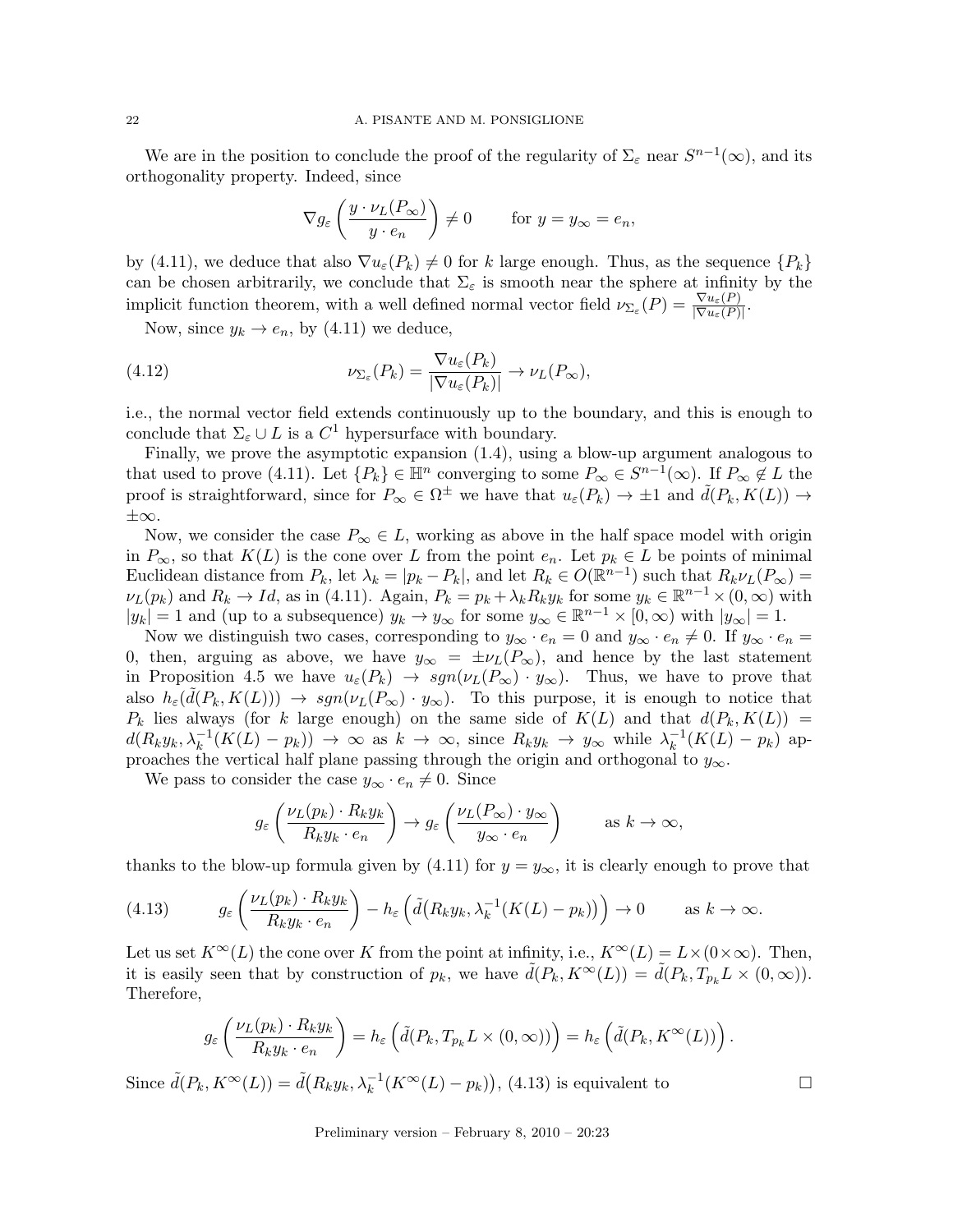We are in the position to conclude the proof of the regularity of $\Sigma_\varepsilon$ near $S^{n-1}(\infty)$, and its orthogonality property. Indeed, since

$$\nabla g_\varepsilon\left(\frac{y\cdot \nu_L(P_\infty)}{y\cdot e_n}\right)\neq 0 \qquad \text{for } y=y_\infty=e_n,$$

by (4.11), we deduce that also $\nabla u_\varepsilon(P_k)\neq 0$ for $k$ large enough. Thus, as the sequence $\{P_k\}$ can be chosen arbitrarily, we conclude that $\Sigma_\varepsilon$ is smooth near the sphere at infinity by the implicit function theorem, with a well defined normal vector field $\nu_{\Sigma_\varepsilon}(P)=\frac{\nabla u_\varepsilon(P)}{|\nabla u_\varepsilon(P)|}$.

Now, since $y_k\to e_n$, by (4.11) we deduce,

$$\nu_{\Sigma_\varepsilon}(P_k)=\frac{\nabla u_\varepsilon(P_k)}{|\nabla u_\varepsilon(P_k)|}\to \nu_L(P_\infty), \tag{4.12}$$

i.e., the normal vector field extends continuously up to the boundary, and this is enough to conclude that $\Sigma_\varepsilon\cup L$ is a $C^1$ hypersurface with boundary.

Finally, we prove the asymptotic expansion (1.4), using a blow-up argument analogous to that used to prove (4.11). Let $\{P_k\}\in\mathbb{H}^n$ converging to some $P_\infty\in S^{n-1}(\infty)$. If $P_\infty\notin L$ the proof is straightforward, since for $P_\infty\in\Omega^\pm$ we have that $u_\varepsilon(P_k)\to\pm1$ and $\tilde d(P_k,K(L))\to\pm\infty$.

Now, we consider the case $P_\infty\in L$, working as above in the half space model with origin in $P_\infty$, so that $K(L)$ is the cone over $L$ from the point $e_n$. Let $p_k\in L$ be points of minimal Euclidean distance from $P_k$, let $\lambda_k=|p_k-P_k|$, and let $R_k\in O(\mathbb{R}^{n-1})$ such that $R_k\nu_L(P_\infty)=\nu_L(p_k)$ and $R_k\to Id$, as in (4.11). Again, $P_k=p_k+\lambda_kR_ky_k$ for some $y_k\in\mathbb{R}^{n-1}\times(0,\infty)$ with $|y_k|=1$ and (up to a subsequence) $y_k\to y_\infty$ for some $y_\infty\in\mathbb{R}^{n-1}\times[0,\infty)$ with $|y_\infty|=1$.

Now we distinguish two cases, corresponding to $y_\infty\cdot e_n=0$ and $y_\infty\cdot e_n\neq0$. If $y_\infty\cdot e_n=0$, then, arguing as above, we have $y_\infty=\pm\nu_L(P_\infty)$, and hence by the last statement in Proposition 4.5 we have $u_\varepsilon(P_k)\to sgn(\nu_L(P_\infty)\cdot y_\infty)$. Thus, we have to prove that also $h_\varepsilon(\tilde d(P_k,K(L)))\to sgn(\nu_L(P_\infty)\cdot y_\infty)$. To this purpose, it is enough to notice that $P_k$ lies always (for $k$ large enough) on the same side of $K(L)$ and that $d(P_k,K(L))=d(R_ky_k,\lambda_k^{-1}(K(L)-p_k))\to\infty$ as $k\to\infty$, since $R_ky_k\to y_\infty$ while $\lambda_k^{-1}(K(L)-p_k)$ approaches the vertical half plane passing through the origin and orthogonal to $y_\infty$.

We pass to consider the case $y_\infty\cdot e_n\neq0$. Since

$$g_\varepsilon\left(\frac{\nu_L(p_k)\cdot R_ky_k}{R_ky_k\cdot e_n}\right)\to g_\varepsilon\left(\frac{\nu_L(P_\infty)\cdot y_\infty}{y_\infty\cdot e_n}\right)\qquad\text{as } k\to\infty,$$

thanks to the blow-up formula given by (4.11) for $y=y_\infty$, it is clearly enough to prove that

$$g_\varepsilon\left(\frac{\nu_L(p_k)\cdot R_ky_k}{R_ky_k\cdot e_n}\right)-h_\varepsilon\left(\tilde d\big(R_ky_k,\lambda_k^{-1}(K(L)-p_k)\big)\right)\to0\qquad\text{as } k\to\infty. \tag{4.13}$$

Let us set $K^\infty(L)$ the cone over $K$ from the point at infinity, i.e., $K^\infty(L)=L\times(0\times\infty)$. Then, it is easily seen that by construction of $p_k$, we have $\tilde d(P_k,K^\infty(L))=\tilde d(P_k,T_{p_k}L\times(0,\infty))$. Therefore,

$$g_\varepsilon\left(\frac{\nu_L(p_k)\cdot R_ky_k}{R_ky_k\cdot e_n}\right)=h_\varepsilon\left(\tilde d(P_k,T_{p_k}L\times(0,\infty))\right)=h_\varepsilon\left(\tilde d(P_k,K^\infty(L))\right).$$

Since $\tilde d(P_k,K^\infty(L))=\tilde d\big(R_ky_k,\lambda_k^{-1}(K^\infty(L)-p_k)\big)$, (4.13) is equivalent to $\square$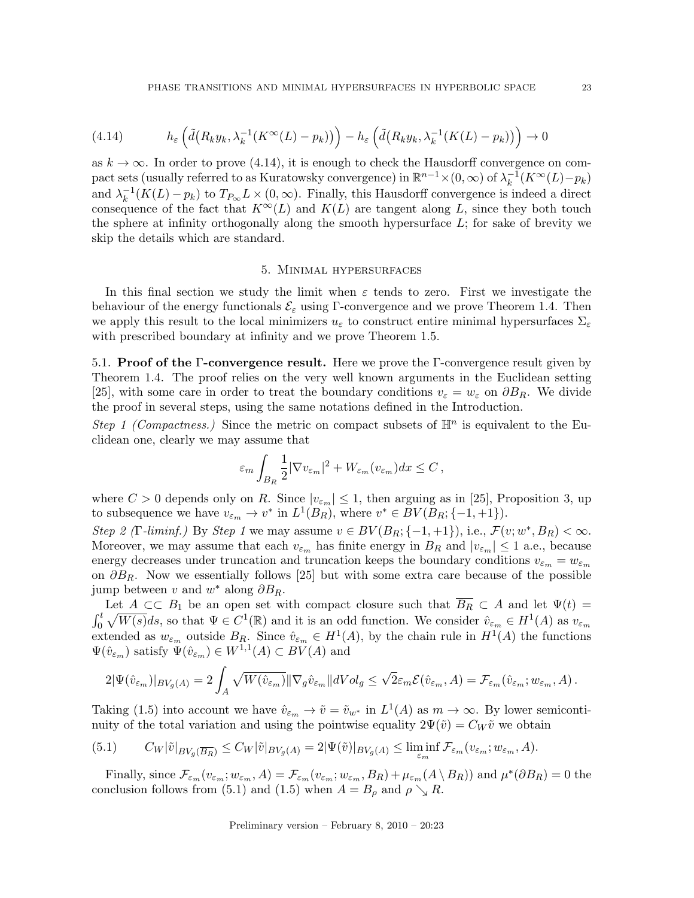$$(4.14)\qquad h_\varepsilon\left(\tilde{d}\big(R_k y_k, \lambda_k^{-1}(K^\infty(L)-p_k)\big)\right) - h_\varepsilon\left(\tilde{d}\big(R_k y_k, \lambda_k^{-1}(K(L)-p_k)\big)\right) \to 0$$

as $k \to \infty$. In order to prove (4.14), it is enough to check the Hausdorff convergence on compact sets (usually referred to as Kuratowsky convergence) in $\mathbb{R}^{n-1}\times(0,\infty)$ of $\lambda_k^{-1}(K^\infty(L)-p_k)$ and $\lambda_k^{-1}(K(L)-p_k)$ to $T_{P_\infty}L \times (0,\infty)$. Finally, this Hausdorff convergence is indeed a direct consequence of the fact that $K^\infty(L)$ and $K(L)$ are tangent along $L$, since they both touch the sphere at infinity orthogonally along the smooth hypersurface $L$; for sake of brevity we skip the details which are standard.

## 5. Minimal hypersurfaces

In this final section we study the limit when $\varepsilon$ tends to zero. First we investigate the behaviour of the energy functionals $\mathcal{E}_\varepsilon$ using $\Gamma$-convergence and we prove Theorem 1.4. Then we apply this result to the local minimizers $u_\varepsilon$ to construct entire minimal hypersurfaces $\Sigma_\varepsilon$ with prescribed boundary at infinity and we prove Theorem 1.5.

### 5.1. Proof of the $\Gamma$-convergence result.

Here we prove the $\Gamma$-convergence result given by Theorem 1.4. The proof relies on the very well known arguments in the Euclidean setting [25], with some care in order to treat the boundary conditions $v_\varepsilon = w_\varepsilon$ on $\partial B_R$. We divide the proof in several steps, using the same notations defined in the Introduction.

*Step 1 (Compactness.)* Since the metric on compact subsets of $\mathbb{H}^n$ is equivalent to the Euclidean one, clearly we may assume that

$$\varepsilon_m \int_{B_R} \frac{1}{2}|\nabla v_{\varepsilon_m}|^2 + W_{\varepsilon_m}(v_{\varepsilon_m})dx \le C\,,$$

where $C>0$ depends only on $R$. Since $|v_{\varepsilon_m}| \le 1$, then arguing as in [25], Proposition 3, up to subsequence we have $v_{\varepsilon_m} \to v^*$ in $L^1(B_R)$, where $v^* \in BV(B_R;\{-1,+1\})$.

*Step 2 ($\Gamma$-liminf.)* By *Step 1* we may assume $v \in BV(B_R;\{-1,+1\})$, i.e., $\mathcal{F}(v;w^*,B_R)<\infty$. Moreover, we may assume that each $v_{\varepsilon_m}$ has finite energy in $B_R$ and $|v_{\varepsilon_m}|\le 1$ a.e., because energy decreases under truncation and truncation keeps the boundary conditions $v_{\varepsilon_m} = w_{\varepsilon_m}$ on $\partial B_R$. Now we essentially follows [25] but with some extra care because of the possible jump between $v$ and $w^*$ along $\partial B_R$.

Let $A \subset\subset B_1$ be an open set with compact closure such that $\overline{B_R} \subset A$ and let $\Psi(t) = \int_0^t \sqrt{W(s)}ds$, so that $\Psi \in C^1(\mathbb{R})$ and it is an odd function. We consider $\hat{v}_{\varepsilon_m} \in H^1(A)$ as $v_{\varepsilon_m}$ extended as $w_{\varepsilon_m}$ outside $B_R$. Since $\hat{v}_{\varepsilon_m} \in H^1(A)$, by the chain rule in $H^1(A)$ the functions $\Psi(\hat{v}_{\varepsilon_m})$ satisfy $\Psi(\hat{v}_{\varepsilon_m}) \in W^{1,1}(A) \subset BV(A)$ and

$$2|\Psi(\hat{v}_{\varepsilon_m})|_{BV_g(A)} = 2\int_A \sqrt{W(\hat{v}_{\varepsilon_m})}\|\nabla_g \hat{v}_{\varepsilon_m}\| dVol_g \le \sqrt{2}\varepsilon_m \mathcal{E}(\hat{v}_{\varepsilon_m},A) = \mathcal{F}_{\varepsilon_m}(\hat{v}_{\varepsilon_m};w_{\varepsilon_m},A)\,.$$

Taking (1.5) into account we have $\hat{v}_{\varepsilon_m} \to \tilde{v} = \tilde{v}_{w^*}$ in $L^1(A)$ as $m\to\infty$. By lower semicontinuity of the total variation and using the pointwise equality $2\Psi(\tilde{v}) = C_W \tilde{v}$ we obtain

$$(5.1)\qquad C_W|\tilde{v}|_{BV_g(\overline{B_R})} \le C_W|\tilde{v}|_{BV_g(A)} = 2|\Psi(\tilde{v})|_{BV_g(A)} \le \liminf_{\varepsilon_m} \mathcal{F}_{\varepsilon_m}(v_{\varepsilon_m};w_{\varepsilon_m},A).$$

Finally, since $\mathcal{F}_{\varepsilon_m}(v_{\varepsilon_m};w_{\varepsilon_m},A) = \mathcal{F}_{\varepsilon_m}(v_{\varepsilon_m};w_{\varepsilon_m},B_R) + \mu_{\varepsilon_m}(A\setminus B_R))$ and $\mu^*(\partial B_R)=0$ the conclusion follows from (5.1) and (1.5) when $A = B_\rho$ and $\rho \searrow R$.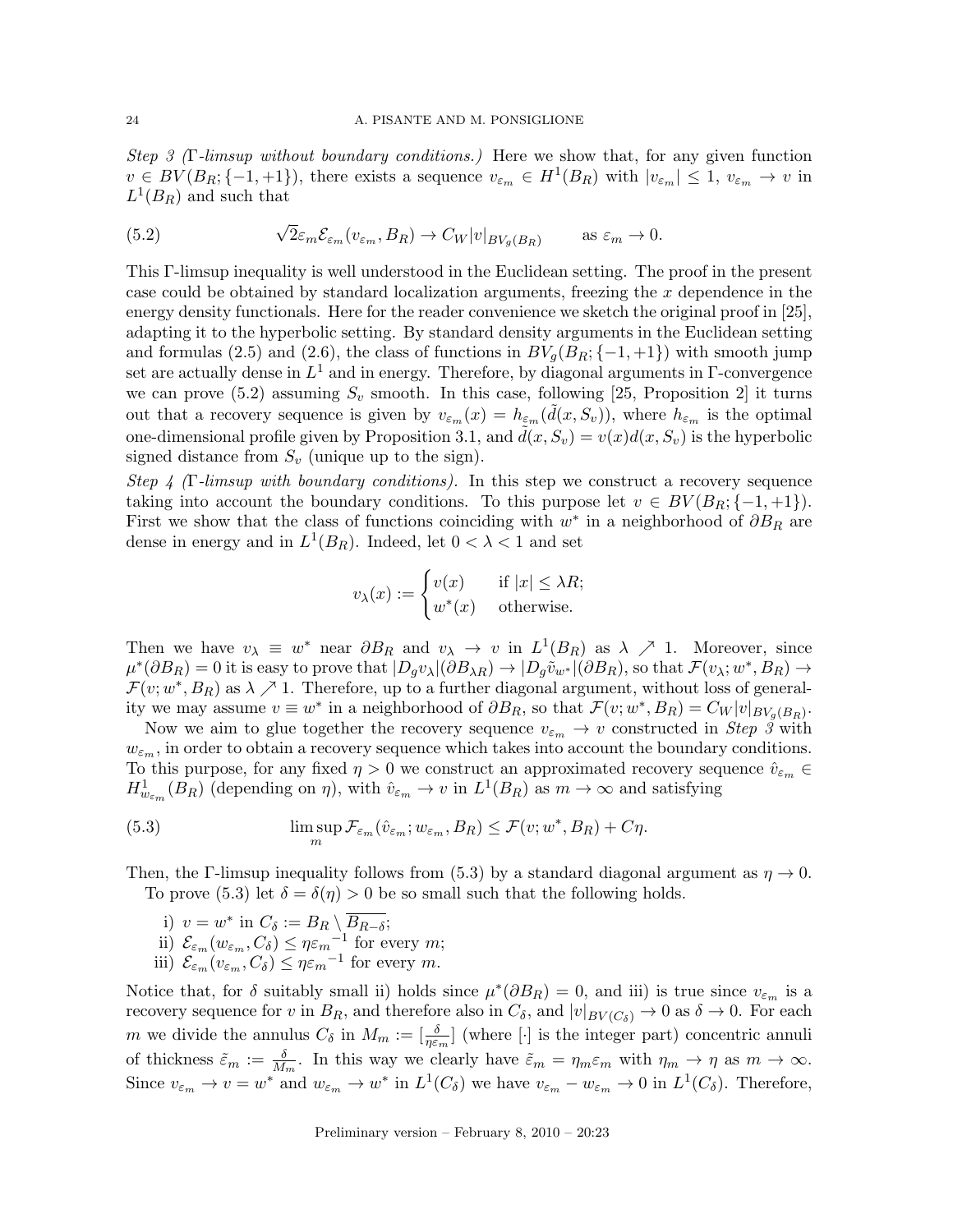*Step 3 (Γ-limsup without boundary conditions.)* Here we show that, for any given function $v \in BV(B_R; \{-1,+1\})$, there exists a sequence $v_{\varepsilon_m} \in H^1(B_R)$ with $|v_{\varepsilon_m}| \le 1$, $v_{\varepsilon_m} \to v$ in $L^1(B_R)$ and such that

$$
\sqrt{2}\varepsilon_m \mathcal{E}_{\varepsilon_m}(v_{\varepsilon_m}, B_R) \to C_W |v|_{BV_g(B_R)} \qquad \text{as } \varepsilon_m \to 0. \tag{5.2}
$$

This Γ-limsup inequality is well understood in the Euclidean setting. The proof in the present case could be obtained by standard localization arguments, freezing the $x$ dependence in the energy density functionals. Here for the reader convenience we sketch the original proof in [25], adapting it to the hyperbolic setting. By standard density arguments in the Euclidean setting and formulas (2.5) and (2.6), the class of functions in $BV_g(B_R; \{-1,+1\})$ with smooth jump set are actually dense in $L^1$ and in energy. Therefore, by diagonal arguments in Γ-convergence we can prove (5.2) assuming $S_v$ smooth. In this case, following [25, Proposition 2] it turns out that a recovery sequence is given by $v_{\varepsilon_m}(x) = h_{\varepsilon_m}(\tilde{d}(x, S_v))$, where $h_{\varepsilon_m}$ is the optimal one-dimensional profile given by Proposition 3.1, and $\tilde{d}(x, S_v) = v(x) d(x, S_v)$ is the hyperbolic signed distance from $S_v$ (unique up to the sign).

*Step 4 (Γ-limsup with boundary conditions).* In this step we construct a recovery sequence taking into account the boundary conditions. To this purpose let $v \in BV(B_R; \{-1,+1\})$. First we show that the class of functions coinciding with $w^*$ in a neighborhood of $\partial B_R$ are dense in energy and in $L^1(B_R)$. Indeed, let $0 < \lambda < 1$ and set

$$
v_\lambda(x) := \begin{cases} v(x) & \text{if } |x| \le \lambda R; \\ w^*(x) & \text{otherwise.} \end{cases}
$$

Then we have $v_\lambda \equiv w^*$ near $\partial B_R$ and $v_\lambda \to v$ in $L^1(B_R)$ as $\lambda \nearrow 1$. Moreover, since $\mu^*(\partial B_R) = 0$ it is easy to prove that $|D_g v_\lambda|(\partial B_{\lambda R}) \to |D_g \tilde{v}_{w^*}|(\partial B_R)$, so that $\mathcal{F}(v_\lambda; w^*, B_R) \to \mathcal{F}(v; w^*, B_R)$ as $\lambda \nearrow 1$. Therefore, up to a further diagonal argument, without loss of generality we may assume $v \equiv w^*$ in a neighborhood of $\partial B_R$, so that $\mathcal{F}(v; w^*, B_R) = C_W |v|_{BV_g(B_R)}$.

Now we aim to glue together the recovery sequence $v_{\varepsilon_m} \to v$ constructed in *Step 3* with $w_{\varepsilon_m}$, in order to obtain a recovery sequence which takes into account the boundary conditions. To this purpose, for any fixed $\eta > 0$ we construct an approximated recovery sequence $\hat{v}_{\varepsilon_m} \in H^1_{w_{\varepsilon_m}}(B_R)$ (depending on $\eta$), with $\hat{v}_{\varepsilon_m} \to v$ in $L^1(B_R)$ as $m \to \infty$ and satisfying

$$
\limsup_m \mathcal{F}_{\varepsilon_m}(\hat{v}_{\varepsilon_m}; w_{\varepsilon_m}, B_R) \le \mathcal{F}(v; w^*, B_R) + C\eta. \tag{5.3}
$$

Then, the Γ-limsup inequality follows from (5.3) by a standard diagonal argument as $\eta \to 0$.

To prove (5.3) let $\delta = \delta(\eta) > 0$ be so small such that the following holds.

i) $v = w^*$ in $C_\delta := B_R \setminus \overline{B_{R-\delta}}$;
ii) $\mathcal{E}_{\varepsilon_m}(w_{\varepsilon_m}, C_\delta) \le \eta {\varepsilon_m}^{-1}$ for every $m$;
iii) $\mathcal{E}_{\varepsilon_m}(v_{\varepsilon_m}, C_\delta) \le \eta {\varepsilon_m}^{-1}$ for every $m$.

Notice that, for $\delta$ suitably small ii) holds since $\mu^*(\partial B_R) = 0$, and iii) is true since $v_{\varepsilon_m}$ is a recovery sequence for $v$ in $B_R$, and therefore also in $C_\delta$, and $|v|_{BV(C_\delta)} \to 0$ as $\delta \to 0$. For each $m$ we divide the annulus $C_\delta$ in $M_m := [\frac{\delta}{\eta \varepsilon_m}]$ (where $[\cdot]$ is the integer part) concentric annuli of thickness $\tilde{\varepsilon}_m := \frac{\delta}{M_m}$. In this way we clearly have $\tilde{\varepsilon}_m = \eta_m \varepsilon_m$ with $\eta_m \to \eta$ as $m \to \infty$. Since $v_{\varepsilon_m} \to v = w^*$ and $w_{\varepsilon_m} \to w^*$ in $L^1(C_\delta)$ we have $v_{\varepsilon_m} - w_{\varepsilon_m} \to 0$ in $L^1(C_\delta)$. Therefore,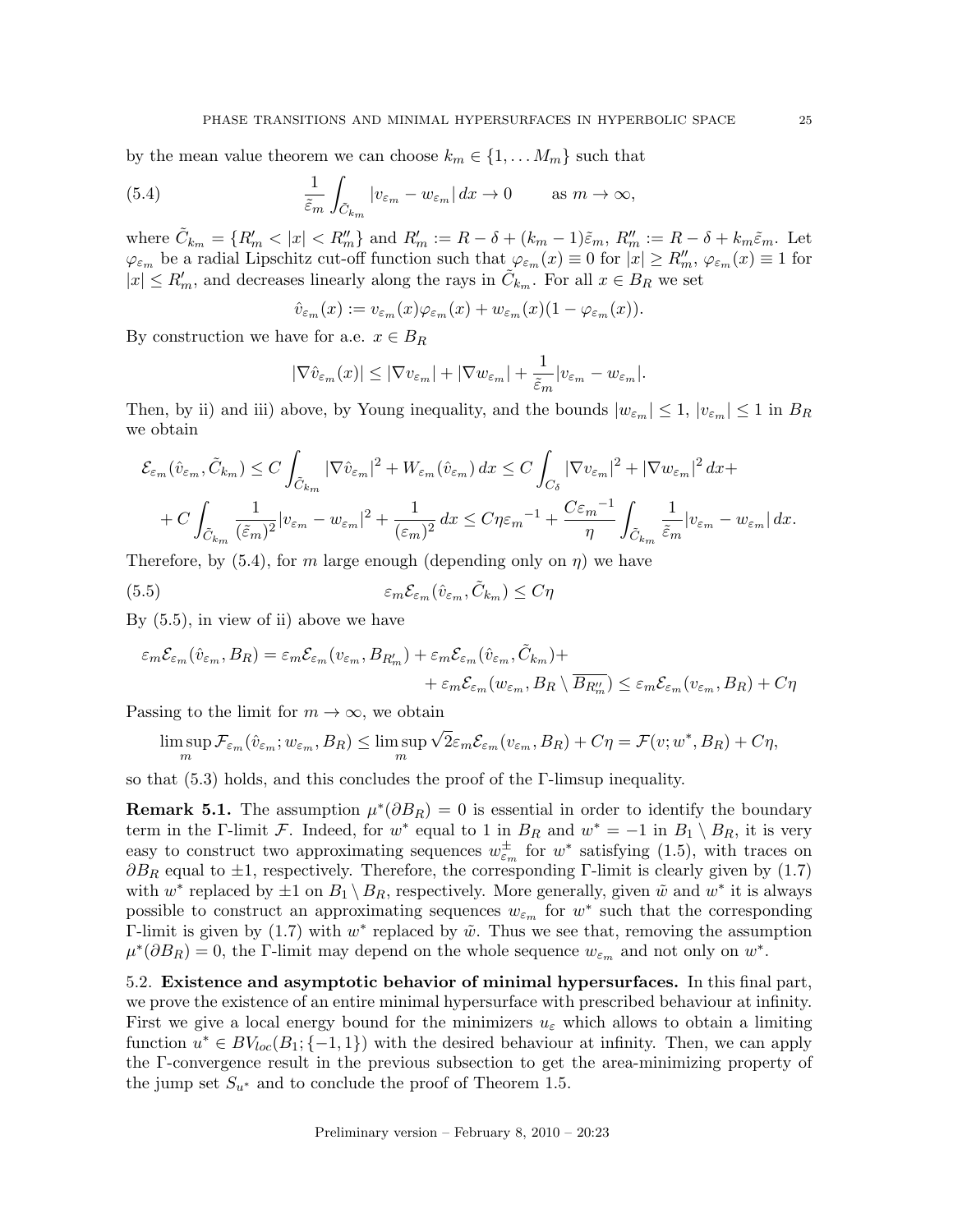by the mean value theorem we can choose $k_m \in \{1, \dots M_m\}$ such that

$$\frac{1}{\tilde{\varepsilon}_m} \int_{\tilde{C}_{k_m}} |v_{\varepsilon_m} - w_{\varepsilon_m}| \, dx \to 0 \qquad \text{as } m \to \infty, \tag{5.4}$$

where $\tilde{C}_{k_m} = \{R'_m < |x| < R''_m\}$ and $R'_m := R - \delta + (k_m - 1)\tilde{\varepsilon}_m$, $R''_m := R - \delta + k_m \tilde{\varepsilon}_m$. Let $\varphi_{\varepsilon_m}$ be a radial Lipschitz cut-off function such that $\varphi_{\varepsilon_m}(x) \equiv 0$ for $|x| \geq R''_m$, $\varphi_{\varepsilon_m}(x) \equiv 1$ for $|x| \leq R'_m$, and decreases linearly along the rays in $\tilde{C}_{k_m}$. For all $x \in B_R$ we set

$$\hat{v}_{\varepsilon_m}(x) := v_{\varepsilon_m}(x)\varphi_{\varepsilon_m}(x) + w_{\varepsilon_m}(x)(1 - \varphi_{\varepsilon_m}(x)).$$

By construction we have for a.e. $x \in B_R$

$$|\nabla \hat{v}_{\varepsilon_m}(x)| \leq |\nabla v_{\varepsilon_m}| + |\nabla w_{\varepsilon_m}| + \frac{1}{\tilde{\varepsilon}_m}|v_{\varepsilon_m} - w_{\varepsilon_m}|.$$

Then, by ii) and iii) above, by Young inequality, and the bounds $|w_{\varepsilon_m}| \leq 1$, $|v_{\varepsilon_m}| \leq 1$ in $B_R$ we obtain

$$\begin{aligned}
\mathcal{E}_{\varepsilon_m}(\hat{v}_{\varepsilon_m}, \tilde{C}_{k_m}) &\leq C \int_{\tilde{C}_{k_m}} |\nabla \hat{v}_{\varepsilon_m}|^2 + W_{\varepsilon_m}(\hat{v}_{\varepsilon_m}) \, dx \leq C \int_{C_\delta} |\nabla v_{\varepsilon_m}|^2 + |\nabla w_{\varepsilon_m}|^2 \, dx + \\
&+ C \int_{\tilde{C}_{k_m}} \frac{1}{(\tilde{\varepsilon}_m)^2}|v_{\varepsilon_m} - w_{\varepsilon_m}|^2 + \frac{1}{(\varepsilon_m)^2} \, dx \leq C\eta {\varepsilon_m}^{-1} + \frac{C{\varepsilon_m}^{-1}}{\eta} \int_{\tilde{C}_{k_m}} \frac{1}{\tilde{\varepsilon}_m}|v_{\varepsilon_m} - w_{\varepsilon_m}| \, dx.
\end{aligned}$$

Therefore, by (5.4), for $m$ large enough (depending only on $\eta$) we have

$$\varepsilon_m \mathcal{E}_{\varepsilon_m}(\hat{v}_{\varepsilon_m}, \tilde{C}_{k_m}) \leq C\eta \tag{5.5}$$

By (5.5), in view of ii) above we have

$$\begin{aligned}
\varepsilon_m \mathcal{E}_{\varepsilon_m}(\hat{v}_{\varepsilon_m}, B_R) = \varepsilon_m \mathcal{E}_{\varepsilon_m}(v_{\varepsilon_m}, B_{R'_m}) + \varepsilon_m \mathcal{E}_{\varepsilon_m}(\hat{v}_{\varepsilon_m}, \tilde{C}_{k_m}) + \\
+ \varepsilon_m \mathcal{E}_{\varepsilon_m}(w_{\varepsilon_m}, B_R \setminus \overline{B_{R''_m}}) \leq \varepsilon_m \mathcal{E}_{\varepsilon_m}(v_{\varepsilon_m}, B_R) + C\eta
\end{aligned}$$

Passing to the limit for $m \to \infty$, we obtain

$$\limsup_m \mathcal{F}_{\varepsilon_m}(\hat{v}_{\varepsilon_m}; w_{\varepsilon_m}, B_R) \leq \limsup_m \sqrt{2}\varepsilon_m \mathcal{E}_{\varepsilon_m}(v_{\varepsilon_m}, B_R) + C\eta = \mathcal{F}(v; w^*, B_R) + C\eta,$$

so that (5.3) holds, and this concludes the proof of the Γ-limsup inequality.

**Remark 5.1.** The assumption $\mu^*(\partial B_R) = 0$ is essential in order to identify the boundary term in the Γ-limit $\mathcal{F}$. Indeed, for $w^*$ equal to 1 in $B_R$ and $w^* = -1$ in $B_1 \setminus B_R$, it is very easy to construct two approximating sequences $w^\pm_{\varepsilon_m}$ for $w^*$ satisfying (1.5), with traces on $\partial B_R$ equal to $\pm 1$, respectively. Therefore, the corresponding Γ-limit is clearly given by (1.7) with $w^*$ replaced by $\pm 1$ on $B_1 \setminus B_R$, respectively. More generally, given $\tilde{w}$ and $w^*$ it is always possible to construct an approximating sequences $w_{\varepsilon_m}$ for $w^*$ such that the corresponding Γ-limit is given by (1.7) with $w^*$ replaced by $\tilde{w}$. Thus we see that, removing the assumption $\mu^*(\partial B_R) = 0$, the Γ-limit may depend on the whole sequence $w_{\varepsilon_m}$ and not only on $w^*$.

5.2. **Existence and asymptotic behavior of minimal hypersurfaces.** In this final part, we prove the existence of an entire minimal hypersurface with prescribed behaviour at infinity. First we give a local energy bound for the minimizers $u_\varepsilon$ which allows to obtain a limiting function $u^* \in BV_{loc}(B_1; \{-1, 1\})$ with the desired behaviour at infinity. Then, we can apply the Γ-convergence result in the previous subsection to get the area-minimizing property of the jump set $S_{u^*}$ and to conclude the proof of Theorem 1.5.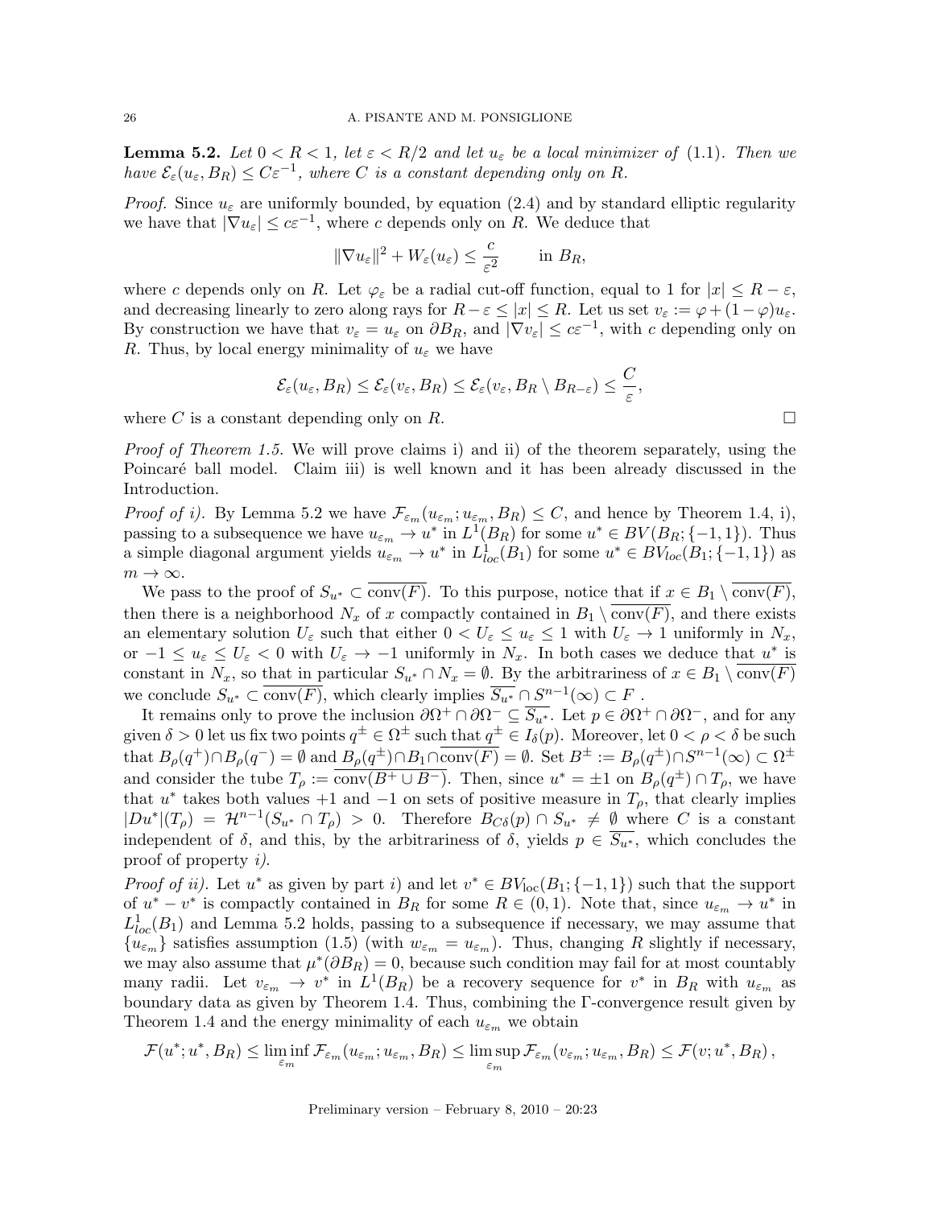**Lemma 5.2.** *Let $0 < R < 1$, let $\varepsilon < R/2$ and let $u_\varepsilon$ be a local minimizer of (1.1). Then we have $\mathcal{E}_\varepsilon(u_\varepsilon, B_R) \le C\varepsilon^{-1}$, where $C$ is a constant depending only on $R$.*

*Proof.* Since $u_\varepsilon$ are uniformly bounded, by equation (2.4) and by standard elliptic regularity we have that $|\nabla u_\varepsilon| \le c\varepsilon^{-1}$, where $c$ depends only on $R$. We deduce that

$$\|\nabla u_\varepsilon\|^2 + W_\varepsilon(u_\varepsilon) \le \frac{c}{\varepsilon^2} \qquad \text{in } B_R,$$

where $c$ depends only on $R$. Let $\varphi_\varepsilon$ be a radial cut-off function, equal to 1 for $|x| \le R - \varepsilon$, and decreasing linearly to zero along rays for $R - \varepsilon \le |x| \le R$. Let us set $v_\varepsilon := \varphi + (1-\varphi)u_\varepsilon$. By construction we have that $v_\varepsilon = u_\varepsilon$ on $\partial B_R$, and $|\nabla v_\varepsilon| \le c\varepsilon^{-1}$, with $c$ depending only on $R$. Thus, by local energy minimality of $u_\varepsilon$ we have

$$\mathcal{E}_\varepsilon(u_\varepsilon, B_R) \le \mathcal{E}_\varepsilon(v_\varepsilon, B_R) \le \mathcal{E}_\varepsilon(v_\varepsilon, B_R \setminus B_{R-\varepsilon}) \le \frac{C}{\varepsilon},$$

where $C$ is a constant depending only on $R$. $\square$

*Proof of Theorem 1.5.* We will prove claims i) and ii) of the theorem separately, using the Poincaré ball model. Claim iii) is well known and it has been already discussed in the Introduction.

*Proof of i).* By Lemma 5.2 we have $\mathcal{F}_{\varepsilon_m}(u_{\varepsilon_m}; u_{\varepsilon_m}, B_R) \le C$, and hence by Theorem 1.4, i), passing to a subsequence we have $u_{\varepsilon_m} \to u^*$ in $L^1(B_R)$ for some $u^* \in BV(B_R; \{-1,1\})$. Thus a simple diagonal argument yields $u_{\varepsilon_m} \to u^*$ in $L^1_{loc}(B_1)$ for some $u^* \in BV_{loc}(B_1; \{-1,1\})$ as $m \to \infty$.

We pass to the proof of $S_{u^*} \subset \overline{\mathrm{conv}(F)}$. To this purpose, notice that if $x \in B_1 \setminus \overline{\mathrm{conv}(F)}$, then there is a neighborhood $N_x$ of $x$ compactly contained in $B_1 \setminus \overline{\mathrm{conv}(F)}$, and there exists an elementary solution $U_\varepsilon$ such that either $0 < U_\varepsilon \le u_\varepsilon \le 1$ with $U_\varepsilon \to 1$ uniformly in $N_x$, or $-1 \le u_\varepsilon \le U_\varepsilon < 0$ with $U_\varepsilon \to -1$ uniformly in $N_x$. In both cases we deduce that $u^*$ is constant in $N_x$, so that in particular $S_{u^*} \cap N_x = \emptyset$. By the arbitrariness of $x \in B_1 \setminus \overline{\mathrm{conv}(F)}$ we conclude $S_{u^*} \subset \overline{\mathrm{conv}(F)}$, which clearly implies $\overline{S_{u^*}} \cap S^{n-1}(\infty) \subset F$ .

It remains only to prove the inclusion $\partial\Omega^+ \cap \partial\Omega^- \subseteq \overline{S_{u^*}}$. Let $p \in \partial\Omega^+ \cap \partial\Omega^-$, and for any given $\delta > 0$ let us fix two points $q^\pm \in \Omega^\pm$ such that $q^\pm \in I_\delta(p)$. Moreover, let $0 < \rho < \delta$ be such that $B_\rho(q^+) \cap B_\rho(q^-) = \emptyset$ and $B_\rho(q^\pm) \cap B_1 \cap \overline{\mathrm{conv}(F)} = \emptyset$. Set $B^\pm := B_\rho(q^\pm) \cap S^{n-1}(\infty) \subset \Omega^\pm$ and consider the tube $T_\rho := \overline{\mathrm{conv}(B^+ \cup B^-)}$. Then, since $u^* = \pm 1$ on $B_\rho(q^\pm) \cap T_\rho$, we have that $u^*$ takes both values $+1$ and $-1$ on sets of positive measure in $T_\rho$, that clearly implies $|Du^*|(T_\rho) = \mathcal{H}^{n-1}(S_{u^*} \cap T_\rho) > 0$. Therefore $B_{C\delta}(p) \cap S_{u^*} \ne \emptyset$ where $C$ is a constant independent of $\delta$, and this, by the arbitrariness of $\delta$, yields $p \in \overline{S_{u^*}}$, which concludes the proof of property *i)*.

*Proof of ii).* Let $u^*$ as given by part *i)* and let $v^* \in BV_{\mathrm{loc}}(B_1; \{-1,1\})$ such that the support of $u^* - v^*$ is compactly contained in $B_R$ for some $R \in (0,1)$. Note that, since $u_{\varepsilon_m} \to u^*$ in $L^1_{loc}(B_1)$ and Lemma 5.2 holds, passing to a subsequence if necessary, we may assume that $\{u_{\varepsilon_m}\}$ satisfies assumption (1.5) (with $w_{\varepsilon_m} = u_{\varepsilon_m}$). Thus, changing $R$ slightly if necessary, we may also assume that $\mu^*(\partial B_R) = 0$, because such condition may fail for at most countably many radii. Let $v_{\varepsilon_m} \to v^*$ in $L^1(B_R)$ be a recovery sequence for $v^*$ in $B_R$ with $u_{\varepsilon_m}$ as boundary data as given by Theorem 1.4. Thus, combining the $\Gamma$-convergence result given by Theorem 1.4 and the energy minimality of each $u_{\varepsilon_m}$ we obtain

$$\mathcal{F}(u^*; u^*, B_R) \le \liminf_{\varepsilon_m} \mathcal{F}_{\varepsilon_m}(u_{\varepsilon_m}; u_{\varepsilon_m}, B_R) \le \limsup_{\varepsilon_m} \mathcal{F}_{\varepsilon_m}(v_{\varepsilon_m}; u_{\varepsilon_m}, B_R) \le \mathcal{F}(v; u^*, B_R)\,,$$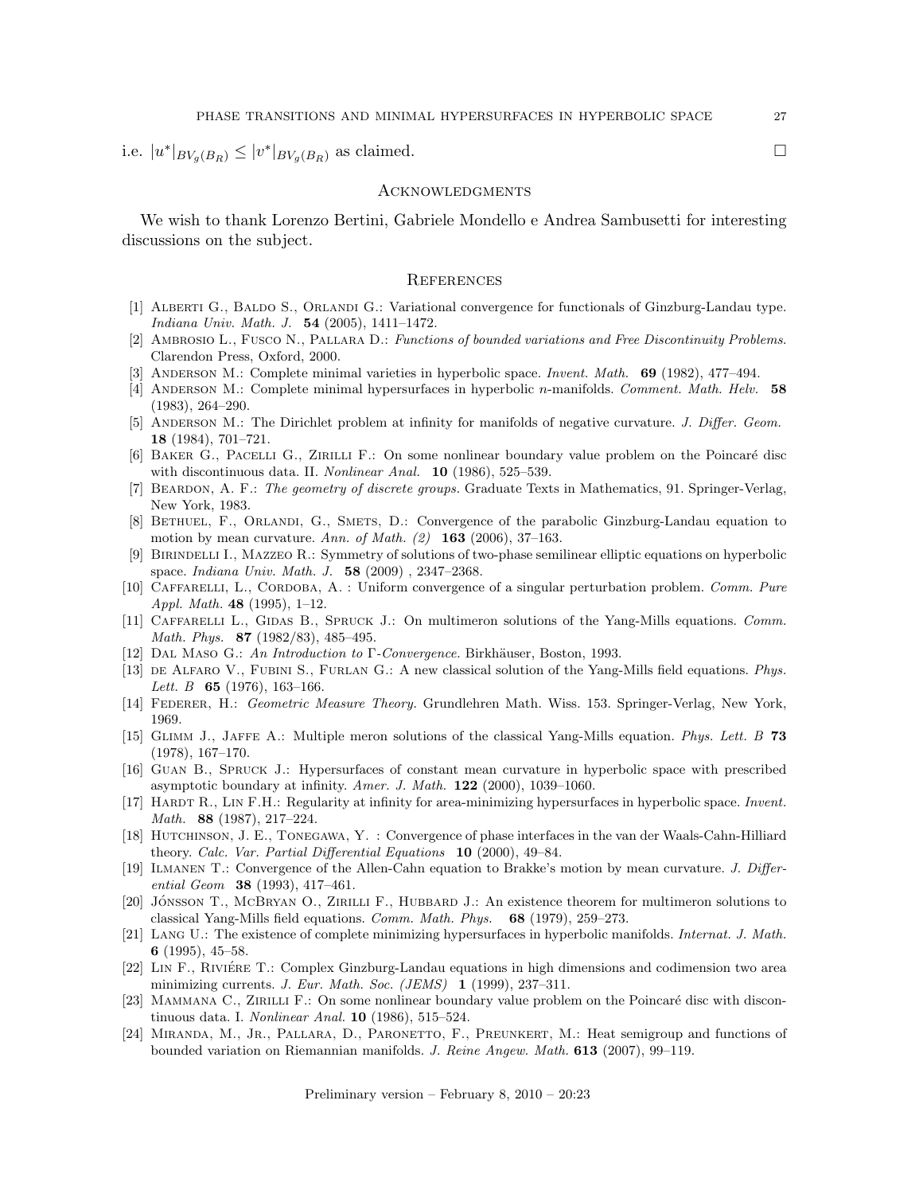i.e. $|u^*|_{BV_g(B_R)} \leq |v^*|_{BV_g(B_R)}$ as claimed. $\square$

## Acknowledgments

We wish to thank Lorenzo Bertini, Gabriele Mondello e Andrea Sambusetti for interesting discussions on the subject.

## References

[1] Alberti G., Baldo S., Orlandi G.: Variational convergence for functionals of Ginzburg-Landau type. *Indiana Univ. Math. J.* **54** (2005), 1411–1472.

[2] Ambrosio L., Fusco N., Pallara D.: *Functions of bounded variations and Free Discontinuity Problems.* Clarendon Press, Oxford, 2000.

[3] Anderson M.: Complete minimal varieties in hyperbolic space. *Invent. Math.* **69** (1982), 477–494.

[4] Anderson M.: Complete minimal hypersurfaces in hyperbolic $n$-manifolds. *Comment. Math. Helv.* **58** (1983), 264–290.

[5] Anderson M.: The Dirichlet problem at infinity for manifolds of negative curvature. *J. Differ. Geom.* **18** (1984), 701–721.

[6] Baker G., Pacelli G., Zirilli F.: On some nonlinear boundary value problem on the Poincaré disc with discontinuous data. II. *Nonlinear Anal.* **10** (1986), 525–539.

[7] Beardon, A. F.: *The geometry of discrete groups.* Graduate Texts in Mathematics, 91. Springer-Verlag, New York, 1983.

[8] Bethuel, F., Orlandi, G., Smets, D.: Convergence of the parabolic Ginzburg-Landau equation to motion by mean curvature. *Ann. of Math. (2)* **163** (2006), 37–163.

[9] Birindelli I., Mazzeo R.: Symmetry of solutions of two-phase semilinear elliptic equations on hyperbolic space. *Indiana Univ. Math. J.* **58** (2009) , 2347–2368.

[10] Caffarelli, L., Cordoba, A. : Uniform convergence of a singular perturbation problem. *Comm. Pure Appl. Math.* **48** (1995), 1–12.

[11] Caffarelli L., Gidas B., Spruck J.: On multimeron solutions of the Yang-Mills equations. *Comm. Math. Phys.* **87** (1982/83), 485–495.

[12] Dal Maso G.: *An Introduction to Γ-Convergence.* Birkhäuser, Boston, 1993.

[13] de Alfaro V., Fubini S., Furlan G.: A new classical solution of the Yang-Mills field equations. *Phys. Lett. B* **65** (1976), 163–166.

[14] Federer, H.: *Geometric Measure Theory.* Grundlehren Math. Wiss. 153. Springer-Verlag, New York, 1969.

[15] Glimm J., Jaffe A.: Multiple meron solutions of the classical Yang-Mills equation. *Phys. Lett. B* **73** (1978), 167–170.

[16] Guan B., Spruck J.: Hypersurfaces of constant mean curvature in hyperbolic space with prescribed asymptotic boundary at infinity. *Amer. J. Math.* **122** (2000), 1039–1060.

[17] Hardt R., Lin F.H.: Regularity at infinity for area-minimizing hypersurfaces in hyperbolic space. *Invent. Math.* **88** (1987), 217–224.

[18] Hutchinson, J. E., Tonegawa, Y. : Convergence of phase interfaces in the van der Waals-Cahn-Hilliard theory. *Calc. Var. Partial Differential Equations* **10** (2000), 49–84.

[19] Ilmanen T.: Convergence of the Allen-Cahn equation to Brakke's motion by mean curvature. *J. Differential Geom* **38** (1993), 417–461.

[20] Jónsson T., McBryan O., Zirilli F., Hubbard J.: An existence theorem for multimeron solutions to classical Yang-Mills field equations. *Comm. Math. Phys.* **68** (1979), 259–273.

[21] Lang U.: The existence of complete minimizing hypersurfaces in hyperbolic manifolds. *Internat. J. Math.* **6** (1995), 45–58.

[22] Lin F., Riviére T.: Complex Ginzburg-Landau equations in high dimensions and codimension two area minimizing currents. *J. Eur. Math. Soc. (JEMS)* **1** (1999), 237–311.

[23] Mammana C., Zirilli F.: On some nonlinear boundary value problem on the Poincaré disc with discontinuous data. I. *Nonlinear Anal.* **10** (1986), 515–524.

[24] Miranda, M., Jr., Pallara, D., Paronetto, F., Preunkert, M.: Heat semigroup and functions of bounded variation on Riemannian manifolds. *J. Reine Angew. Math.* **613** (2007), 99–119.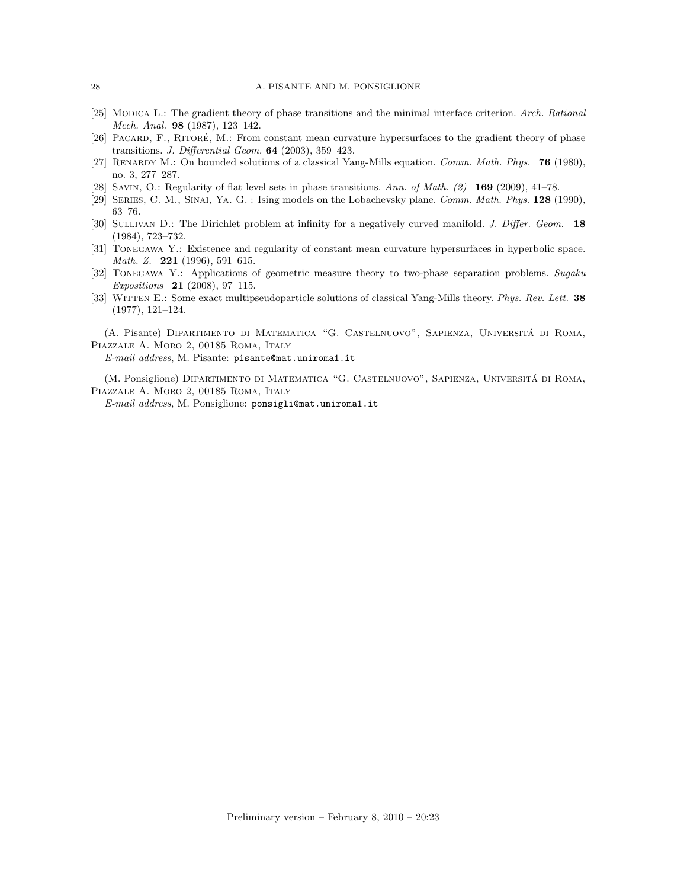[25] Modica L.: The gradient theory of phase transitions and the minimal interface criterion. *Arch. Rational Mech. Anal.* **98** (1987), 123–142.

[26] Pacard, F., Ritoré, M.: From constant mean curvature hypersurfaces to the gradient theory of phase transitions. *J. Differential Geom.* **64** (2003), 359–423.

[27] Renardy M.: On bounded solutions of a classical Yang-Mills equation. *Comm. Math. Phys.* **76** (1980), no. 3, 277–287.

[28] Savin, O.: Regularity of flat level sets in phase transitions. *Ann. of Math. (2)* **169** (2009), 41–78.

[29] Series, C. M., Sinai, Ya. G. : Ising models on the Lobachevsky plane. *Comm. Math. Phys.* **128** (1990), 63–76.

[30] Sullivan D.: The Dirichlet problem at infinity for a negatively curved manifold. *J. Differ. Geom.* **18** (1984), 723–732.

[31] Tonegawa Y.: Existence and regularity of constant mean curvature hypersurfaces in hyperbolic space. *Math. Z.* **221** (1996), 591–615.

[32] Tonegawa Y.: Applications of geometric measure theory to two-phase separation problems. *Sugaku Expositions* **21** (2008), 97–115.

[33] Witten E.: Some exact multipseudoparticle solutions of classical Yang-Mills theory. *Phys. Rev. Lett.* **38** (1977), 121–124.

(A. Pisante) Dipartimento di Matematica "G. Castelnuovo", Sapienza, Universitá di Roma, Piazzale A. Moro 2, 00185 Roma, Italy

*E-mail address*, M. Pisante: pisante@mat.uniroma1.it

(M. Ponsiglione) Dipartimento di Matematica "G. Castelnuovo", Sapienza, Universitá di Roma, Piazzale A. Moro 2, 00185 Roma, Italy

*E-mail address*, M. Ponsiglione: ponsigli@mat.uniroma1.it

Preliminary version – February 8, 2010 – 20:23